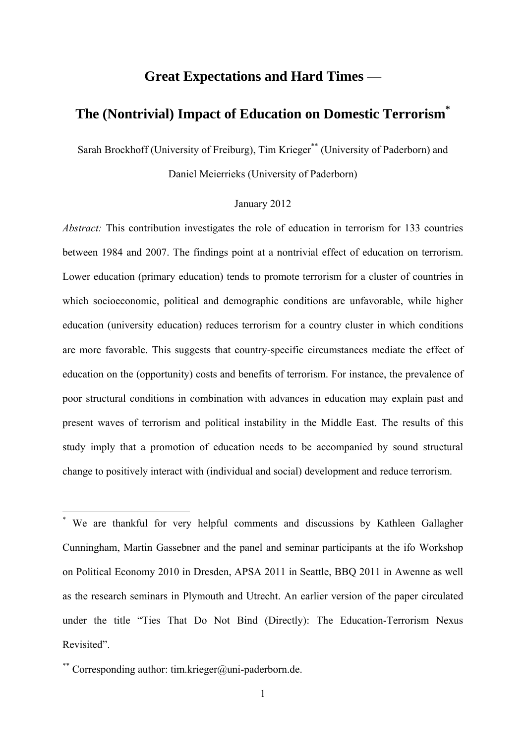# Great Expectations and Hard Times —

# The (Nontrivial) Impact of Education on Domestic Terrorism[*]

Sarah Brockhoff (University of Freiburg), Tim Krieger[**] (University of Paderborn) and Daniel Meierrieks (University of Paderborn)

January 2012

*Abstract:* This contribution investigates the role of education in terrorism for 133 countries between 1984 and 2007. The findings point at a nontrivial effect of education on terrorism. Lower education (primary education) tends to promote terrorism for a cluster of countries in which socioeconomic, political and demographic conditions are unfavorable, while higher education (university education) reduces terrorism for a country cluster in which conditions are more favorable. This suggests that country-specific circumstances mediate the effect of education on the (opportunity) costs and benefits of terrorism. For instance, the prevalence of poor structural conditions in combination with advances in education may explain past and present waves of terrorism and political instability in the Middle East. The results of this study imply that a promotion of education needs to be accompanied by sound structural change to positively interact with (individual and social) development and reduce terrorism.

---

[*] We are thankful for very helpful comments and discussions by Kathleen Gallagher Cunningham, Martin Gassebner and the panel and seminar participants at the ifo Workshop on Political Economy 2010 in Dresden, APSA 2011 in Seattle, BBQ 2011 in Awenne as well as the research seminars in Plymouth and Utrecht. An earlier version of the paper circulated under the title "Ties That Do Not Bind (Directly): The Education-Terrorism Nexus Revisited".

[**] Corresponding author: tim.krieger@uni-paderborn.de.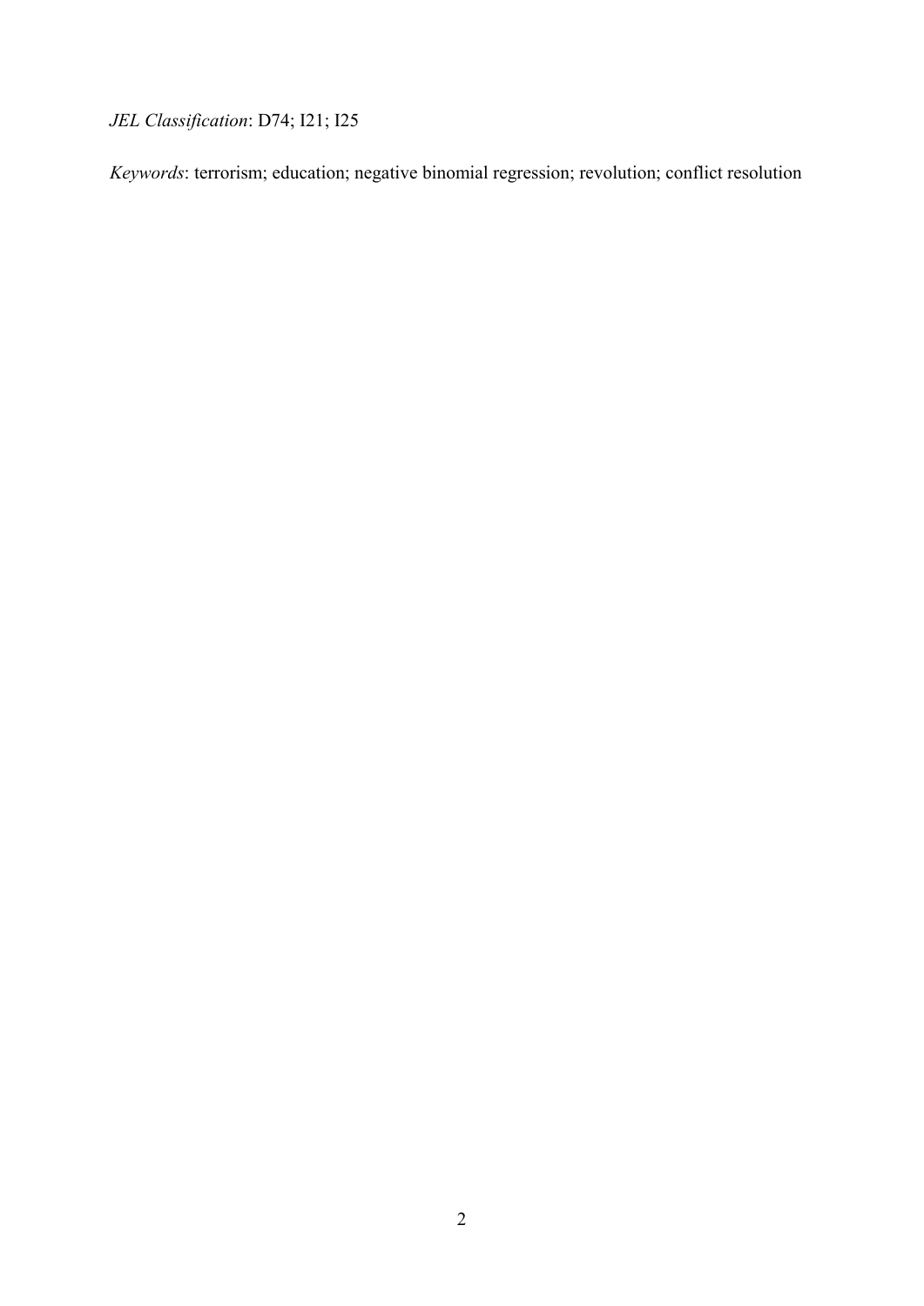*JEL Classification*: D74; I21; I25

*Keywords*: terrorism; education; negative binomial regression; revolution; conflict resolution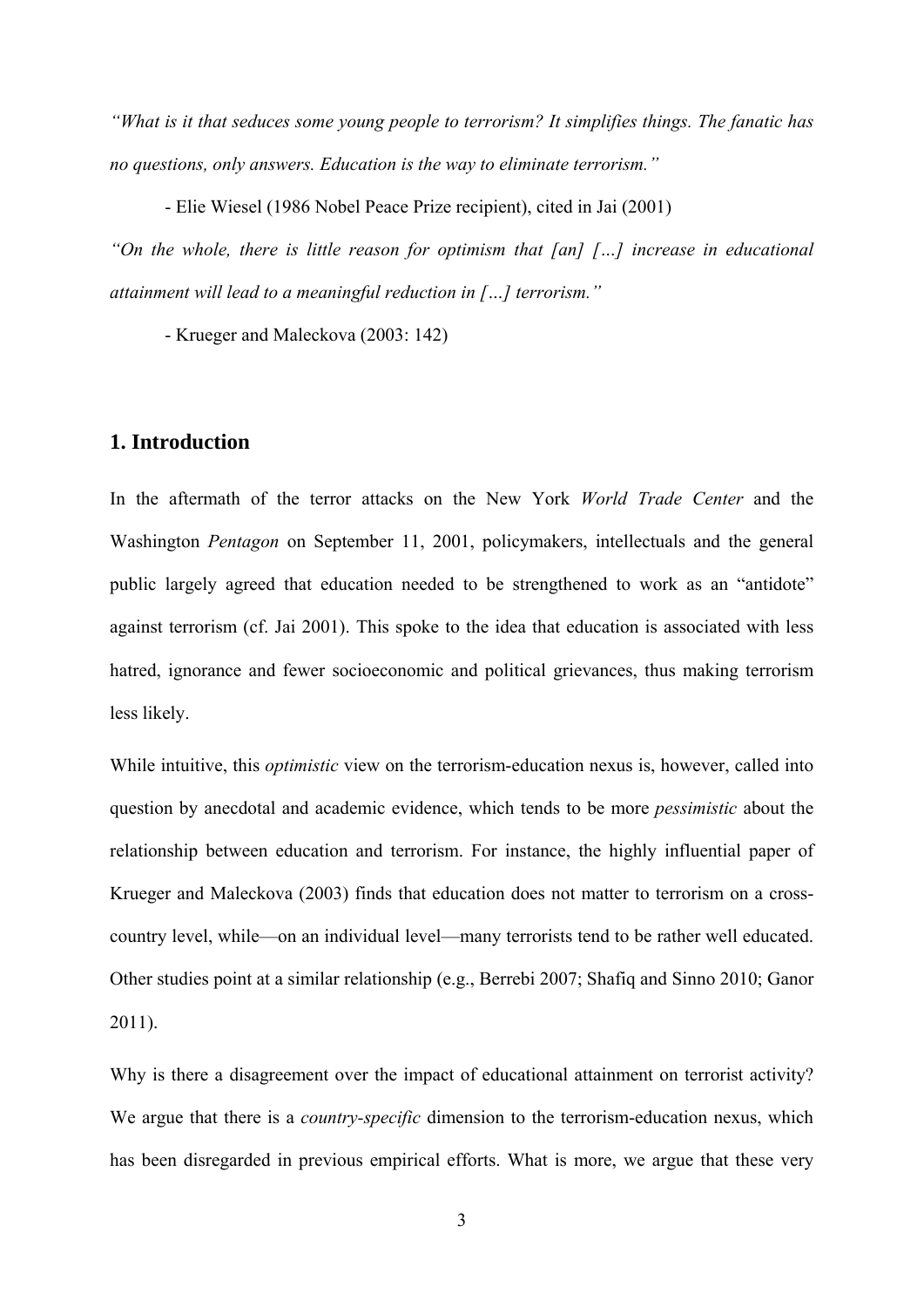*"What is it that seduces some young people to terrorism? It simplifies things. The fanatic has no questions, only answers. Education is the way to eliminate terrorism."*

- Elie Wiesel (1986 Nobel Peace Prize recipient), cited in Jai (2001)

*"On the whole, there is little reason for optimism that [an] […] increase in educational attainment will lead to a meaningful reduction in […] terrorism."*

- Krueger and Maleckova (2003: 142)

## 1. Introduction

In the aftermath of the terror attacks on the New York *World Trade Center* and the Washington *Pentagon* on September 11, 2001, policymakers, intellectuals and the general public largely agreed that education needed to be strengthened to work as an "antidote" against terrorism (cf. Jai 2001). This spoke to the idea that education is associated with less hatred, ignorance and fewer socioeconomic and political grievances, thus making terrorism less likely.

While intuitive, this *optimistic* view on the terrorism-education nexus is, however, called into question by anecdotal and academic evidence, which tends to be more *pessimistic* about the relationship between education and terrorism. For instance, the highly influential paper of Krueger and Maleckova (2003) finds that education does not matter to terrorism on a cross-country level, while—on an individual level—many terrorists tend to be rather well educated. Other studies point at a similar relationship (e.g., Berrebi 2007; Shafiq and Sinno 2010; Ganor 2011).

Why is there a disagreement over the impact of educational attainment on terrorist activity? We argue that there is a *country-specific* dimension to the terrorism-education nexus, which has been disregarded in previous empirical efforts. What is more, we argue that these very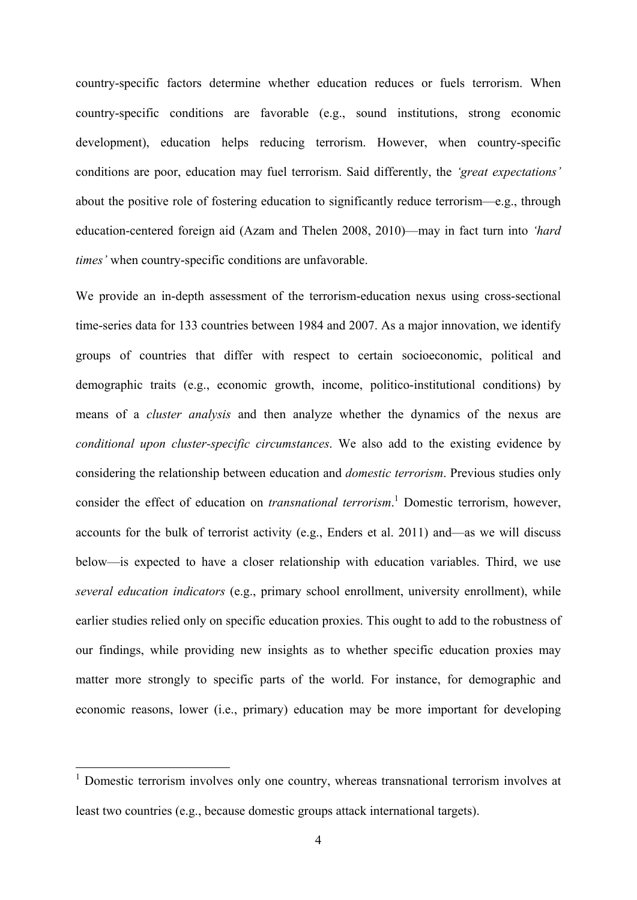country-specific factors determine whether education reduces or fuels terrorism. When country-specific conditions are favorable (e.g., sound institutions, strong economic development), education helps reducing terrorism. However, when country-specific conditions are poor, education may fuel terrorism. Said differently, the *'great expectations'* about the positive role of fostering education to significantly reduce terrorism—e.g., through education-centered foreign aid (Azam and Thelen 2008, 2010)—may in fact turn into *'hard times'* when country-specific conditions are unfavorable.

We provide an in-depth assessment of the terrorism-education nexus using cross-sectional time-series data for 133 countries between 1984 and 2007. As a major innovation, we identify groups of countries that differ with respect to certain socioeconomic, political and demographic traits (e.g., economic growth, income, politico-institutional conditions) by means of a *cluster analysis* and then analyze whether the dynamics of the nexus are *conditional upon cluster-specific circumstances*. We also add to the existing evidence by considering the relationship between education and *domestic terrorism*. Previous studies only consider the effect of education on *transnational terrorism*.[1] Domestic terrorism, however, accounts for the bulk of terrorist activity (e.g., Enders et al. 2011) and—as we will discuss below—is expected to have a closer relationship with education variables. Third, we use *several education indicators* (e.g., primary school enrollment, university enrollment), while earlier studies relied only on specific education proxies. This ought to add to the robustness of our findings, while providing new insights as to whether specific education proxies may matter more strongly to specific parts of the world. For instance, for demographic and economic reasons, lower (i.e., primary) education may be more important for developing

[1] Domestic terrorism involves only one country, whereas transnational terrorism involves at least two countries (e.g., because domestic groups attack international targets).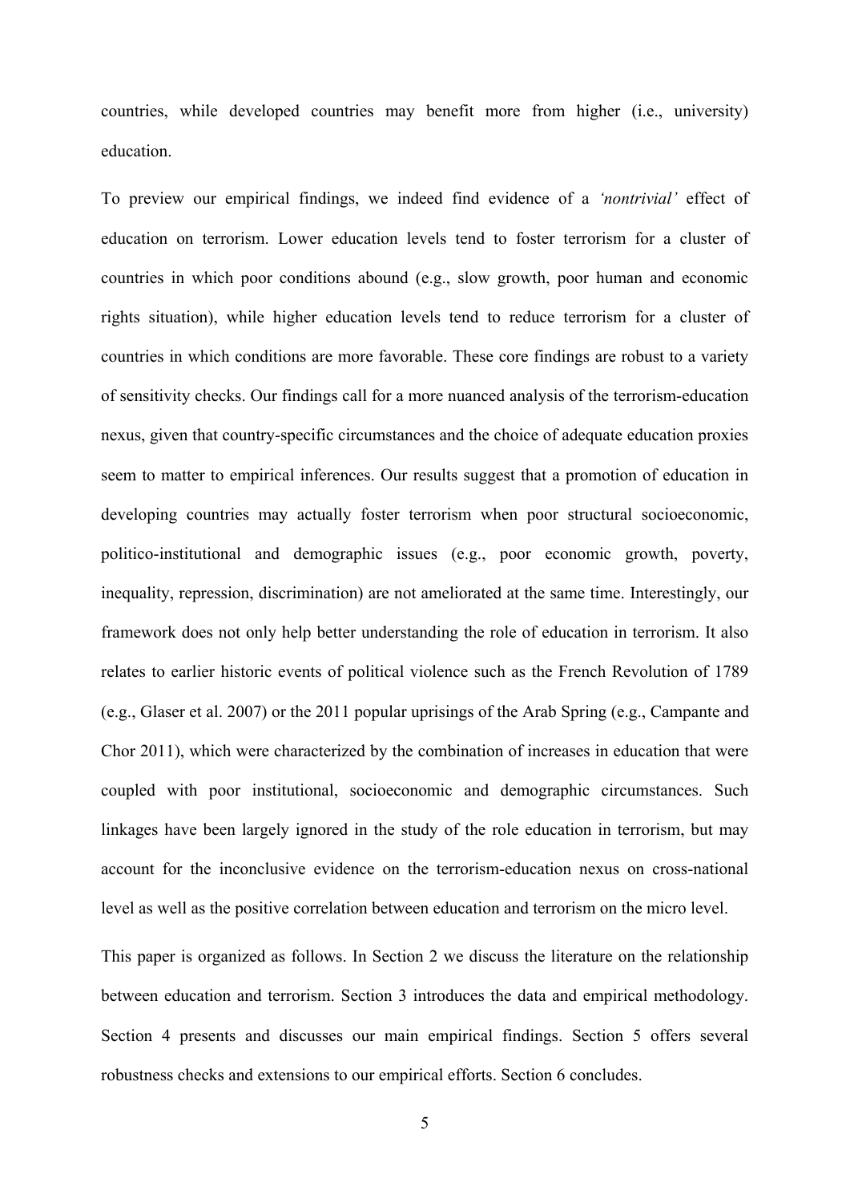countries, while developed countries may benefit more from higher (i.e., university) education.

To preview our empirical findings, we indeed find evidence of a *'nontrivial'* effect of education on terrorism. Lower education levels tend to foster terrorism for a cluster of countries in which poor conditions abound (e.g., slow growth, poor human and economic rights situation), while higher education levels tend to reduce terrorism for a cluster of countries in which conditions are more favorable. These core findings are robust to a variety of sensitivity checks. Our findings call for a more nuanced analysis of the terrorism-education nexus, given that country-specific circumstances and the choice of adequate education proxies seem to matter to empirical inferences. Our results suggest that a promotion of education in developing countries may actually foster terrorism when poor structural socioeconomic, politico-institutional and demographic issues (e.g., poor economic growth, poverty, inequality, repression, discrimination) are not ameliorated at the same time. Interestingly, our framework does not only help better understanding the role of education in terrorism. It also relates to earlier historic events of political violence such as the French Revolution of 1789 (e.g., Glaser et al. 2007) or the 2011 popular uprisings of the Arab Spring (e.g., Campante and Chor 2011), which were characterized by the combination of increases in education that were coupled with poor institutional, socioeconomic and demographic circumstances. Such linkages have been largely ignored in the study of the role education in terrorism, but may account for the inconclusive evidence on the terrorism-education nexus on cross-national level as well as the positive correlation between education and terrorism on the micro level.

This paper is organized as follows. In Section 2 we discuss the literature on the relationship between education and terrorism. Section 3 introduces the data and empirical methodology. Section 4 presents and discusses our main empirical findings. Section 5 offers several robustness checks and extensions to our empirical efforts. Section 6 concludes.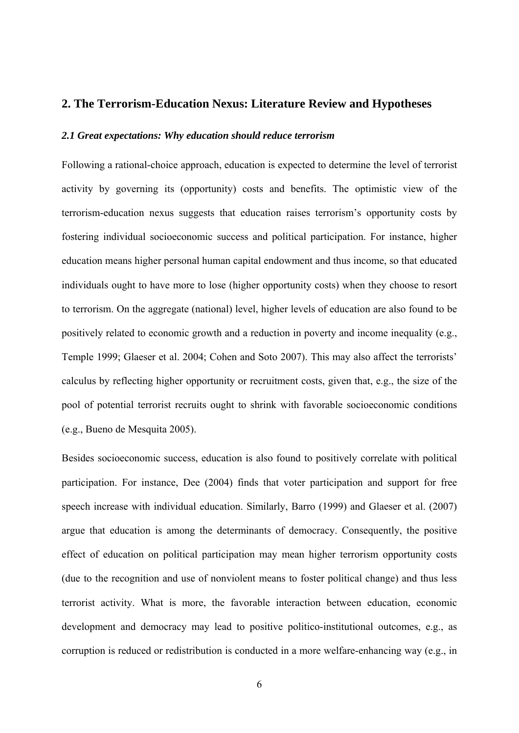## 2. The Terrorism-Education Nexus: Literature Review and Hypotheses

### *2.1 Great expectations: Why education should reduce terrorism*

Following a rational-choice approach, education is expected to determine the level of terrorist activity by governing its (opportunity) costs and benefits. The optimistic view of the terrorism-education nexus suggests that education raises terrorism's opportunity costs by fostering individual socioeconomic success and political participation. For instance, higher education means higher personal human capital endowment and thus income, so that educated individuals ought to have more to lose (higher opportunity costs) when they choose to resort to terrorism. On the aggregate (national) level, higher levels of education are also found to be positively related to economic growth and a reduction in poverty and income inequality (e.g., Temple 1999; Glaeser et al. 2004; Cohen and Soto 2007). This may also affect the terrorists' calculus by reflecting higher opportunity or recruitment costs, given that, e.g., the size of the pool of potential terrorist recruits ought to shrink with favorable socioeconomic conditions (e.g., Bueno de Mesquita 2005).

Besides socioeconomic success, education is also found to positively correlate with political participation. For instance, Dee (2004) finds that voter participation and support for free speech increase with individual education. Similarly, Barro (1999) and Glaeser et al. (2007) argue that education is among the determinants of democracy. Consequently, the positive effect of education on political participation may mean higher terrorism opportunity costs (due to the recognition and use of nonviolent means to foster political change) and thus less terrorist activity. What is more, the favorable interaction between education, economic development and democracy may lead to positive politico-institutional outcomes, e.g., as corruption is reduced or redistribution is conducted in a more welfare-enhancing way (e.g., in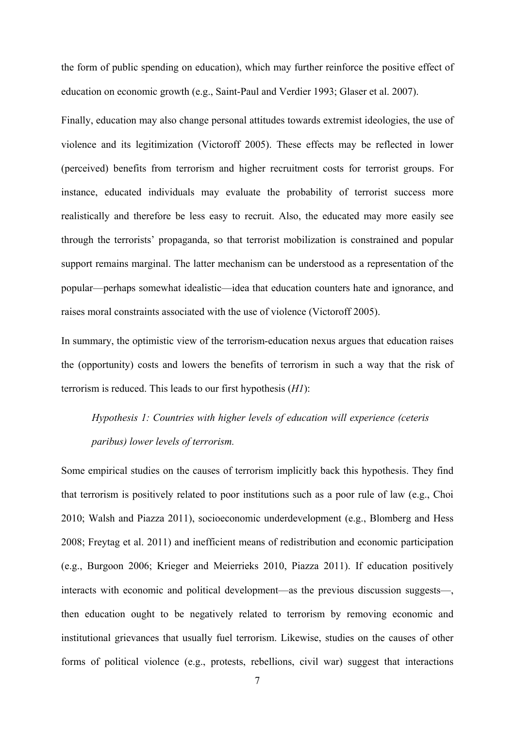the form of public spending on education), which may further reinforce the positive effect of education on economic growth (e.g., Saint-Paul and Verdier 1993; Glaser et al. 2007).

Finally, education may also change personal attitudes towards extremist ideologies, the use of violence and its legitimization (Victoroff 2005). These effects may be reflected in lower (perceived) benefits from terrorism and higher recruitment costs for terrorist groups. For instance, educated individuals may evaluate the probability of terrorist success more realistically and therefore be less easy to recruit. Also, the educated may more easily see through the terrorists' propaganda, so that terrorist mobilization is constrained and popular support remains marginal. The latter mechanism can be understood as a representation of the popular—perhaps somewhat idealistic—idea that education counters hate and ignorance, and raises moral constraints associated with the use of violence (Victoroff 2005).

In summary, the optimistic view of the terrorism-education nexus argues that education raises the (opportunity) costs and lowers the benefits of terrorism in such a way that the risk of terrorism is reduced. This leads to our first hypothesis (*H1*):

> *Hypothesis 1: Countries with higher levels of education will experience (ceteris paribus) lower levels of terrorism.*

Some empirical studies on the causes of terrorism implicitly back this hypothesis. They find that terrorism is positively related to poor institutions such as a poor rule of law (e.g., Choi 2010; Walsh and Piazza 2011), socioeconomic underdevelopment (e.g., Blomberg and Hess 2008; Freytag et al. 2011) and inefficient means of redistribution and economic participation (e.g., Burgoon 2006; Krieger and Meierrieks 2010, Piazza 2011). If education positively interacts with economic and political development—as the previous discussion suggests—, then education ought to be negatively related to terrorism by removing economic and institutional grievances that usually fuel terrorism. Likewise, studies on the causes of other forms of political violence (e.g., protests, rebellions, civil war) suggest that interactions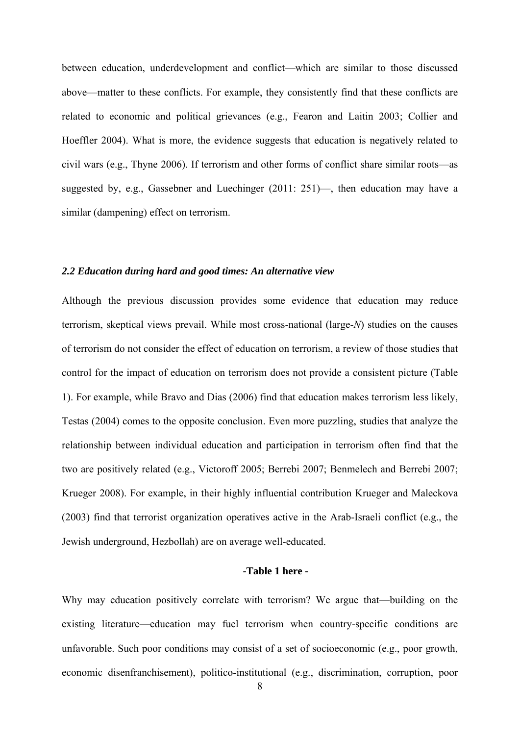between education, underdevelopment and conflict—which are similar to those discussed above—matter to these conflicts. For example, they consistently find that these conflicts are related to economic and political grievances (e.g., Fearon and Laitin 2003; Collier and Hoeffler 2004). What is more, the evidence suggests that education is negatively related to civil wars (e.g., Thyne 2006). If terrorism and other forms of conflict share similar roots—as suggested by, e.g., Gassebner and Luechinger (2011: 251)—, then education may have a similar (dampening) effect on terrorism.

### *2.2 Education during hard and good times: An alternative view*

Although the previous discussion provides some evidence that education may reduce terrorism, skeptical views prevail. While most cross-national (large-*N*) studies on the causes of terrorism do not consider the effect of education on terrorism, a review of those studies that control for the impact of education on terrorism does not provide a consistent picture (Table 1). For example, while Bravo and Dias (2006) find that education makes terrorism less likely, Testas (2004) comes to the opposite conclusion. Even more puzzling, studies that analyze the relationship between individual education and participation in terrorism often find that the two are positively related (e.g., Victoroff 2005; Berrebi 2007; Benmelech and Berrebi 2007; Krueger 2008). For example, in their highly influential contribution Krueger and Maleckova (2003) find that terrorist organization operatives active in the Arab-Israeli conflict (e.g., the Jewish underground, Hezbollah) are on average well-educated.

**-Table 1 here -**

Why may education positively correlate with terrorism? We argue that—building on the existing literature—education may fuel terrorism when country-specific conditions are unfavorable. Such poor conditions may consist of a set of socioeconomic (e.g., poor growth, economic disenfranchisement), politico-institutional (e.g., discrimination, corruption, poor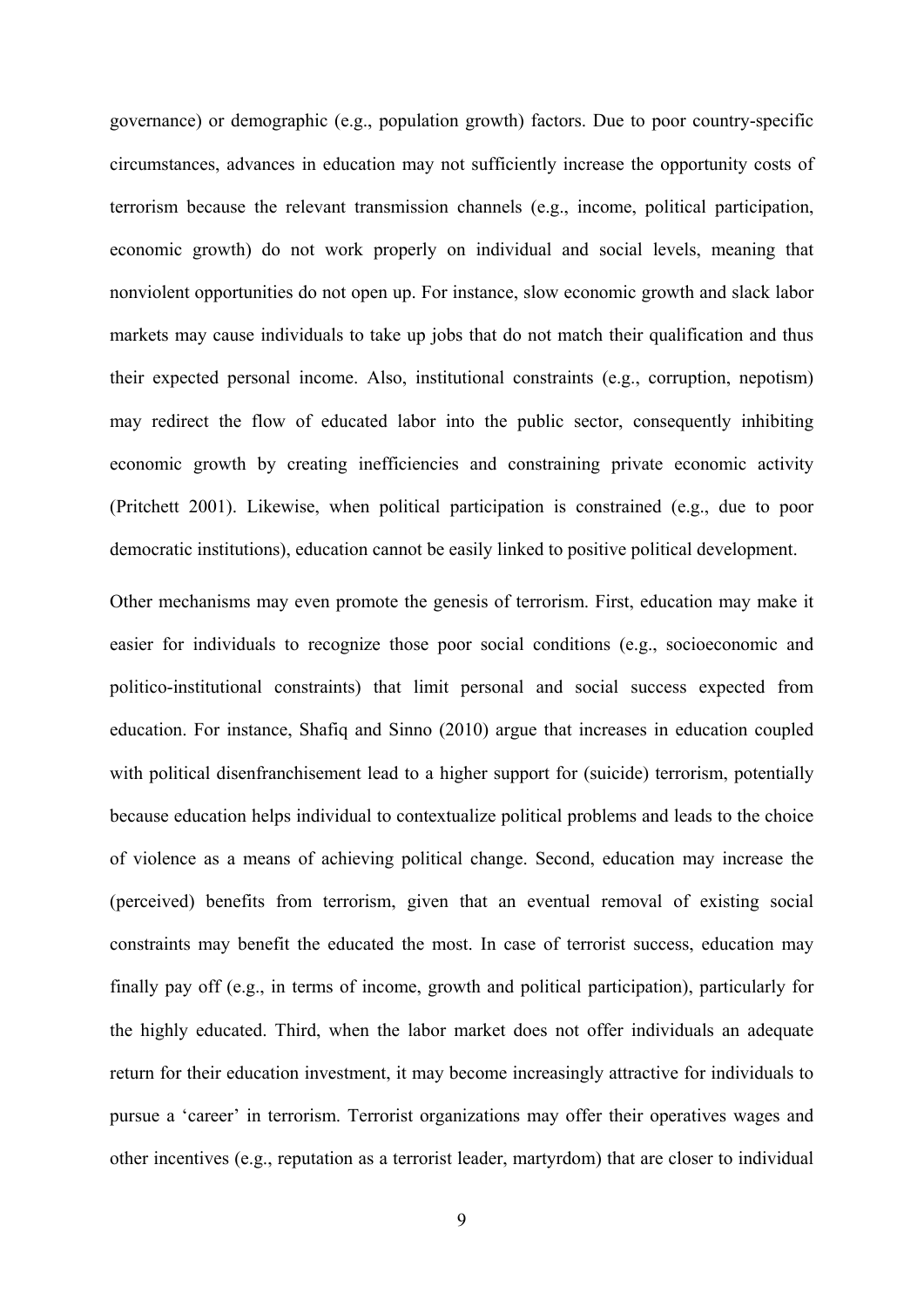governance) or demographic (e.g., population growth) factors. Due to poor country-specific circumstances, advances in education may not sufficiently increase the opportunity costs of terrorism because the relevant transmission channels (e.g., income, political participation, economic growth) do not work properly on individual and social levels, meaning that nonviolent opportunities do not open up. For instance, slow economic growth and slack labor markets may cause individuals to take up jobs that do not match their qualification and thus their expected personal income. Also, institutional constraints (e.g., corruption, nepotism) may redirect the flow of educated labor into the public sector, consequently inhibiting economic growth by creating inefficiencies and constraining private economic activity (Pritchett 2001). Likewise, when political participation is constrained (e.g., due to poor democratic institutions), education cannot be easily linked to positive political development.

Other mechanisms may even promote the genesis of terrorism. First, education may make it easier for individuals to recognize those poor social conditions (e.g., socioeconomic and politico-institutional constraints) that limit personal and social success expected from education. For instance, Shafiq and Sinno (2010) argue that increases in education coupled with political disenfranchisement lead to a higher support for (suicide) terrorism, potentially because education helps individual to contextualize political problems and leads to the choice of violence as a means of achieving political change. Second, education may increase the (perceived) benefits from terrorism, given that an eventual removal of existing social constraints may benefit the educated the most. In case of terrorist success, education may finally pay off (e.g., in terms of income, growth and political participation), particularly for the highly educated. Third, when the labor market does not offer individuals an adequate return for their education investment, it may become increasingly attractive for individuals to pursue a 'career' in terrorism. Terrorist organizations may offer their operatives wages and other incentives (e.g., reputation as a terrorist leader, martyrdom) that are closer to individual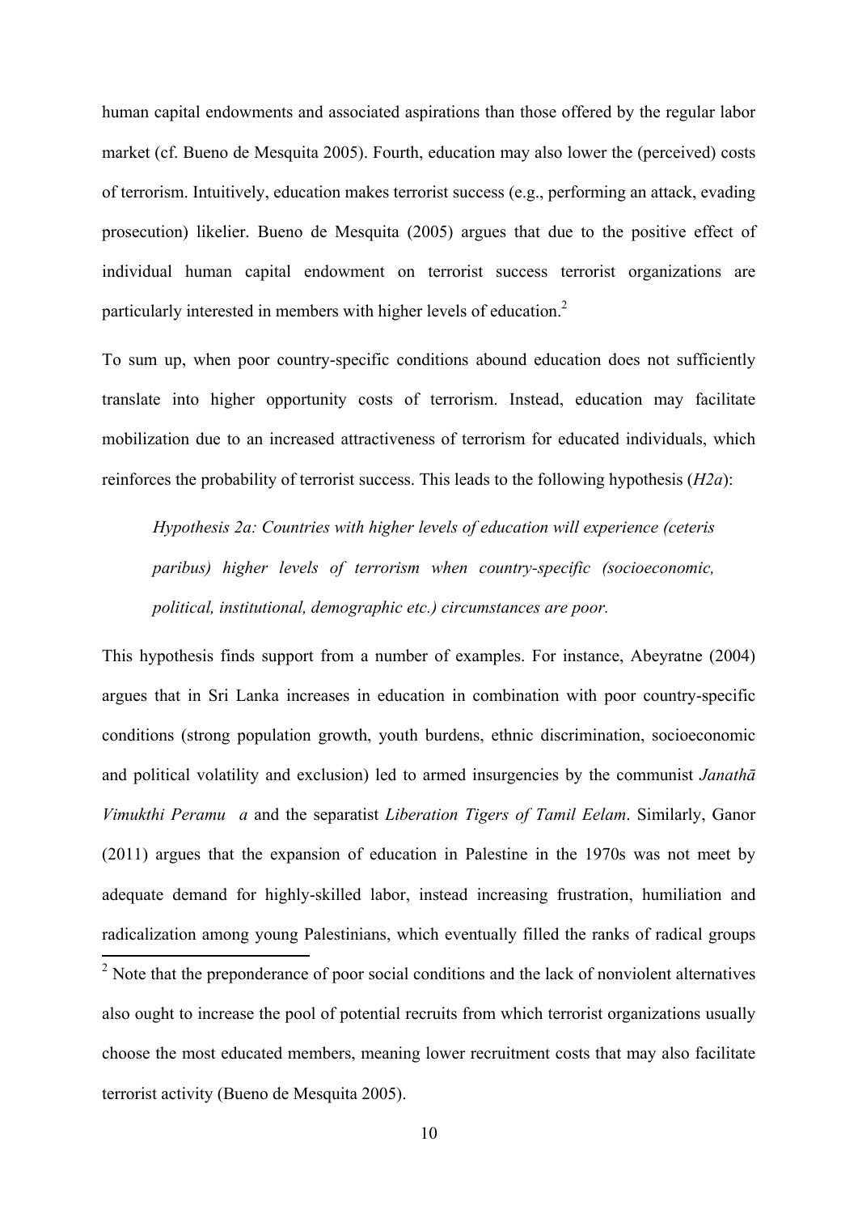human capital endowments and associated aspirations than those offered by the regular labor market (cf. Bueno de Mesquita 2005). Fourth, education may also lower the (perceived) costs of terrorism. Intuitively, education makes terrorist success (e.g., performing an attack, evading prosecution) likelier. Bueno de Mesquita (2005) argues that due to the positive effect of individual human capital endowment on terrorist success terrorist organizations are particularly interested in members with higher levels of education.[2]

To sum up, when poor country-specific conditions abound education does not sufficiently translate into higher opportunity costs of terrorism. Instead, education may facilitate mobilization due to an increased attractiveness of terrorism for educated individuals, which reinforces the probability of terrorist success. This leads to the following hypothesis (*H2a*):

> *Hypothesis 2a: Countries with higher levels of education will experience (ceteris paribus) higher levels of terrorism when country-specific (socioeconomic, political, institutional, demographic etc.) circumstances are poor.*

This hypothesis finds support from a number of examples. For instance, Abeyratne (2004) argues that in Sri Lanka increases in education in combination with poor country-specific conditions (strong population growth, youth burdens, ethnic discrimination, socioeconomic and political volatility and exclusion) led to armed insurgencies by the communist *Janathā Vimukthi Peramu a* and the separatist *Liberation Tigers of Tamil Eelam*. Similarly, Ganor (2011) argues that the expansion of education in Palestine in the 1970s was not meet by adequate demand for highly-skilled labor, instead increasing frustration, humiliation and radicalization among young Palestinians, which eventually filled the ranks of radical groups

[2] Note that the preponderance of poor social conditions and the lack of nonviolent alternatives also ought to increase the pool of potential recruits from which terrorist organizations usually choose the most educated members, meaning lower recruitment costs that may also facilitate terrorist activity (Bueno de Mesquita 2005).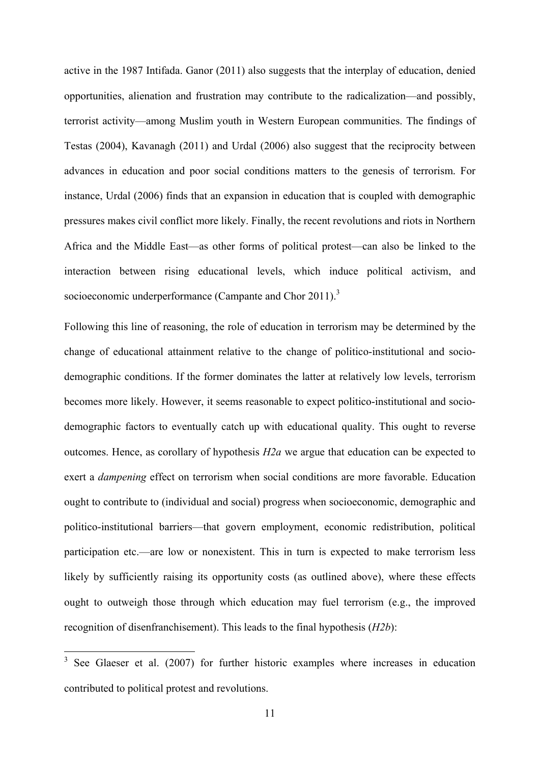active in the 1987 Intifada. Ganor (2011) also suggests that the interplay of education, denied opportunities, alienation and frustration may contribute to the radicalization—and possibly, terrorist activity—among Muslim youth in Western European communities. The findings of Testas (2004), Kavanagh (2011) and Urdal (2006) also suggest that the reciprocity between advances in education and poor social conditions matters to the genesis of terrorism. For instance, Urdal (2006) finds that an expansion in education that is coupled with demographic pressures makes civil conflict more likely. Finally, the recent revolutions and riots in Northern Africa and the Middle East—as other forms of political protest—can also be linked to the interaction between rising educational levels, which induce political activism, and socioeconomic underperformance (Campante and Chor 2011).[3]

Following this line of reasoning, the role of education in terrorism may be determined by the change of educational attainment relative to the change of politico-institutional and socio-demographic conditions. If the former dominates the latter at relatively low levels, terrorism becomes more likely. However, it seems reasonable to expect politico-institutional and socio-demographic factors to eventually catch up with educational quality. This ought to reverse outcomes. Hence, as corollary of hypothesis *H2a* we argue that education can be expected to exert a *dampening* effect on terrorism when social conditions are more favorable. Education ought to contribute to (individual and social) progress when socioeconomic, demographic and politico-institutional barriers—that govern employment, economic redistribution, political participation etc.—are low or nonexistent. This in turn is expected to make terrorism less likely by sufficiently raising its opportunity costs (as outlined above), where these effects ought to outweigh those through which education may fuel terrorism (e.g., the improved recognition of disenfranchisement). This leads to the final hypothesis (*H2b*):

[3] See Glaeser et al. (2007) for further historic examples where increases in education contributed to political protest and revolutions.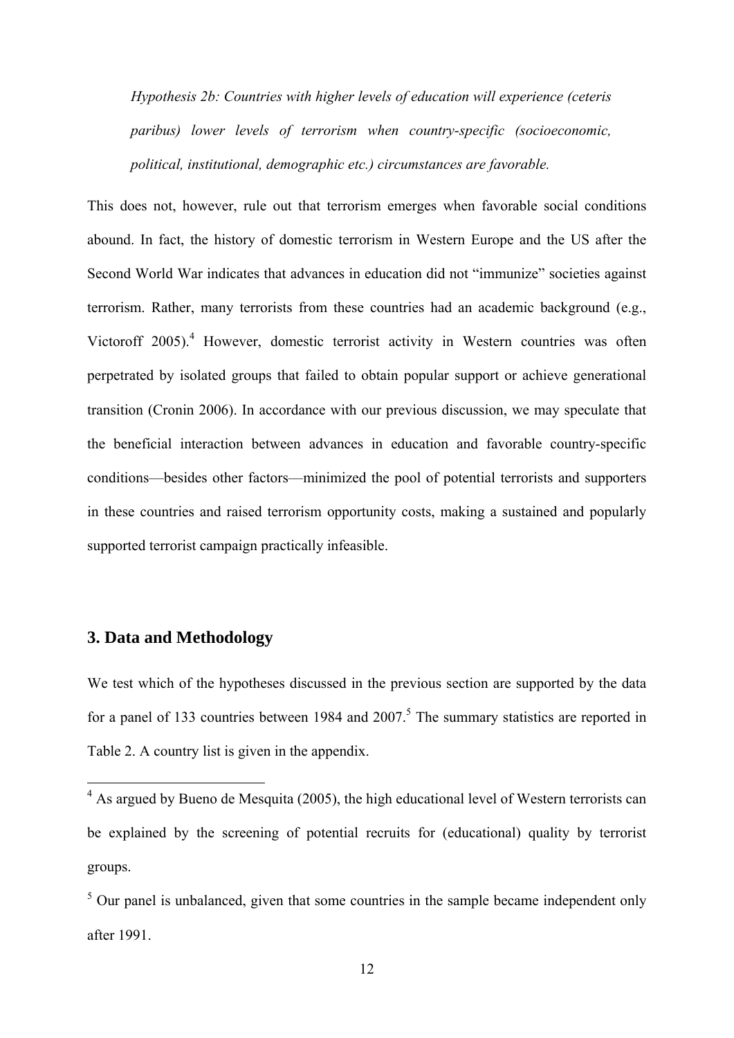*Hypothesis 2b: Countries with higher levels of education will experience (ceteris paribus) lower levels of terrorism when country-specific (socioeconomic, political, institutional, demographic etc.) circumstances are favorable.*

This does not, however, rule out that terrorism emerges when favorable social conditions abound. In fact, the history of domestic terrorism in Western Europe and the US after the Second World War indicates that advances in education did not "immunize" societies against terrorism. Rather, many terrorists from these countries had an academic background (e.g., Victoroff 2005).[4] However, domestic terrorist activity in Western countries was often perpetrated by isolated groups that failed to obtain popular support or achieve generational transition (Cronin 2006). In accordance with our previous discussion, we may speculate that the beneficial interaction between advances in education and favorable country-specific conditions—besides other factors—minimized the pool of potential terrorists and supporters in these countries and raised terrorism opportunity costs, making a sustained and popularly supported terrorist campaign practically infeasible.

## 3. Data and Methodology

We test which of the hypotheses discussed in the previous section are supported by the data for a panel of 133 countries between 1984 and 2007.[5] The summary statistics are reported in Table 2. A country list is given in the appendix.

[4] As argued by Bueno de Mesquita (2005), the high educational level of Western terrorists can be explained by the screening of potential recruits for (educational) quality by terrorist groups.

[5] Our panel is unbalanced, given that some countries in the sample became independent only after 1991.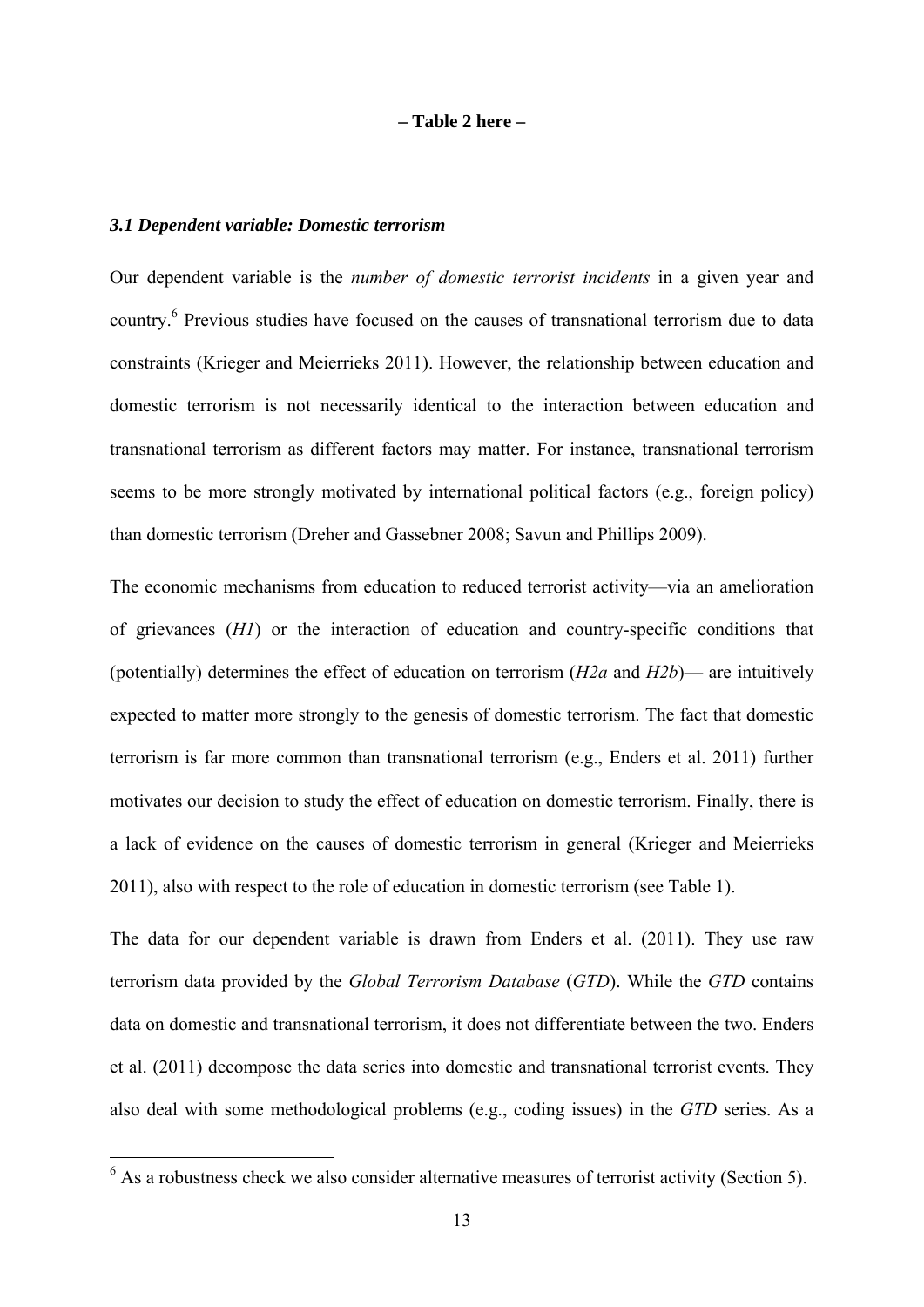**– Table 2 here –**

### *3.1 Dependent variable: Domestic terrorism*

Our dependent variable is the *number of domestic terrorist incidents* in a given year and country.[6] Previous studies have focused on the causes of transnational terrorism due to data constraints (Krieger and Meierrieks 2011). However, the relationship between education and domestic terrorism is not necessarily identical to the interaction between education and transnational terrorism as different factors may matter. For instance, transnational terrorism seems to be more strongly motivated by international political factors (e.g., foreign policy) than domestic terrorism (Dreher and Gassebner 2008; Savun and Phillips 2009).

The economic mechanisms from education to reduced terrorist activity—via an amelioration of grievances (*H1*) or the interaction of education and country-specific conditions that (potentially) determines the effect of education on terrorism (*H2a* and *H2b*)— are intuitively expected to matter more strongly to the genesis of domestic terrorism. The fact that domestic terrorism is far more common than transnational terrorism (e.g., Enders et al. 2011) further motivates our decision to study the effect of education on domestic terrorism. Finally, there is a lack of evidence on the causes of domestic terrorism in general (Krieger and Meierrieks 2011), also with respect to the role of education in domestic terrorism (see Table 1).

The data for our dependent variable is drawn from Enders et al. (2011). They use raw terrorism data provided by the *Global Terrorism Database* (*GTD*). While the *GTD* contains data on domestic and transnational terrorism, it does not differentiate between the two. Enders et al. (2011) decompose the data series into domestic and transnational terrorist events. They also deal with some methodological problems (e.g., coding issues) in the *GTD* series. As a

[6] As a robustness check we also consider alternative measures of terrorist activity (Section 5).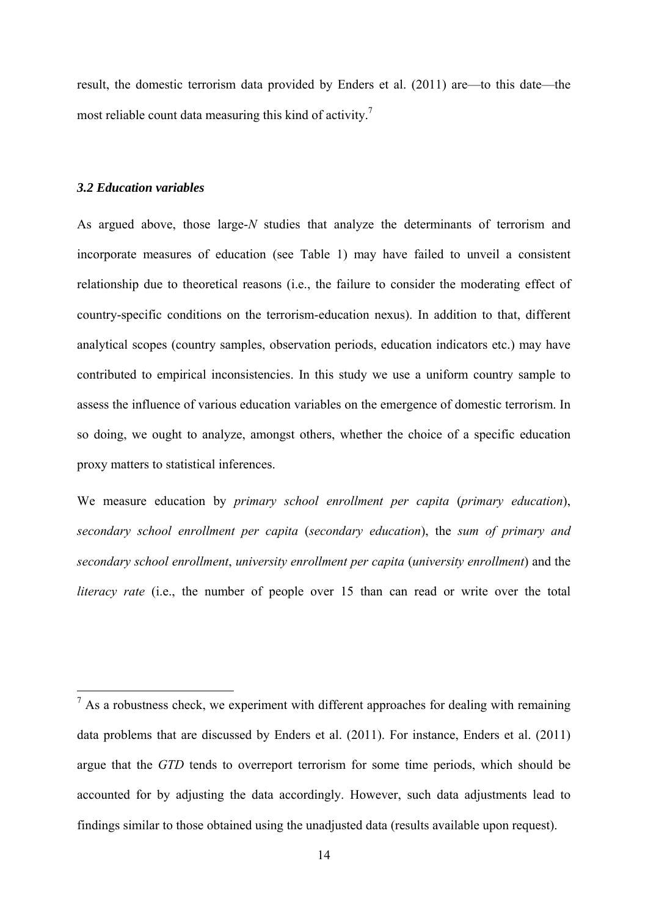result, the domestic terrorism data provided by Enders et al. (2011) are—to this date—the most reliable count data measuring this kind of activity.[7]

### *3.2 Education variables*

As argued above, those large-*N* studies that analyze the determinants of terrorism and incorporate measures of education (see Table 1) may have failed to unveil a consistent relationship due to theoretical reasons (i.e., the failure to consider the moderating effect of country-specific conditions on the terrorism-education nexus). In addition to that, different analytical scopes (country samples, observation periods, education indicators etc.) may have contributed to empirical inconsistencies. In this study we use a uniform country sample to assess the influence of various education variables on the emergence of domestic terrorism. In so doing, we ought to analyze, amongst others, whether the choice of a specific education proxy matters to statistical inferences.

We measure education by *primary school enrollment per capita* (*primary education*), *secondary school enrollment per capita* (*secondary education*), the *sum of primary and secondary school enrollment*, *university enrollment per capita* (*university enrollment*) and the *literacy rate* (i.e., the number of people over 15 than can read or write over the total

---

[7] As a robustness check, we experiment with different approaches for dealing with remaining data problems that are discussed by Enders et al. (2011). For instance, Enders et al. (2011) argue that the *GTD* tends to overreport terrorism for some time periods, which should be accounted for by adjusting the data accordingly. However, such data adjustments lead to findings similar to those obtained using the unadjusted data (results available upon request).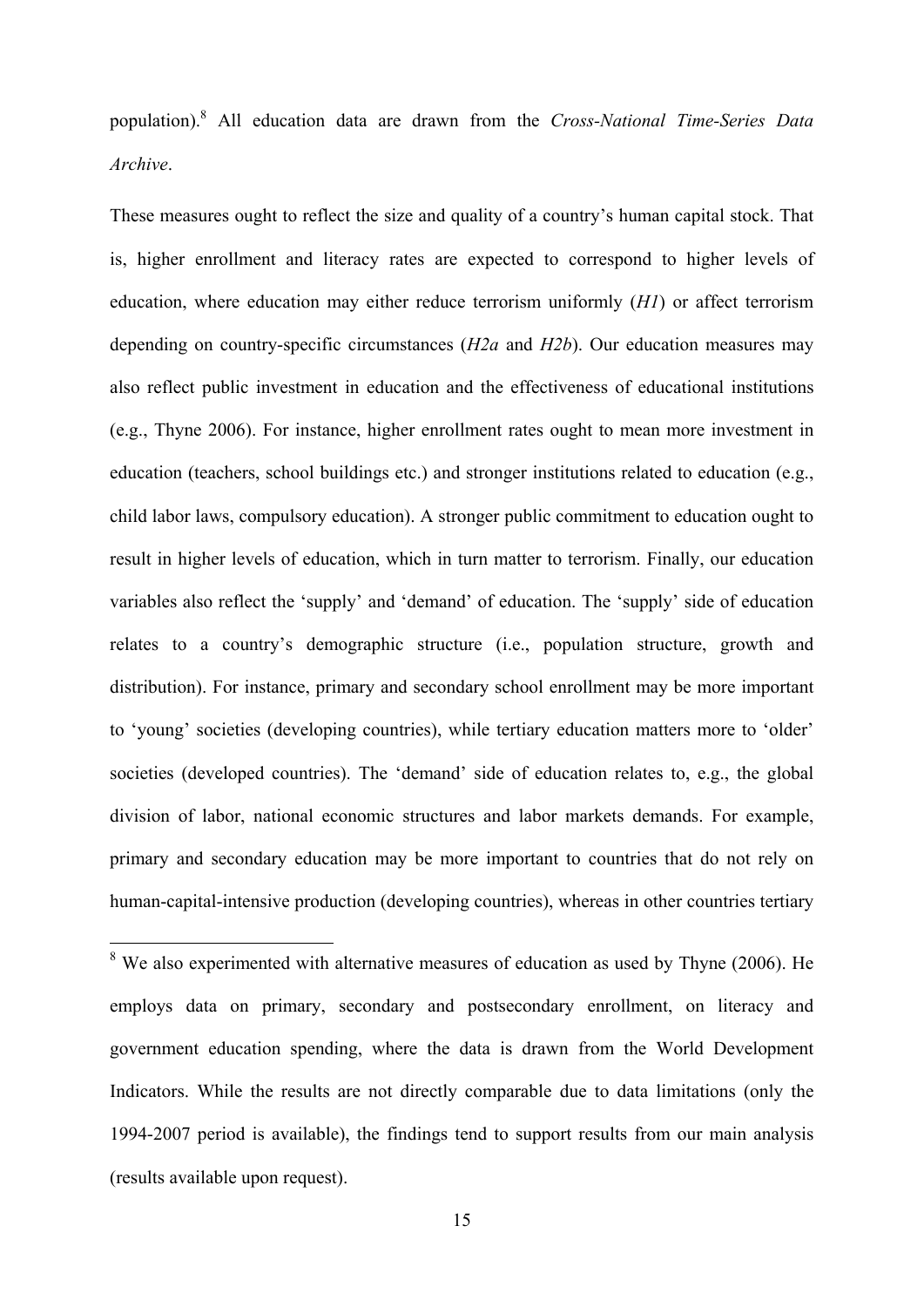population).[8] All education data are drawn from the *Cross-National Time-Series Data Archive*.

These measures ought to reflect the size and quality of a country's human capital stock. That is, higher enrollment and literacy rates are expected to correspond to higher levels of education, where education may either reduce terrorism uniformly (*H1*) or affect terrorism depending on country-specific circumstances (*H2a* and *H2b*). Our education measures may also reflect public investment in education and the effectiveness of educational institutions (e.g., Thyne 2006). For instance, higher enrollment rates ought to mean more investment in education (teachers, school buildings etc.) and stronger institutions related to education (e.g., child labor laws, compulsory education). A stronger public commitment to education ought to result in higher levels of education, which in turn matter to terrorism. Finally, our education variables also reflect the 'supply' and 'demand' of education. The 'supply' side of education relates to a country's demographic structure (i.e., population structure, growth and distribution). For instance, primary and secondary school enrollment may be more important to 'young' societies (developing countries), while tertiary education matters more to 'older' societies (developed countries). The 'demand' side of education relates to, e.g., the global division of labor, national economic structures and labor markets demands. For example, primary and secondary education may be more important to countries that do not rely on human-capital-intensive production (developing countries), whereas in other countries tertiary

[8] We also experimented with alternative measures of education as used by Thyne (2006). He employs data on primary, secondary and postsecondary enrollment, on literacy and government education spending, where the data is drawn from the World Development Indicators. While the results are not directly comparable due to data limitations (only the 1994-2007 period is available), the findings tend to support results from our main analysis (results available upon request).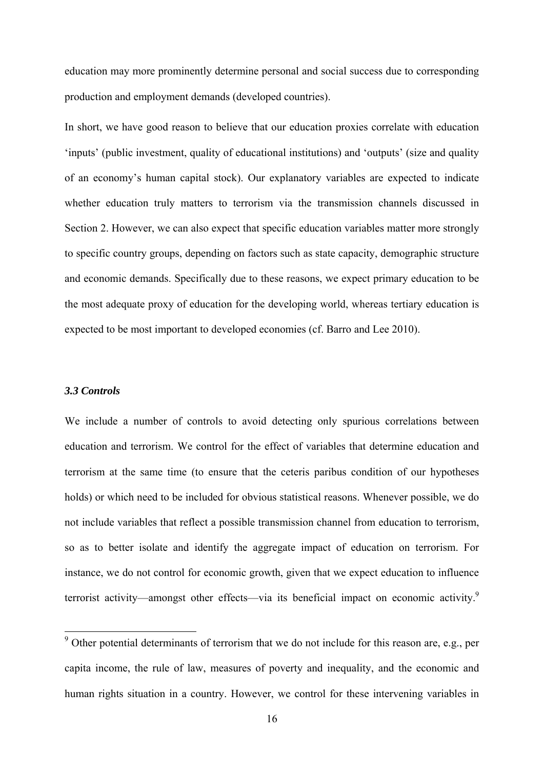education may more prominently determine personal and social success due to corresponding production and employment demands (developed countries).

In short, we have good reason to believe that our education proxies correlate with education 'inputs' (public investment, quality of educational institutions) and 'outputs' (size and quality of an economy's human capital stock). Our explanatory variables are expected to indicate whether education truly matters to terrorism via the transmission channels discussed in Section 2. However, we can also expect that specific education variables matter more strongly to specific country groups, depending on factors such as state capacity, demographic structure and economic demands. Specifically due to these reasons, we expect primary education to be the most adequate proxy of education for the developing world, whereas tertiary education is expected to be most important to developed economies (cf. Barro and Lee 2010).

### *3.3 Controls*

We include a number of controls to avoid detecting only spurious correlations between education and terrorism. We control for the effect of variables that determine education and terrorism at the same time (to ensure that the ceteris paribus condition of our hypotheses holds) or which need to be included for obvious statistical reasons. Whenever possible, we do not include variables that reflect a possible transmission channel from education to terrorism, so as to better isolate and identify the aggregate impact of education on terrorism. For instance, we do not control for economic growth, given that we expect education to influence terrorist activity—amongst other effects—via its beneficial impact on economic activity.[9]

[9] Other potential determinants of terrorism that we do not include for this reason are, e.g., per capita income, the rule of law, measures of poverty and inequality, and the economic and human rights situation in a country. However, we control for these intervening variables in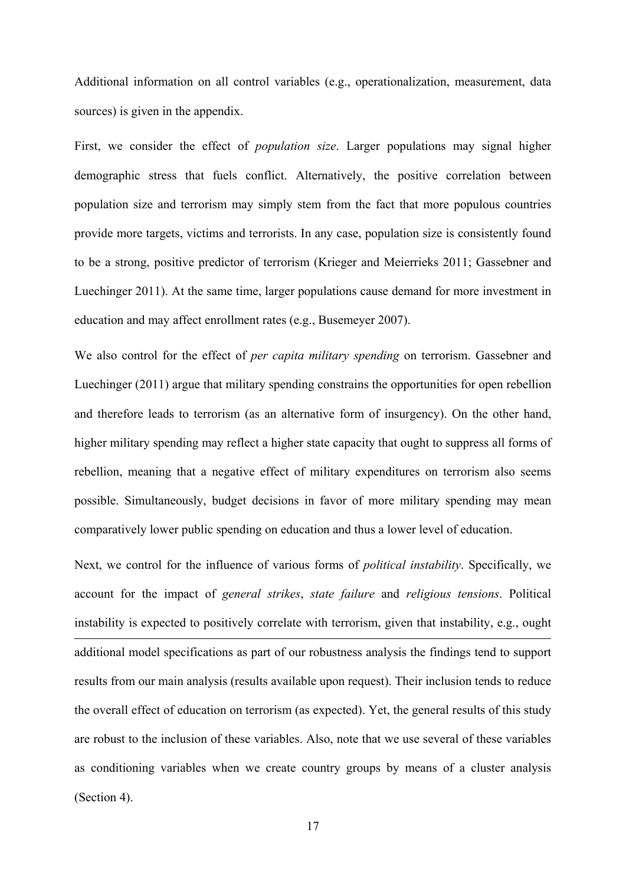Additional information on all control variables (e.g., operationalization, measurement, data sources) is given in the appendix.

First, we consider the effect of *population size*. Larger populations may signal higher demographic stress that fuels conflict. Alternatively, the positive correlation between population size and terrorism may simply stem from the fact that more populous countries provide more targets, victims and terrorists. In any case, population size is consistently found to be a strong, positive predictor of terrorism (Krieger and Meierrieks 2011; Gassebner and Luechinger 2011). At the same time, larger populations cause demand for more investment in education and may affect enrollment rates (e.g., Busemeyer 2007).

We also control for the effect of *per capita military spending* on terrorism. Gassebner and Luechinger (2011) argue that military spending constrains the opportunities for open rebellion and therefore leads to terrorism (as an alternative form of insurgency). On the other hand, higher military spending may reflect a higher state capacity that ought to suppress all forms of rebellion, meaning that a negative effect of military expenditures on terrorism also seems possible. Simultaneously, budget decisions in favor of more military spending may mean comparatively lower public spending on education and thus a lower level of education.

Next, we control for the influence of various forms of *political instability*. Specifically, we account for the impact of *general strikes*, *state failure* and *religious tensions*. Political instability is expected to positively correlate with terrorism, given that instability, e.g., ought

---

additional model specifications as part of our robustness analysis the findings tend to support results from our main analysis (results available upon request). Their inclusion tends to reduce the overall effect of education on terrorism (as expected). Yet, the general results of this study are robust to the inclusion of these variables. Also, note that we use several of these variables as conditioning variables when we create country groups by means of a cluster analysis (Section 4).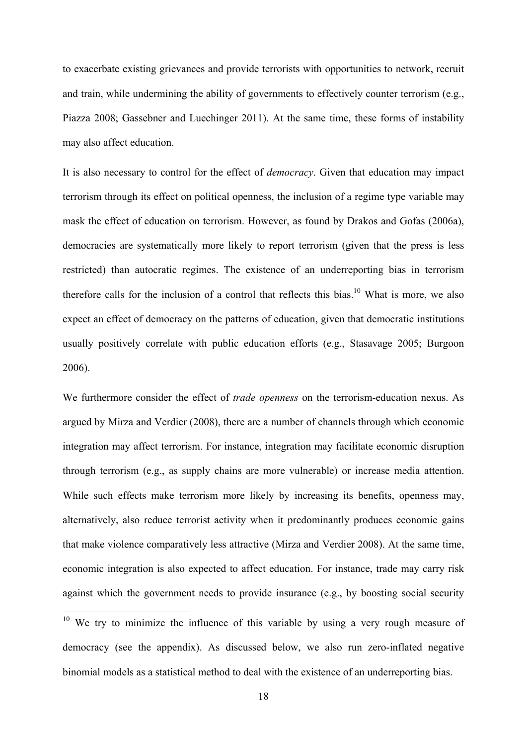to exacerbate existing grievances and provide terrorists with opportunities to network, recruit and train, while undermining the ability of governments to effectively counter terrorism (e.g., Piazza 2008; Gassebner and Luechinger 2011). At the same time, these forms of instability may also affect education.

It is also necessary to control for the effect of *democracy*. Given that education may impact terrorism through its effect on political openness, the inclusion of a regime type variable may mask the effect of education on terrorism. However, as found by Drakos and Gofas (2006a), democracies are systematically more likely to report terrorism (given that the press is less restricted) than autocratic regimes. The existence of an underreporting bias in terrorism therefore calls for the inclusion of a control that reflects this bias.[10] What is more, we also expect an effect of democracy on the patterns of education, given that democratic institutions usually positively correlate with public education efforts (e.g., Stasavage 2005; Burgoon 2006).

We furthermore consider the effect of *trade openness* on the terrorism-education nexus. As argued by Mirza and Verdier (2008), there are a number of channels through which economic integration may affect terrorism. For instance, integration may facilitate economic disruption through terrorism (e.g., as supply chains are more vulnerable) or increase media attention. While such effects make terrorism more likely by increasing its benefits, openness may, alternatively, also reduce terrorist activity when it predominantly produces economic gains that make violence comparatively less attractive (Mirza and Verdier 2008). At the same time, economic integration is also expected to affect education. For instance, trade may carry risk against which the government needs to provide insurance (e.g., by boosting social security

[10] We try to minimize the influence of this variable by using a very rough measure of democracy (see the appendix). As discussed below, we also run zero-inflated negative binomial models as a statistical method to deal with the existence of an underreporting bias.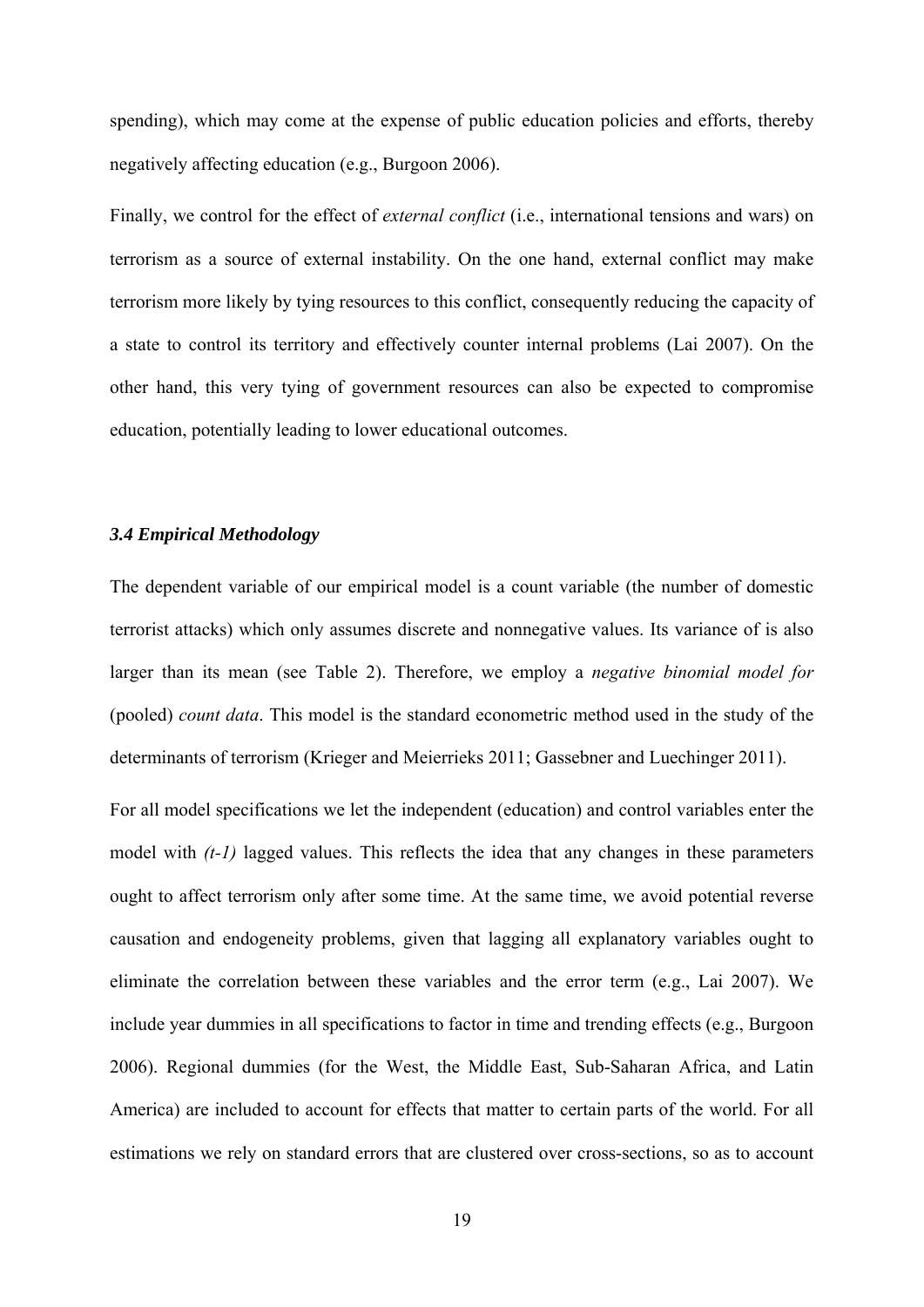spending), which may come at the expense of public education policies and efforts, thereby negatively affecting education (e.g., Burgoon 2006).

Finally, we control for the effect of *external conflict* (i.e., international tensions and wars) on terrorism as a source of external instability. On the one hand, external conflict may make terrorism more likely by tying resources to this conflict, consequently reducing the capacity of a state to control its territory and effectively counter internal problems (Lai 2007). On the other hand, this very tying of government resources can also be expected to compromise education, potentially leading to lower educational outcomes.

### *3.4 Empirical Methodology*

The dependent variable of our empirical model is a count variable (the number of domestic terrorist attacks) which only assumes discrete and nonnegative values. Its variance of is also larger than its mean (see Table 2). Therefore, we employ a *negative binomial model for* (pooled) *count data*. This model is the standard econometric method used in the study of the determinants of terrorism (Krieger and Meierrieks 2011; Gassebner and Luechinger 2011).

For all model specifications we let the independent (education) and control variables enter the model with *(t-1)* lagged values. This reflects the idea that any changes in these parameters ought to affect terrorism only after some time. At the same time, we avoid potential reverse causation and endogeneity problems, given that lagging all explanatory variables ought to eliminate the correlation between these variables and the error term (e.g., Lai 2007). We include year dummies in all specifications to factor in time and trending effects (e.g., Burgoon 2006). Regional dummies (for the West, the Middle East, Sub-Saharan Africa, and Latin America) are included to account for effects that matter to certain parts of the world. For all estimations we rely on standard errors that are clustered over cross-sections, so as to account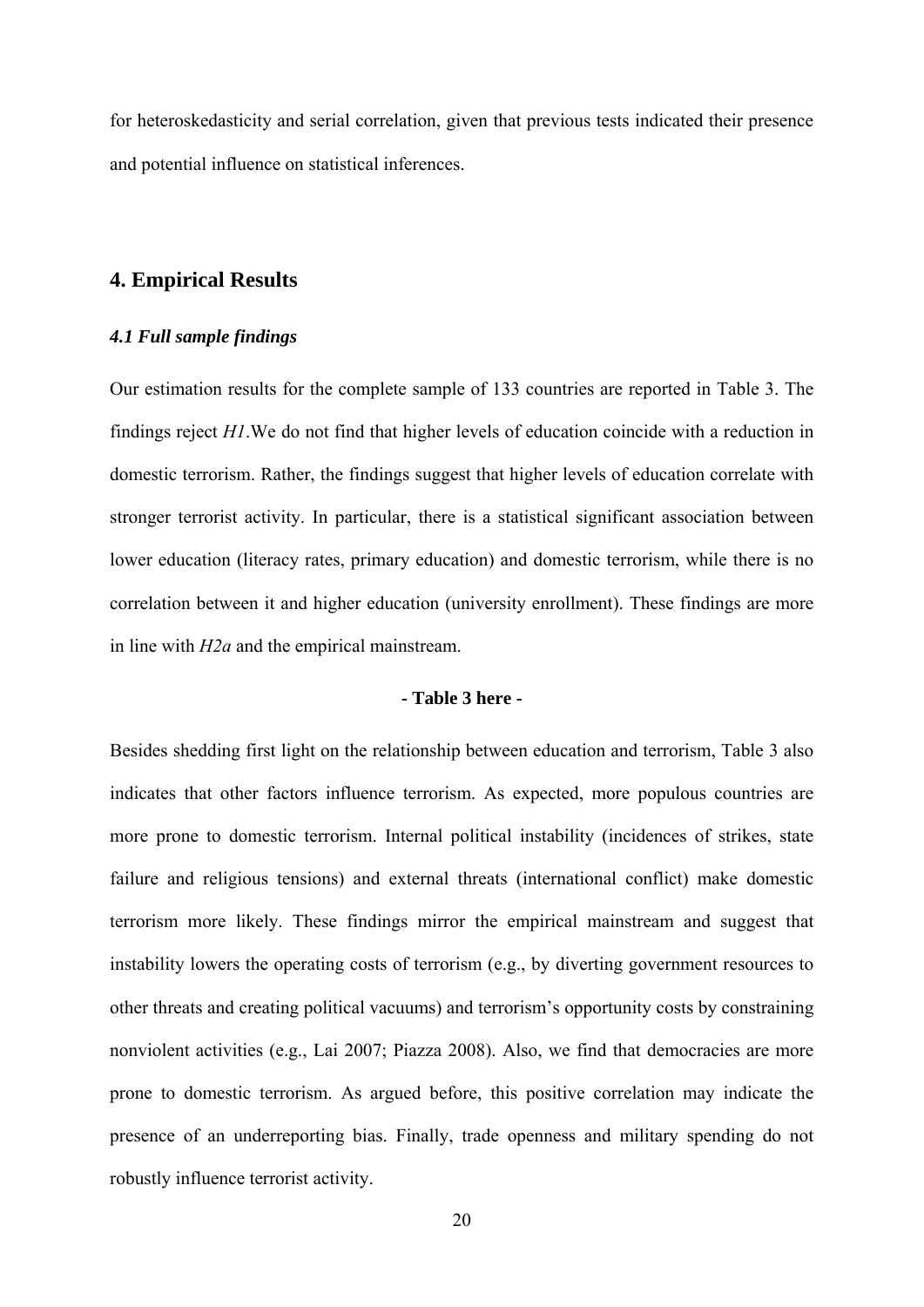for heteroskedasticity and serial correlation, given that previous tests indicated their presence and potential influence on statistical inferences.

## 4. Empirical Results

### *4.1 Full sample findings*

Our estimation results for the complete sample of 133 countries are reported in Table 3. The findings reject *H1*.We do not find that higher levels of education coincide with a reduction in domestic terrorism. Rather, the findings suggest that higher levels of education correlate with stronger terrorist activity. In particular, there is a statistical significant association between lower education (literacy rates, primary education) and domestic terrorism, while there is no correlation between it and higher education (university enrollment). These findings are more in line with *H2a* and the empirical mainstream.

**- Table 3 here -**

Besides shedding first light on the relationship between education and terrorism, Table 3 also indicates that other factors influence terrorism. As expected, more populous countries are more prone to domestic terrorism. Internal political instability (incidences of strikes, state failure and religious tensions) and external threats (international conflict) make domestic terrorism more likely. These findings mirror the empirical mainstream and suggest that instability lowers the operating costs of terrorism (e.g., by diverting government resources to other threats and creating political vacuums) and terrorism's opportunity costs by constraining nonviolent activities (e.g., Lai 2007; Piazza 2008). Also, we find that democracies are more prone to domestic terrorism. As argued before, this positive correlation may indicate the presence of an underreporting bias. Finally, trade openness and military spending do not robustly influence terrorist activity.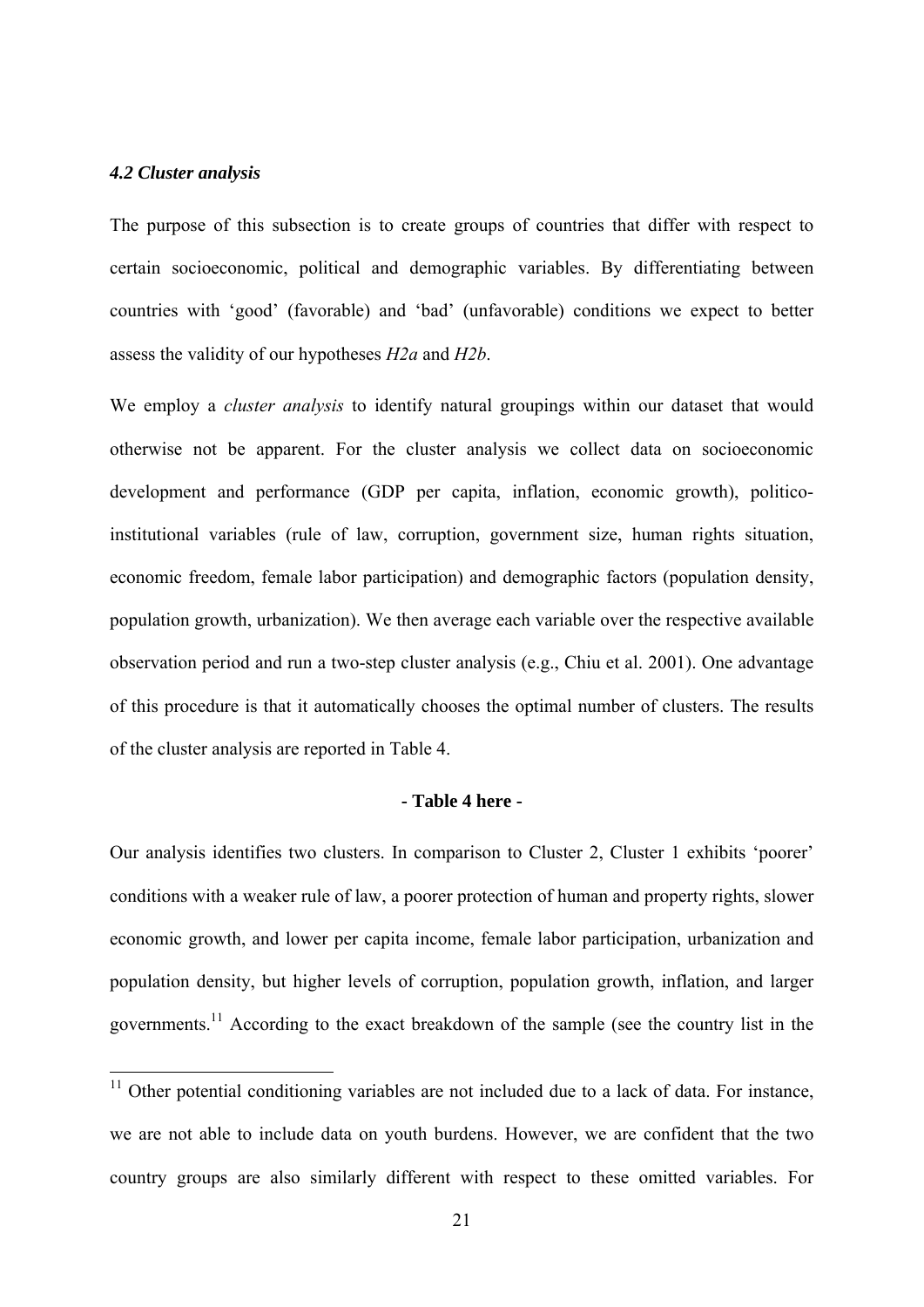### *4.2 Cluster analysis*

The purpose of this subsection is to create groups of countries that differ with respect to certain socioeconomic, political and demographic variables. By differentiating between countries with 'good' (favorable) and 'bad' (unfavorable) conditions we expect to better assess the validity of our hypotheses *H2a* and *H2b*.

We employ a *cluster analysis* to identify natural groupings within our dataset that would otherwise not be apparent. For the cluster analysis we collect data on socioeconomic development and performance (GDP per capita, inflation, economic growth), politico-institutional variables (rule of law, corruption, government size, human rights situation, economic freedom, female labor participation) and demographic factors (population density, population growth, urbanization). We then average each variable over the respective available observation period and run a two-step cluster analysis (e.g., Chiu et al. 2001). One advantage of this procedure is that it automatically chooses the optimal number of clusters. The results of the cluster analysis are reported in Table 4.

**- Table 4 here -**

Our analysis identifies two clusters. In comparison to Cluster 2, Cluster 1 exhibits 'poorer' conditions with a weaker rule of law, a poorer protection of human and property rights, slower economic growth, and lower per capita income, female labor participation, urbanization and population density, but higher levels of corruption, population growth, inflation, and larger governments.[11] According to the exact breakdown of the sample (see the country list in the

[11] Other potential conditioning variables are not included due to a lack of data. For instance, we are not able to include data on youth burdens. However, we are confident that the two country groups are also similarly different with respect to these omitted variables. For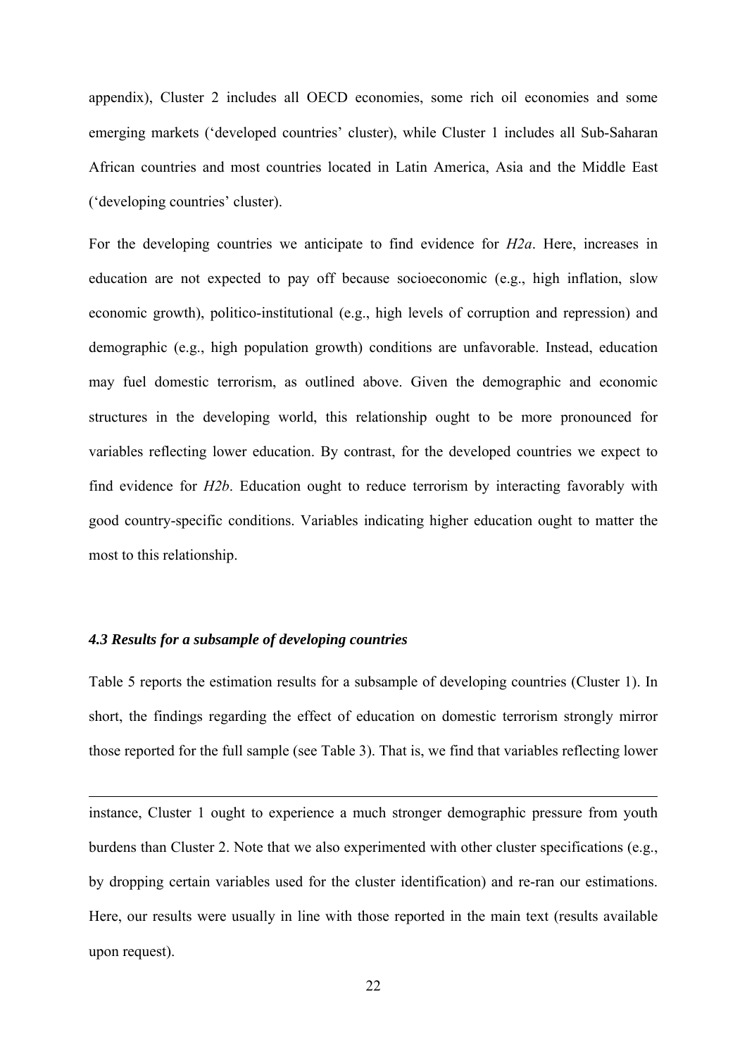appendix), Cluster 2 includes all OECD economies, some rich oil economies and some emerging markets ('developed countries' cluster), while Cluster 1 includes all Sub-Saharan African countries and most countries located in Latin America, Asia and the Middle East ('developing countries' cluster).

For the developing countries we anticipate to find evidence for *H2a*. Here, increases in education are not expected to pay off because socioeconomic (e.g., high inflation, slow economic growth), politico-institutional (e.g., high levels of corruption and repression) and demographic (e.g., high population growth) conditions are unfavorable. Instead, education may fuel domestic terrorism, as outlined above. Given the demographic and economic structures in the developing world, this relationship ought to be more pronounced for variables reflecting lower education. By contrast, for the developed countries we expect to find evidence for *H2b*. Education ought to reduce terrorism by interacting favorably with good country-specific conditions. Variables indicating higher education ought to matter the most to this relationship.

### *4.3 Results for a subsample of developing countries*

Table 5 reports the estimation results for a subsample of developing countries (Cluster 1). In short, the findings regarding the effect of education on domestic terrorism strongly mirror those reported for the full sample (see Table 3). That is, we find that variables reflecting lower

---

instance, Cluster 1 ought to experience a much stronger demographic pressure from youth burdens than Cluster 2. Note that we also experimented with other cluster specifications (e.g., by dropping certain variables used for the cluster identification) and re-ran our estimations. Here, our results were usually in line with those reported in the main text (results available upon request).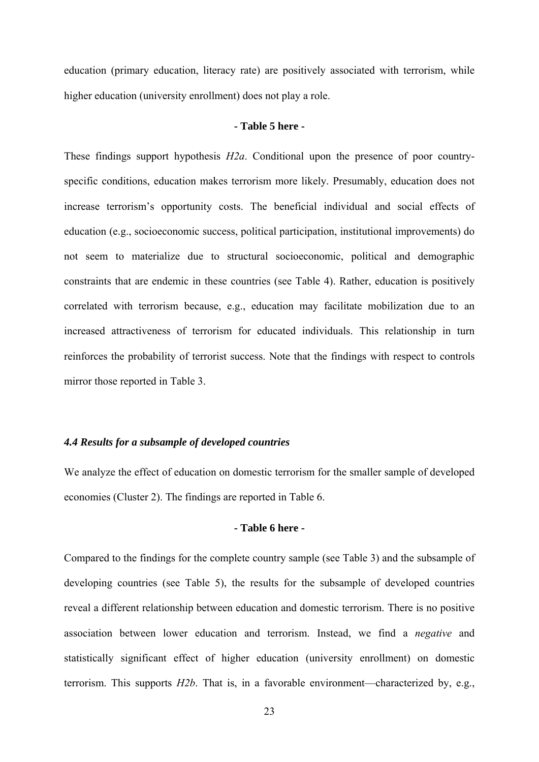education (primary education, literacy rate) are positively associated with terrorism, while higher education (university enrollment) does not play a role.

**- Table 5 here -**

These findings support hypothesis *H2a*. Conditional upon the presence of poor country-specific conditions, education makes terrorism more likely. Presumably, education does not increase terrorism's opportunity costs. The beneficial individual and social effects of education (e.g., socioeconomic success, political participation, institutional improvements) do not seem to materialize due to structural socioeconomic, political and demographic constraints that are endemic in these countries (see Table 4). Rather, education is positively correlated with terrorism because, e.g., education may facilitate mobilization due to an increased attractiveness of terrorism for educated individuals. This relationship in turn reinforces the probability of terrorist success. Note that the findings with respect to controls mirror those reported in Table 3.

### *4.4 Results for a subsample of developed countries*

We analyze the effect of education on domestic terrorism for the smaller sample of developed economies (Cluster 2). The findings are reported in Table 6.

**- Table 6 here -**

Compared to the findings for the complete country sample (see Table 3) and the subsample of developing countries (see Table 5), the results for the subsample of developed countries reveal a different relationship between education and domestic terrorism. There is no positive association between lower education and terrorism. Instead, we find a *negative* and statistically significant effect of higher education (university enrollment) on domestic terrorism. This supports *H2b*. That is, in a favorable environment—characterized by, e.g.,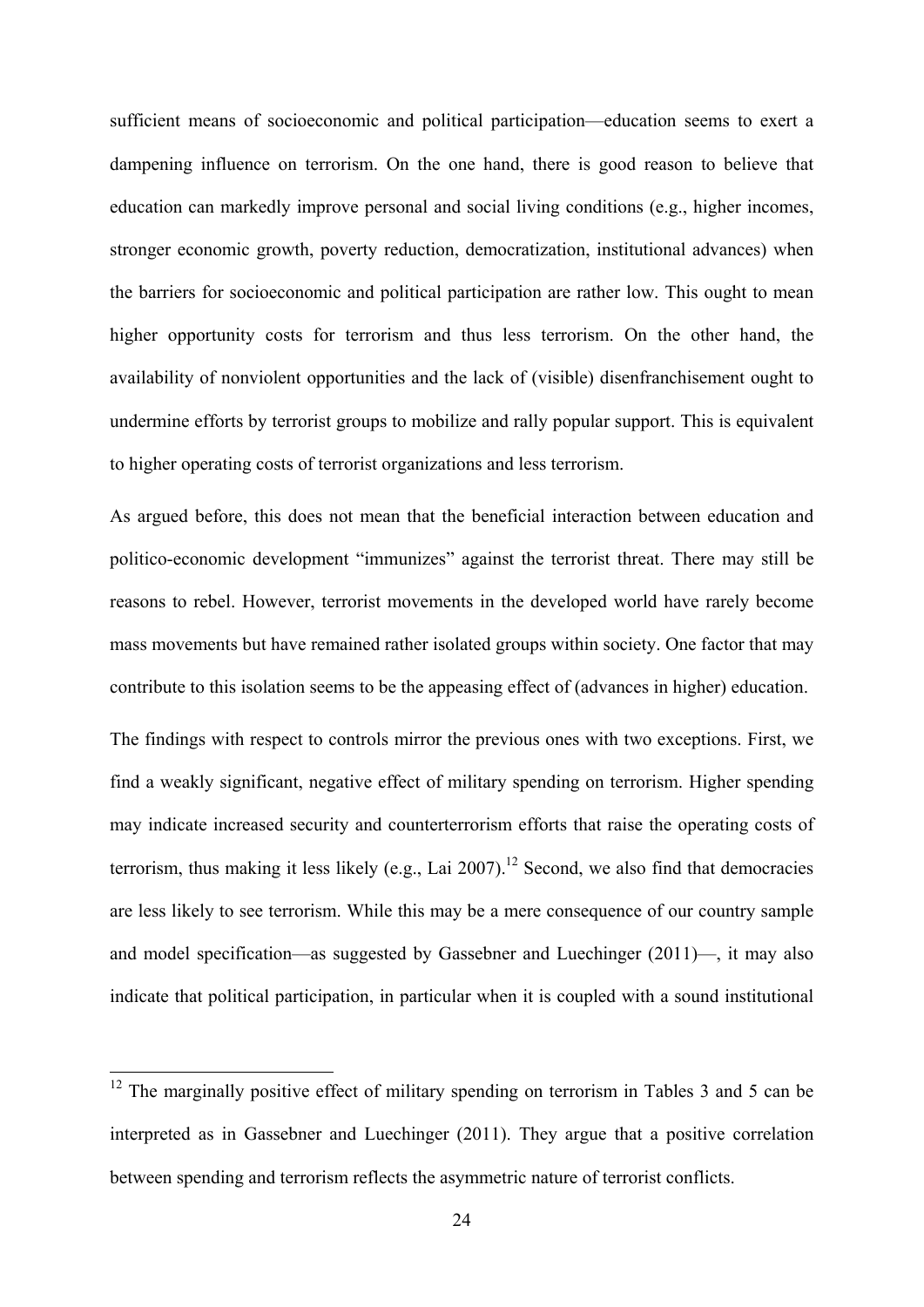sufficient means of socioeconomic and political participation—education seems to exert a dampening influence on terrorism. On the one hand, there is good reason to believe that education can markedly improve personal and social living conditions (e.g., higher incomes, stronger economic growth, poverty reduction, democratization, institutional advances) when the barriers for socioeconomic and political participation are rather low. This ought to mean higher opportunity costs for terrorism and thus less terrorism. On the other hand, the availability of nonviolent opportunities and the lack of (visible) disenfranchisement ought to undermine efforts by terrorist groups to mobilize and rally popular support. This is equivalent to higher operating costs of terrorist organizations and less terrorism.

As argued before, this does not mean that the beneficial interaction between education and politico-economic development "immunizes" against the terrorist threat. There may still be reasons to rebel. However, terrorist movements in the developed world have rarely become mass movements but have remained rather isolated groups within society. One factor that may contribute to this isolation seems to be the appeasing effect of (advances in higher) education.

The findings with respect to controls mirror the previous ones with two exceptions. First, we find a weakly significant, negative effect of military spending on terrorism. Higher spending may indicate increased security and counterterrorism efforts that raise the operating costs of terrorism, thus making it less likely (e.g., Lai 2007).[12] Second, we also find that democracies are less likely to see terrorism. While this may be a mere consequence of our country sample and model specification—as suggested by Gassebner and Luechinger (2011)—, it may also indicate that political participation, in particular when it is coupled with a sound institutional

---

[12] The marginally positive effect of military spending on terrorism in Tables 3 and 5 can be interpreted as in Gassebner and Luechinger (2011). They argue that a positive correlation between spending and terrorism reflects the asymmetric nature of terrorist conflicts.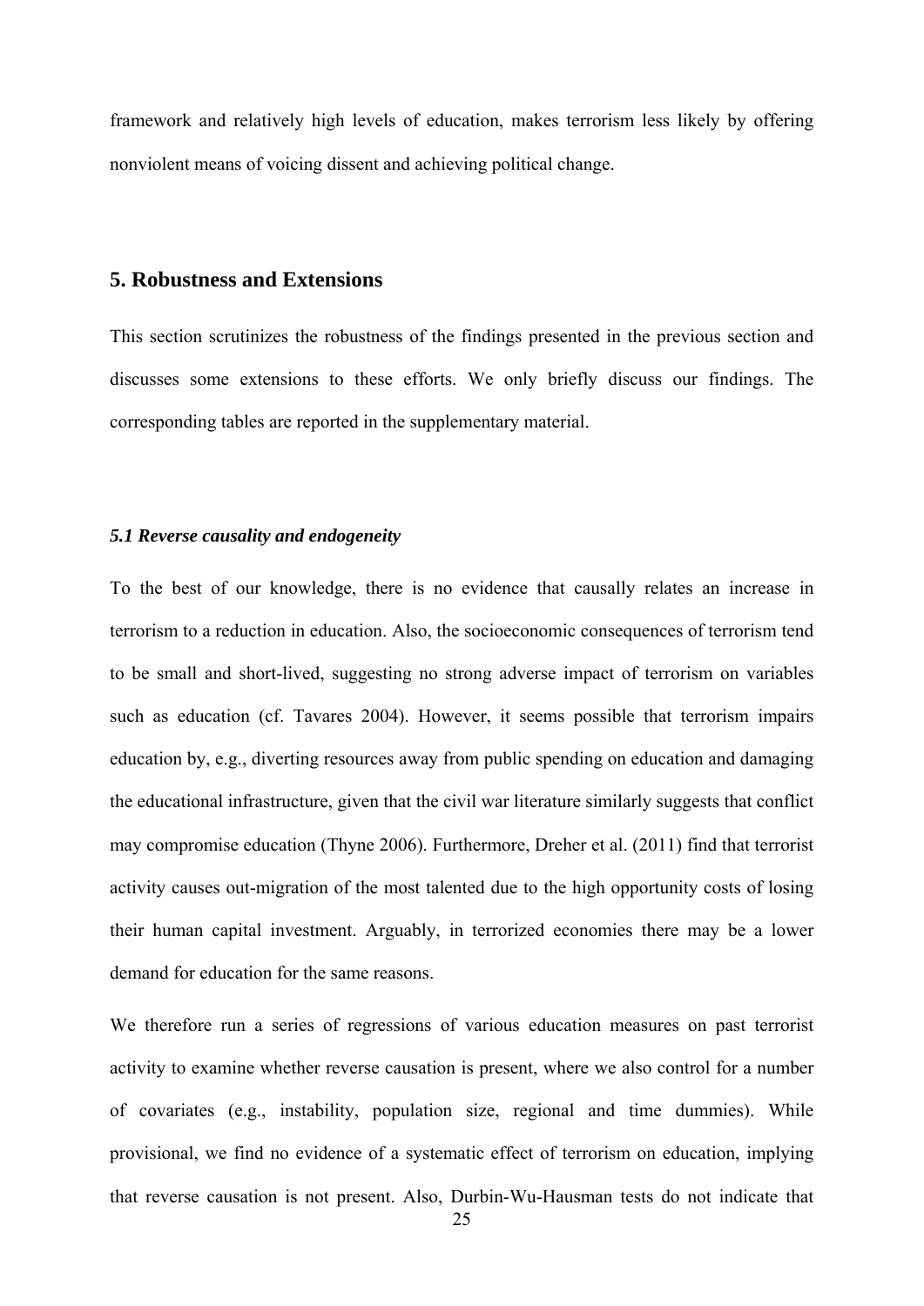framework and relatively high levels of education, makes terrorism less likely by offering nonviolent means of voicing dissent and achieving political change.

## 5. Robustness and Extensions

This section scrutinizes the robustness of the findings presented in the previous section and discusses some extensions to these efforts. We only briefly discuss our findings. The corresponding tables are reported in the supplementary material.

### *5.1 Reverse causality and endogeneity*

To the best of our knowledge, there is no evidence that causally relates an increase in terrorism to a reduction in education. Also, the socioeconomic consequences of terrorism tend to be small and short-lived, suggesting no strong adverse impact of terrorism on variables such as education (cf. Tavares 2004). However, it seems possible that terrorism impairs education by, e.g., diverting resources away from public spending on education and damaging the educational infrastructure, given that the civil war literature similarly suggests that conflict may compromise education (Thyne 2006). Furthermore, Dreher et al. (2011) find that terrorist activity causes out-migration of the most talented due to the high opportunity costs of losing their human capital investment. Arguably, in terrorized economies there may be a lower demand for education for the same reasons.

We therefore run a series of regressions of various education measures on past terrorist activity to examine whether reverse causation is present, where we also control for a number of covariates (e.g., instability, population size, regional and time dummies). While provisional, we find no evidence of a systematic effect of terrorism on education, implying that reverse causation is not present. Also, Durbin-Wu-Hausman tests do not indicate that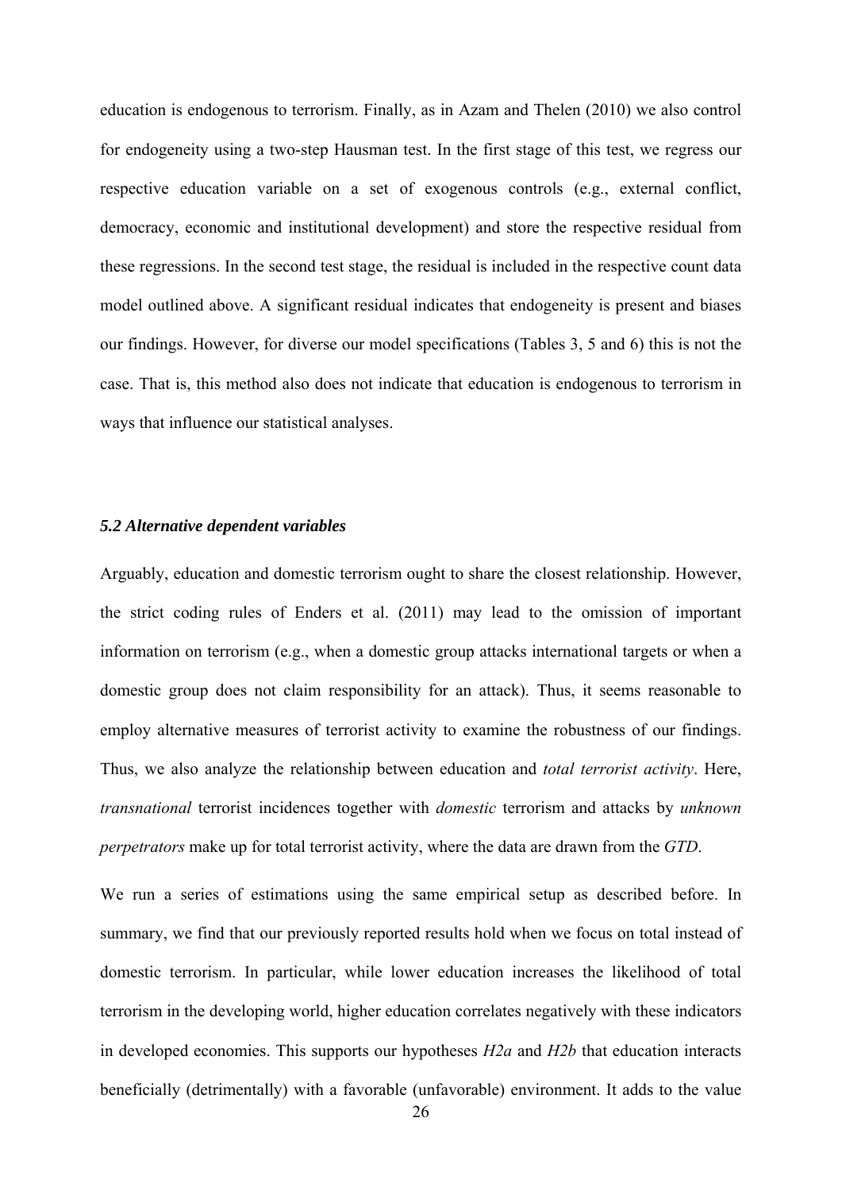education is endogenous to terrorism. Finally, as in Azam and Thelen (2010) we also control for endogeneity using a two-step Hausman test. In the first stage of this test, we regress our respective education variable on a set of exogenous controls (e.g., external conflict, democracy, economic and institutional development) and store the respective residual from these regressions. In the second test stage, the residual is included in the respective count data model outlined above. A significant residual indicates that endogeneity is present and biases our findings. However, for diverse our model specifications (Tables 3, 5 and 6) this is not the case. That is, this method also does not indicate that education is endogenous to terrorism in ways that influence our statistical analyses.

### *5.2 Alternative dependent variables*

Arguably, education and domestic terrorism ought to share the closest relationship. However, the strict coding rules of Enders et al. (2011) may lead to the omission of important information on terrorism (e.g., when a domestic group attacks international targets or when a domestic group does not claim responsibility for an attack). Thus, it seems reasonable to employ alternative measures of terrorist activity to examine the robustness of our findings. Thus, we also analyze the relationship between education and *total terrorist activity*. Here, *transnational* terrorist incidences together with *domestic* terrorism and attacks by *unknown perpetrators* make up for total terrorist activity, where the data are drawn from the *GTD*.

We run a series of estimations using the same empirical setup as described before. In summary, we find that our previously reported results hold when we focus on total instead of domestic terrorism. In particular, while lower education increases the likelihood of total terrorism in the developing world, higher education correlates negatively with these indicators in developed economies. This supports our hypotheses *H2a* and *H2b* that education interacts beneficially (detrimentally) with a favorable (unfavorable) environment. It adds to the value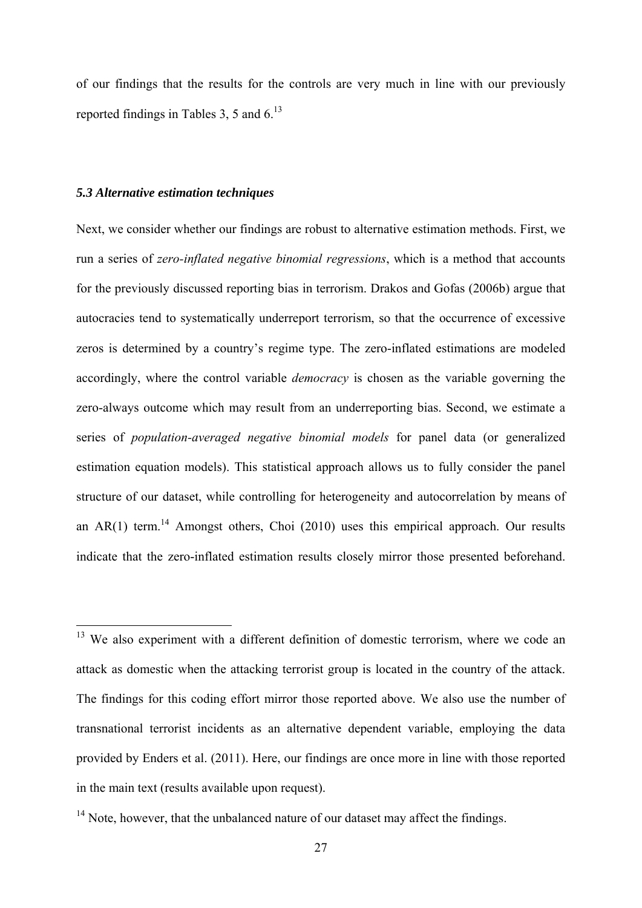of our findings that the results for the controls are very much in line with our previously reported findings in Tables 3, 5 and 6.[13]

### *5.3 Alternative estimation techniques*

Next, we consider whether our findings are robust to alternative estimation methods. First, we run a series of *zero-inflated negative binomial regressions*, which is a method that accounts for the previously discussed reporting bias in terrorism. Drakos and Gofas (2006b) argue that autocracies tend to systematically underreport terrorism, so that the occurrence of excessive zeros is determined by a country's regime type. The zero-inflated estimations are modeled accordingly, where the control variable *democracy* is chosen as the variable governing the zero-always outcome which may result from an underreporting bias. Second, we estimate a series of *population-averaged negative binomial models* for panel data (or generalized estimation equation models). This statistical approach allows us to fully consider the panel structure of our dataset, while controlling for heterogeneity and autocorrelation by means of an AR(1) term.[14] Amongst others, Choi (2010) uses this empirical approach. Our results indicate that the zero-inflated estimation results closely mirror those presented beforehand.

---

[13] We also experiment with a different definition of domestic terrorism, where we code an attack as domestic when the attacking terrorist group is located in the country of the attack. The findings for this coding effort mirror those reported above. We also use the number of transnational terrorist incidents as an alternative dependent variable, employing the data provided by Enders et al. (2011). Here, our findings are once more in line with those reported in the main text (results available upon request).

[14] Note, however, that the unbalanced nature of our dataset may affect the findings.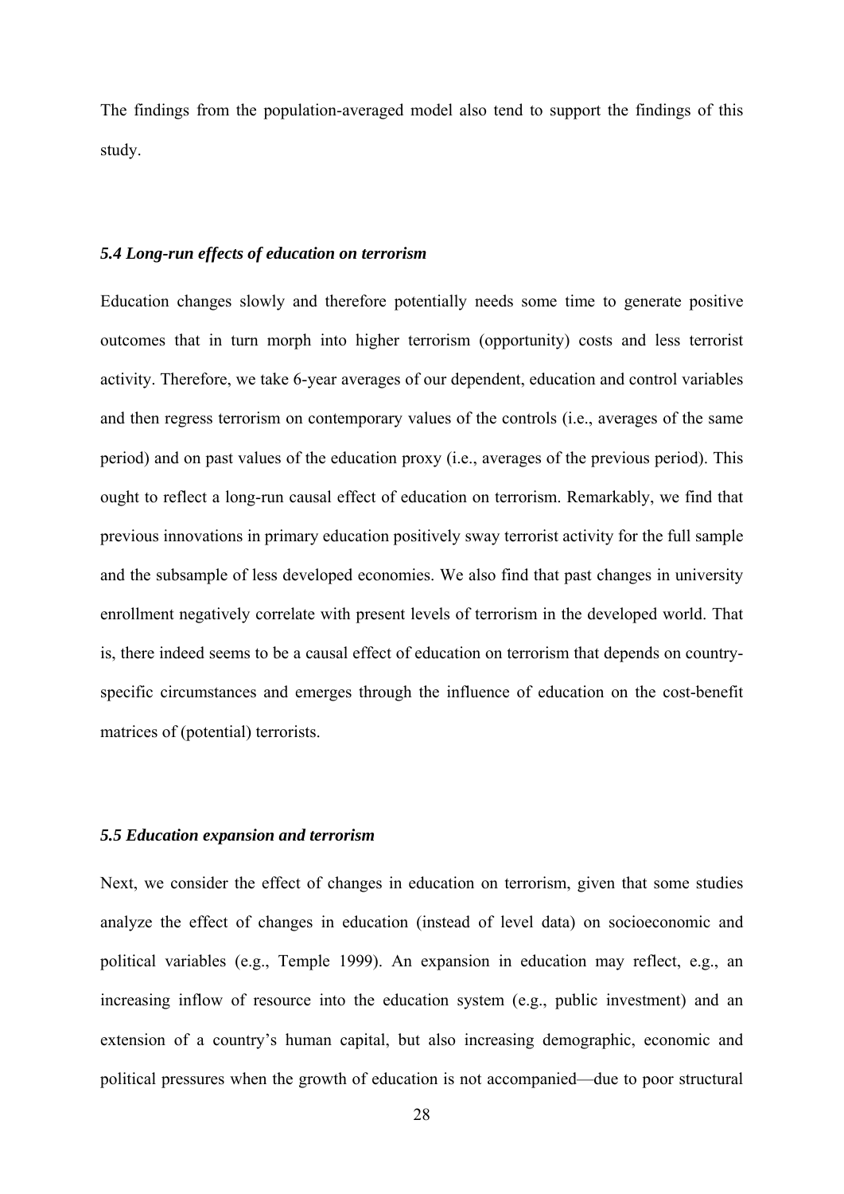The findings from the population-averaged model also tend to support the findings of this study.

### *5.4 Long-run effects of education on terrorism*

Education changes slowly and therefore potentially needs some time to generate positive outcomes that in turn morph into higher terrorism (opportunity) costs and less terrorist activity. Therefore, we take 6-year averages of our dependent, education and control variables and then regress terrorism on contemporary values of the controls (i.e., averages of the same period) and on past values of the education proxy (i.e., averages of the previous period). This ought to reflect a long-run causal effect of education on terrorism. Remarkably, we find that previous innovations in primary education positively sway terrorist activity for the full sample and the subsample of less developed economies. We also find that past changes in university enrollment negatively correlate with present levels of terrorism in the developed world. That is, there indeed seems to be a causal effect of education on terrorism that depends on country-specific circumstances and emerges through the influence of education on the cost-benefit matrices of (potential) terrorists.

### *5.5 Education expansion and terrorism*

Next, we consider the effect of changes in education on terrorism, given that some studies analyze the effect of changes in education (instead of level data) on socioeconomic and political variables (e.g., Temple 1999). An expansion in education may reflect, e.g., an increasing inflow of resource into the education system (e.g., public investment) and an extension of a country's human capital, but also increasing demographic, economic and political pressures when the growth of education is not accompanied—due to poor structural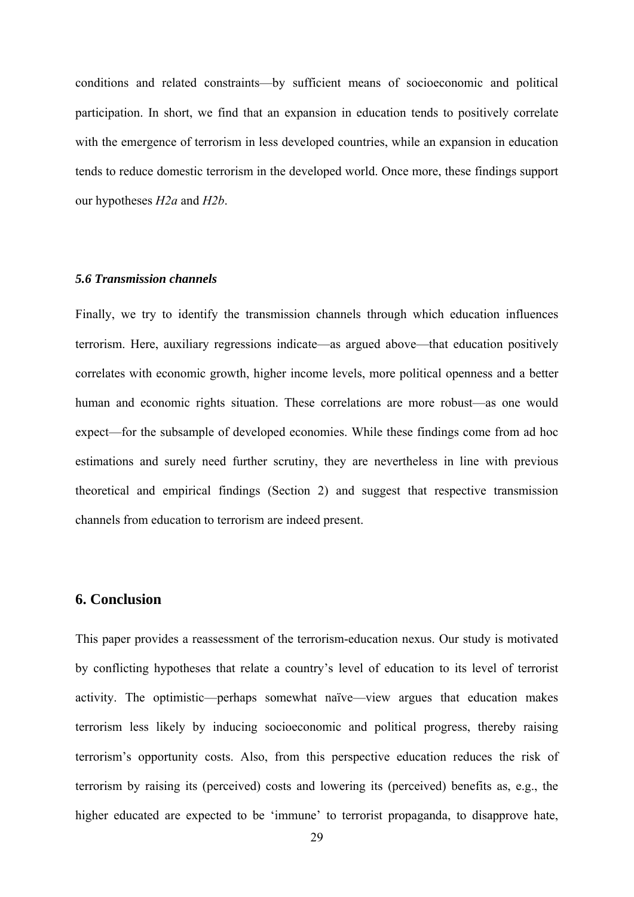conditions and related constraints—by sufficient means of socioeconomic and political participation. In short, we find that an expansion in education tends to positively correlate with the emergence of terrorism in less developed countries, while an expansion in education tends to reduce domestic terrorism in the developed world. Once more, these findings support our hypotheses *H2a* and *H2b*.

### *5.6 Transmission channels*

Finally, we try to identify the transmission channels through which education influences terrorism. Here, auxiliary regressions indicate—as argued above—that education positively correlates with economic growth, higher income levels, more political openness and a better human and economic rights situation. These correlations are more robust—as one would expect—for the subsample of developed economies. While these findings come from ad hoc estimations and surely need further scrutiny, they are nevertheless in line with previous theoretical and empirical findings (Section 2) and suggest that respective transmission channels from education to terrorism are indeed present.

## 6. Conclusion

This paper provides a reassessment of the terrorism-education nexus. Our study is motivated by conflicting hypotheses that relate a country's level of education to its level of terrorist activity. The optimistic—perhaps somewhat naïve—view argues that education makes terrorism less likely by inducing socioeconomic and political progress, thereby raising terrorism's opportunity costs. Also, from this perspective education reduces the risk of terrorism by raising its (perceived) costs and lowering its (perceived) benefits as, e.g., the higher educated are expected to be 'immune' to terrorist propaganda, to disapprove hate,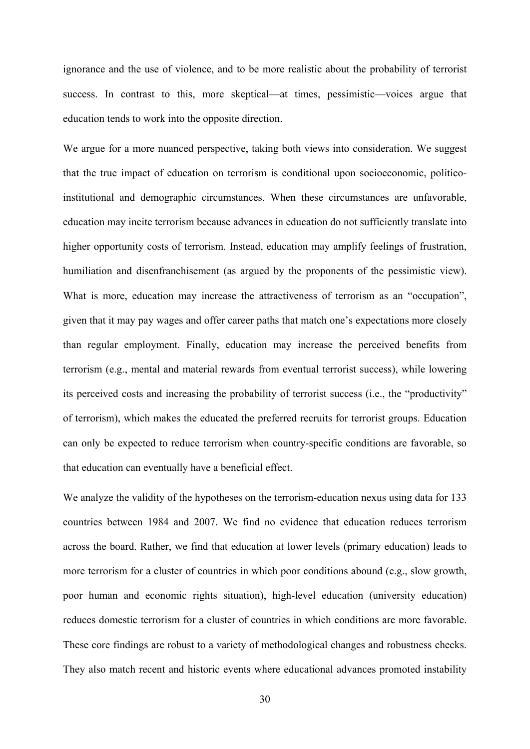ignorance and the use of violence, and to be more realistic about the probability of terrorist success. In contrast to this, more skeptical—at times, pessimistic—voices argue that education tends to work into the opposite direction.

We argue for a more nuanced perspective, taking both views into consideration. We suggest that the true impact of education on terrorism is conditional upon socioeconomic, politico-institutional and demographic circumstances. When these circumstances are unfavorable, education may incite terrorism because advances in education do not sufficiently translate into higher opportunity costs of terrorism. Instead, education may amplify feelings of frustration, humiliation and disenfranchisement (as argued by the proponents of the pessimistic view). What is more, education may increase the attractiveness of terrorism as an "occupation", given that it may pay wages and offer career paths that match one's expectations more closely than regular employment. Finally, education may increase the perceived benefits from terrorism (e.g., mental and material rewards from eventual terrorist success), while lowering its perceived costs and increasing the probability of terrorist success (i.e., the "productivity" of terrorism), which makes the educated the preferred recruits for terrorist groups. Education can only be expected to reduce terrorism when country-specific conditions are favorable, so that education can eventually have a beneficial effect.

We analyze the validity of the hypotheses on the terrorism-education nexus using data for 133 countries between 1984 and 2007. We find no evidence that education reduces terrorism across the board. Rather, we find that education at lower levels (primary education) leads to more terrorism for a cluster of countries in which poor conditions abound (e.g., slow growth, poor human and economic rights situation), high-level education (university education) reduces domestic terrorism for a cluster of countries in which conditions are more favorable. These core findings are robust to a variety of methodological changes and robustness checks. They also match recent and historic events where educational advances promoted instability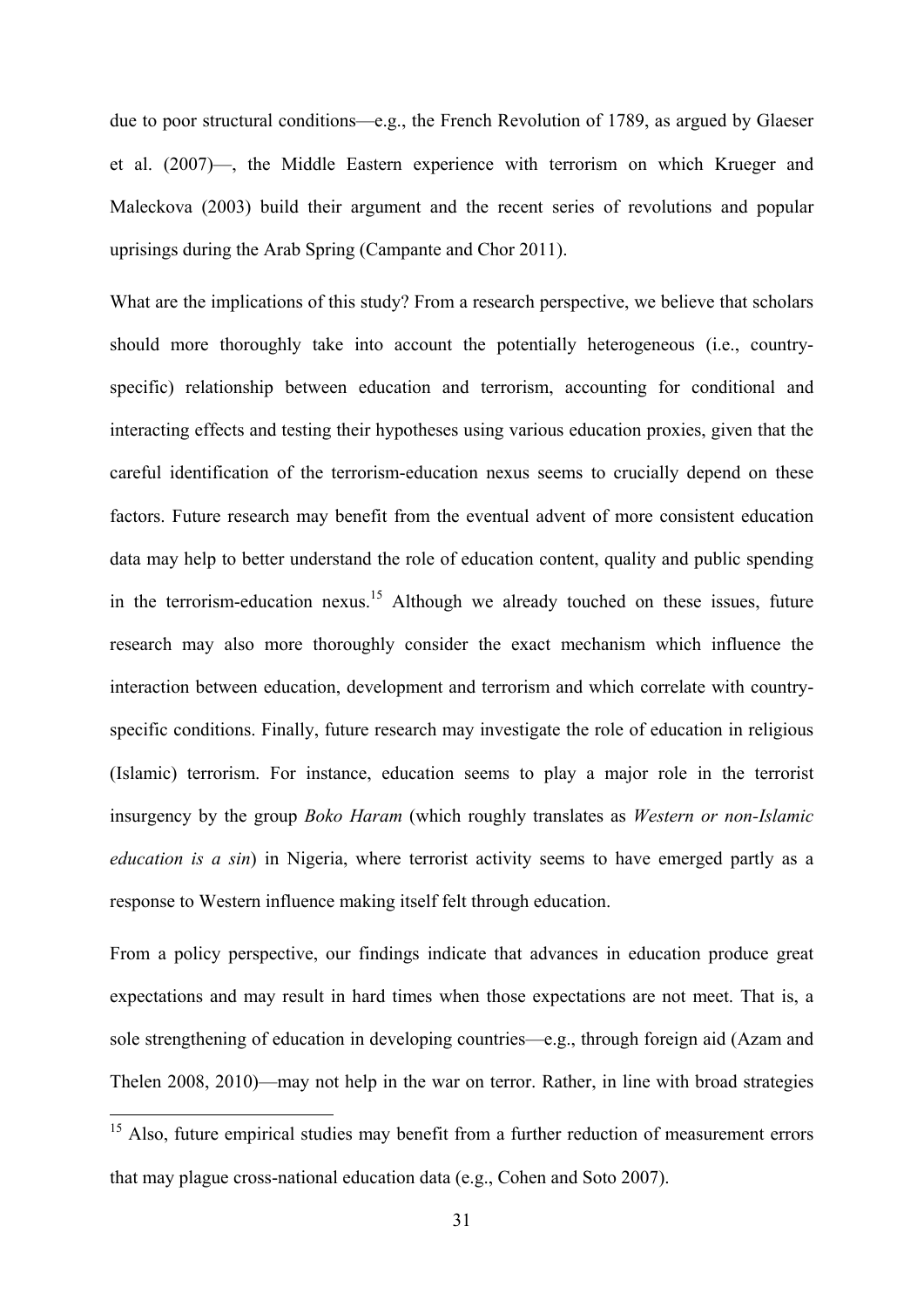due to poor structural conditions—e.g., the French Revolution of 1789, as argued by Glaeser et al. (2007)—, the Middle Eastern experience with terrorism on which Krueger and Maleckova (2003) build their argument and the recent series of revolutions and popular uprisings during the Arab Spring (Campante and Chor 2011).

What are the implications of this study? From a research perspective, we believe that scholars should more thoroughly take into account the potentially heterogeneous (i.e., country-specific) relationship between education and terrorism, accounting for conditional and interacting effects and testing their hypotheses using various education proxies, given that the careful identification of the terrorism-education nexus seems to crucially depend on these factors. Future research may benefit from the eventual advent of more consistent education data may help to better understand the role of education content, quality and public spending in the terrorism-education nexus.[15] Although we already touched on these issues, future research may also more thoroughly consider the exact mechanism which influence the interaction between education, development and terrorism and which correlate with country-specific conditions. Finally, future research may investigate the role of education in religious (Islamic) terrorism. For instance, education seems to play a major role in the terrorist insurgency by the group *Boko Haram* (which roughly translates as *Western or non-Islamic education is a sin*) in Nigeria, where terrorist activity seems to have emerged partly as a response to Western influence making itself felt through education.

From a policy perspective, our findings indicate that advances in education produce great expectations and may result in hard times when those expectations are not meet. That is, a sole strengthening of education in developing countries—e.g., through foreign aid (Azam and Thelen 2008, 2010)—may not help in the war on terror. Rather, in line with broad strategies

[15] Also, future empirical studies may benefit from a further reduction of measurement errors that may plague cross-national education data (e.g., Cohen and Soto 2007).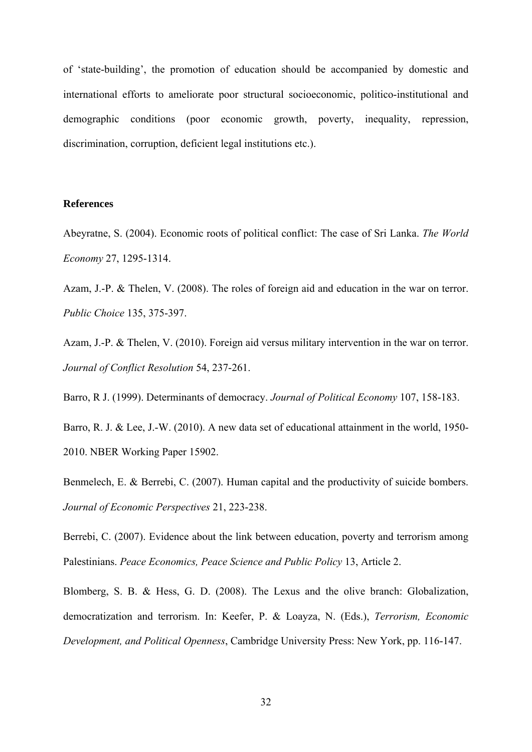of 'state-building', the promotion of education should be accompanied by domestic and international efforts to ameliorate poor structural socioeconomic, politico-institutional and demographic conditions (poor economic growth, poverty, inequality, repression, discrimination, corruption, deficient legal institutions etc.).

## References

Abeyratne, S. (2004). Economic roots of political conflict: The case of Sri Lanka. *The World Economy* 27, 1295-1314.

Azam, J.-P. & Thelen, V. (2008). The roles of foreign aid and education in the war on terror. *Public Choice* 135, 375-397.

Azam, J.-P. & Thelen, V. (2010). Foreign aid versus military intervention in the war on terror. *Journal of Conflict Resolution* 54, 237-261.

Barro, R J. (1999). Determinants of democracy. *Journal of Political Economy* 107, 158-183.

Barro, R. J. & Lee, J.-W. (2010). A new data set of educational attainment in the world, 1950-2010. NBER Working Paper 15902.

Benmelech, E. & Berrebi, C. (2007). Human capital and the productivity of suicide bombers. *Journal of Economic Perspectives* 21, 223-238.

Berrebi, C. (2007). Evidence about the link between education, poverty and terrorism among Palestinians. *Peace Economics, Peace Science and Public Policy* 13, Article 2.

Blomberg, S. B. & Hess, G. D. (2008). The Lexus and the olive branch: Globalization, democratization and terrorism. In: Keefer, P. & Loayza, N. (Eds.), *Terrorism, Economic Development, and Political Openness*, Cambridge University Press: New York, pp. 116-147.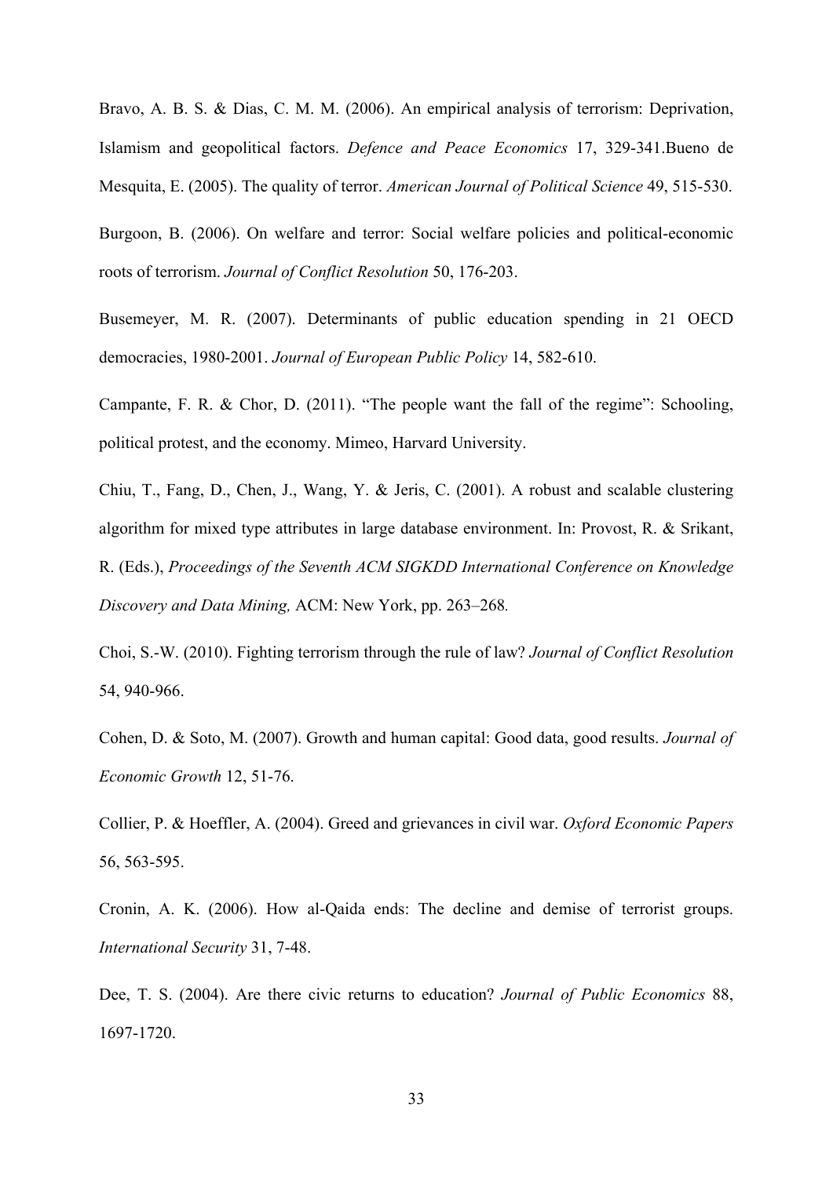Bravo, A. B. S. & Dias, C. M. M. (2006). An empirical analysis of terrorism: Deprivation, Islamism and geopolitical factors. *Defence and Peace Economics* 17, 329-341.Bueno de Mesquita, E. (2005). The quality of terror. *American Journal of Political Science* 49, 515-530.

Burgoon, B. (2006). On welfare and terror: Social welfare policies and political-economic roots of terrorism. *Journal of Conflict Resolution* 50, 176-203.

Busemeyer, M. R. (2007). Determinants of public education spending in 21 OECD democracies, 1980-2001. *Journal of European Public Policy* 14, 582-610.

Campante, F. R. & Chor, D. (2011). "The people want the fall of the regime": Schooling, political protest, and the economy. Mimeo, Harvard University.

Chiu, T., Fang, D., Chen, J., Wang, Y. & Jeris, C. (2001). A robust and scalable clustering algorithm for mixed type attributes in large database environment. In: Provost, R. & Srikant, R. (Eds.), *Proceedings of the Seventh ACM SIGKDD International Conference on Knowledge Discovery and Data Mining,* ACM: New York, pp. 263–268.

Choi, S.-W. (2010). Fighting terrorism through the rule of law? *Journal of Conflict Resolution* 54, 940-966.

Cohen, D. & Soto, M. (2007). Growth and human capital: Good data, good results. *Journal of Economic Growth* 12, 51-76.

Collier, P. & Hoeffler, A. (2004). Greed and grievances in civil war. *Oxford Economic Papers* 56, 563-595.

Cronin, A. K. (2006). How al-Qaida ends: The decline and demise of terrorist groups. *International Security* 31, 7-48.

Dee, T. S. (2004). Are there civic returns to education? *Journal of Public Economics* 88, 1697-1720.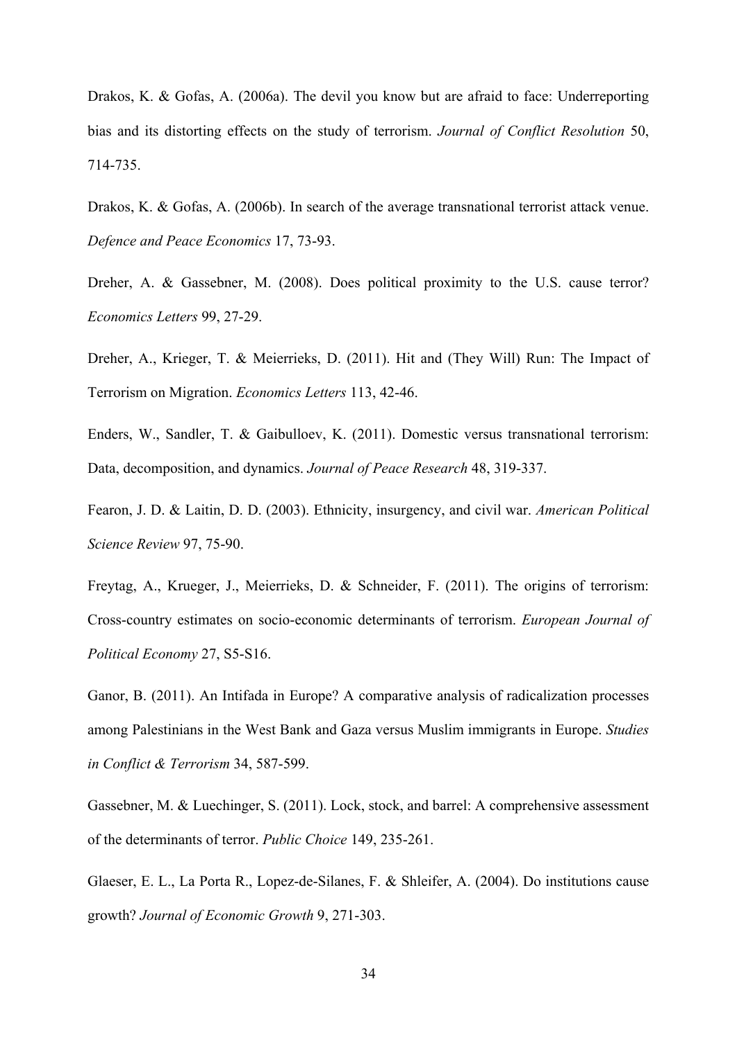Drakos, K. & Gofas, A. (2006a). The devil you know but are afraid to face: Underreporting bias and its distorting effects on the study of terrorism. *Journal of Conflict Resolution* 50, 714-735.

Drakos, K. & Gofas, A. (2006b). In search of the average transnational terrorist attack venue. *Defence and Peace Economics* 17, 73-93.

Dreher, A. & Gassebner, M. (2008). Does political proximity to the U.S. cause terror? *Economics Letters* 99, 27-29.

Dreher, A., Krieger, T. & Meierrieks, D. (2011). Hit and (They Will) Run: The Impact of Terrorism on Migration. *Economics Letters* 113, 42-46.

Enders, W., Sandler, T. & Gaibulloev, K. (2011). Domestic versus transnational terrorism: Data, decomposition, and dynamics. *Journal of Peace Research* 48, 319-337.

Fearon, J. D. & Laitin, D. D. (2003). Ethnicity, insurgency, and civil war. *American Political Science Review* 97, 75-90.

Freytag, A., Krueger, J., Meierrieks, D. & Schneider, F. (2011). The origins of terrorism: Cross-country estimates on socio-economic determinants of terrorism. *European Journal of Political Economy* 27, S5-S16.

Ganor, B. (2011). An Intifada in Europe? A comparative analysis of radicalization processes among Palestinians in the West Bank and Gaza versus Muslim immigrants in Europe. *Studies in Conflict & Terrorism* 34, 587-599.

Gassebner, M. & Luechinger, S. (2011). Lock, stock, and barrel: A comprehensive assessment of the determinants of terror. *Public Choice* 149, 235-261.

Glaeser, E. L., La Porta R., Lopez-de-Silanes, F. & Shleifer, A. (2004). Do institutions cause growth? *Journal of Economic Growth* 9, 271-303.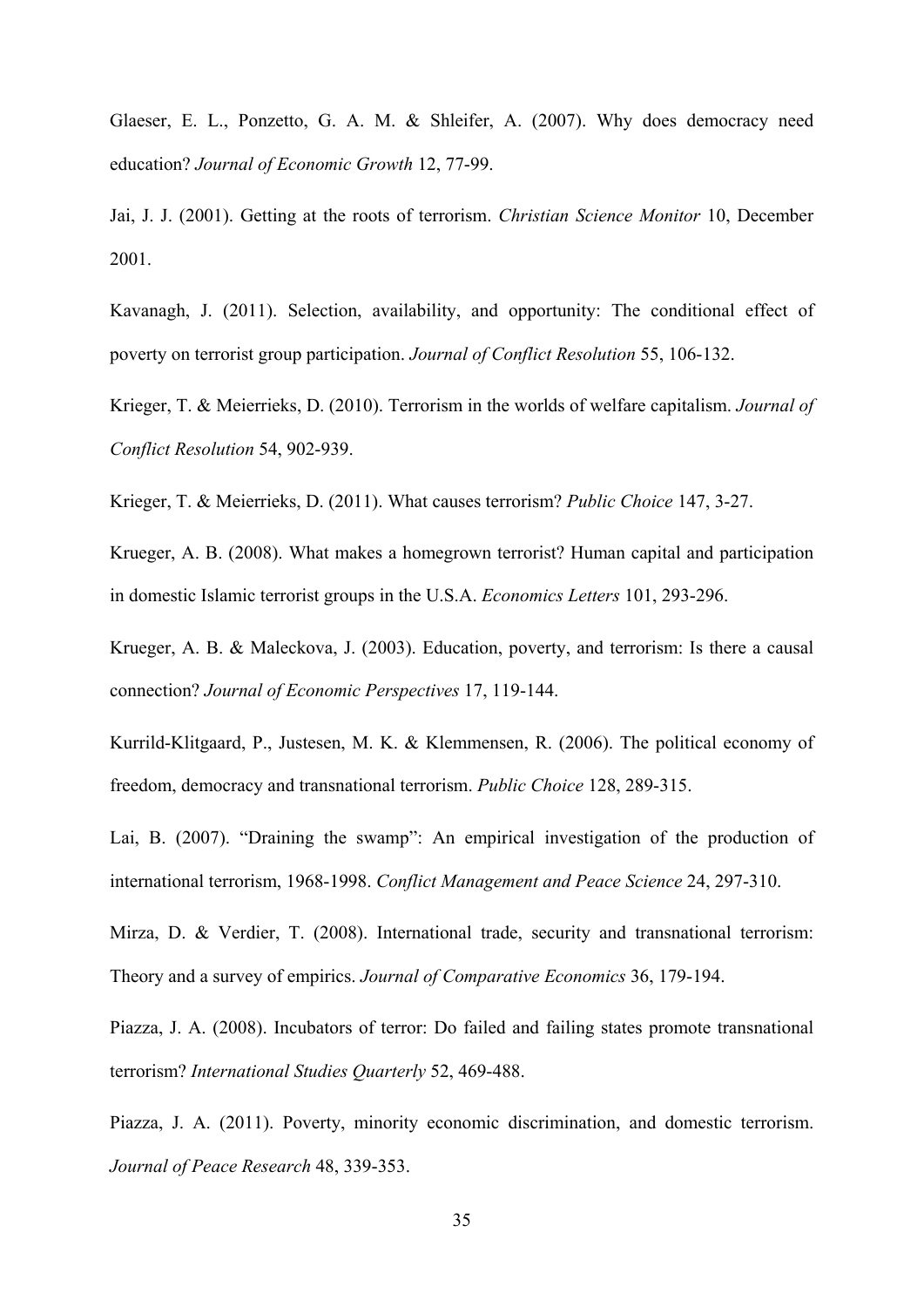Glaeser, E. L., Ponzetto, G. A. M. & Shleifer, A. (2007). Why does democracy need education? *Journal of Economic Growth* 12, 77-99.

Jai, J. J. (2001). Getting at the roots of terrorism. *Christian Science Monitor* 10, December 2001.

Kavanagh, J. (2011). Selection, availability, and opportunity: The conditional effect of poverty on terrorist group participation. *Journal of Conflict Resolution* 55, 106-132.

Krieger, T. & Meierrieks, D. (2010). Terrorism in the worlds of welfare capitalism. *Journal of Conflict Resolution* 54, 902-939.

Krieger, T. & Meierrieks, D. (2011). What causes terrorism? *Public Choice* 147, 3-27.

Krueger, A. B. (2008). What makes a homegrown terrorist? Human capital and participation in domestic Islamic terrorist groups in the U.S.A. *Economics Letters* 101, 293-296.

Krueger, A. B. & Maleckova, J. (2003). Education, poverty, and terrorism: Is there a causal connection? *Journal of Economic Perspectives* 17, 119-144.

Kurrild-Klitgaard, P., Justesen, M. K. & Klemmensen, R. (2006). The political economy of freedom, democracy and transnational terrorism. *Public Choice* 128, 289-315.

Lai, B. (2007). "Draining the swamp": An empirical investigation of the production of international terrorism, 1968-1998. *Conflict Management and Peace Science* 24, 297-310.

Mirza, D. & Verdier, T. (2008). International trade, security and transnational terrorism: Theory and a survey of empirics. *Journal of Comparative Economics* 36, 179-194.

Piazza, J. A. (2008). Incubators of terror: Do failed and failing states promote transnational terrorism? *International Studies Quarterly* 52, 469-488.

Piazza, J. A. (2011). Poverty, minority economic discrimination, and domestic terrorism. *Journal of Peace Research* 48, 339-353.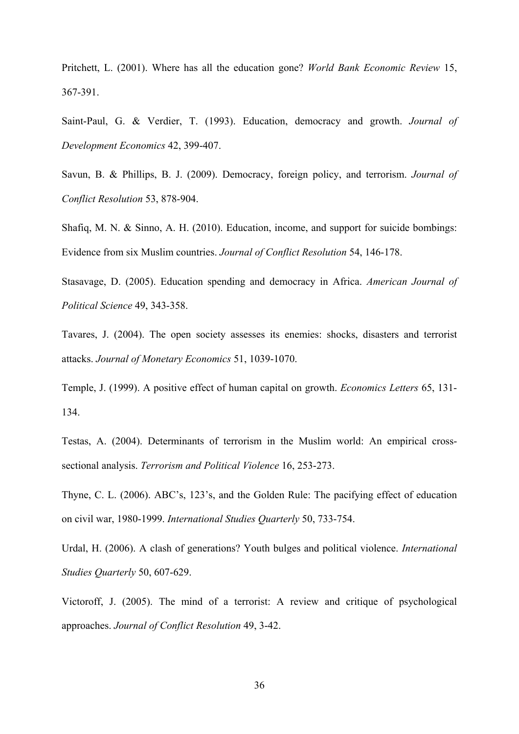Pritchett, L. (2001). Where has all the education gone? *World Bank Economic Review* 15, 367-391.

Saint-Paul, G. & Verdier, T. (1993). Education, democracy and growth. *Journal of Development Economics* 42, 399-407.

Savun, B. & Phillips, B. J. (2009). Democracy, foreign policy, and terrorism. *Journal of Conflict Resolution* 53, 878-904.

Shafiq, M. N. & Sinno, A. H. (2010). Education, income, and support for suicide bombings: Evidence from six Muslim countries. *Journal of Conflict Resolution* 54, 146-178.

Stasavage, D. (2005). Education spending and democracy in Africa. *American Journal of Political Science* 49, 343-358.

Tavares, J. (2004). The open society assesses its enemies: shocks, disasters and terrorist attacks. *Journal of Monetary Economics* 51, 1039-1070.

Temple, J. (1999). A positive effect of human capital on growth. *Economics Letters* 65, 131-134.

Testas, A. (2004). Determinants of terrorism in the Muslim world: An empirical cross-sectional analysis. *Terrorism and Political Violence* 16, 253-273.

Thyne, C. L. (2006). ABC's, 123's, and the Golden Rule: The pacifying effect of education on civil war, 1980-1999. *International Studies Quarterly* 50, 733-754.

Urdal, H. (2006). A clash of generations? Youth bulges and political violence. *International Studies Quarterly* 50, 607-629.

Victoroff, J. (2005). The mind of a terrorist: A review and critique of psychological approaches. *Journal of Conflict Resolution* 49, 3-42.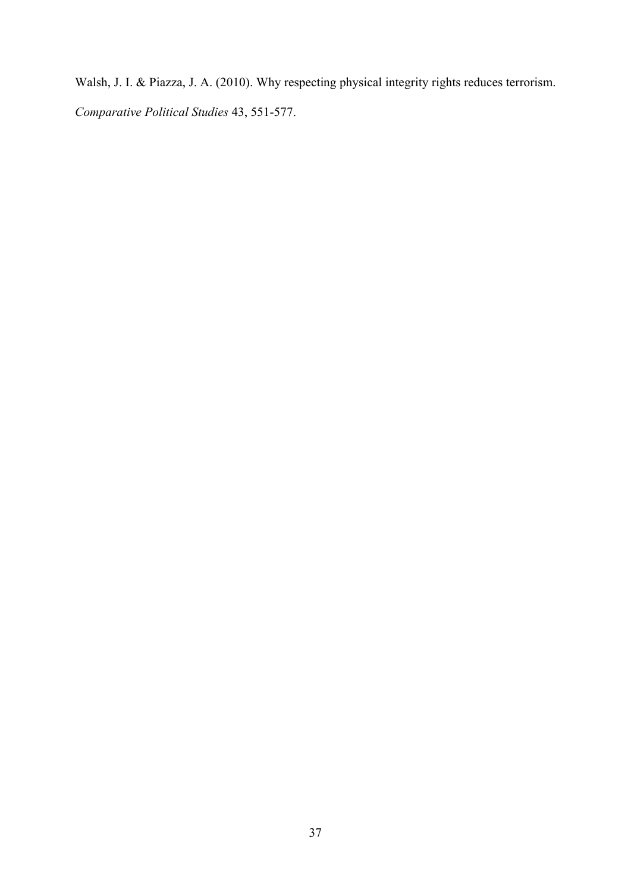Walsh, J. I. & Piazza, J. A. (2010). Why respecting physical integrity rights reduces terrorism. *Comparative Political Studies* 43, 551-577.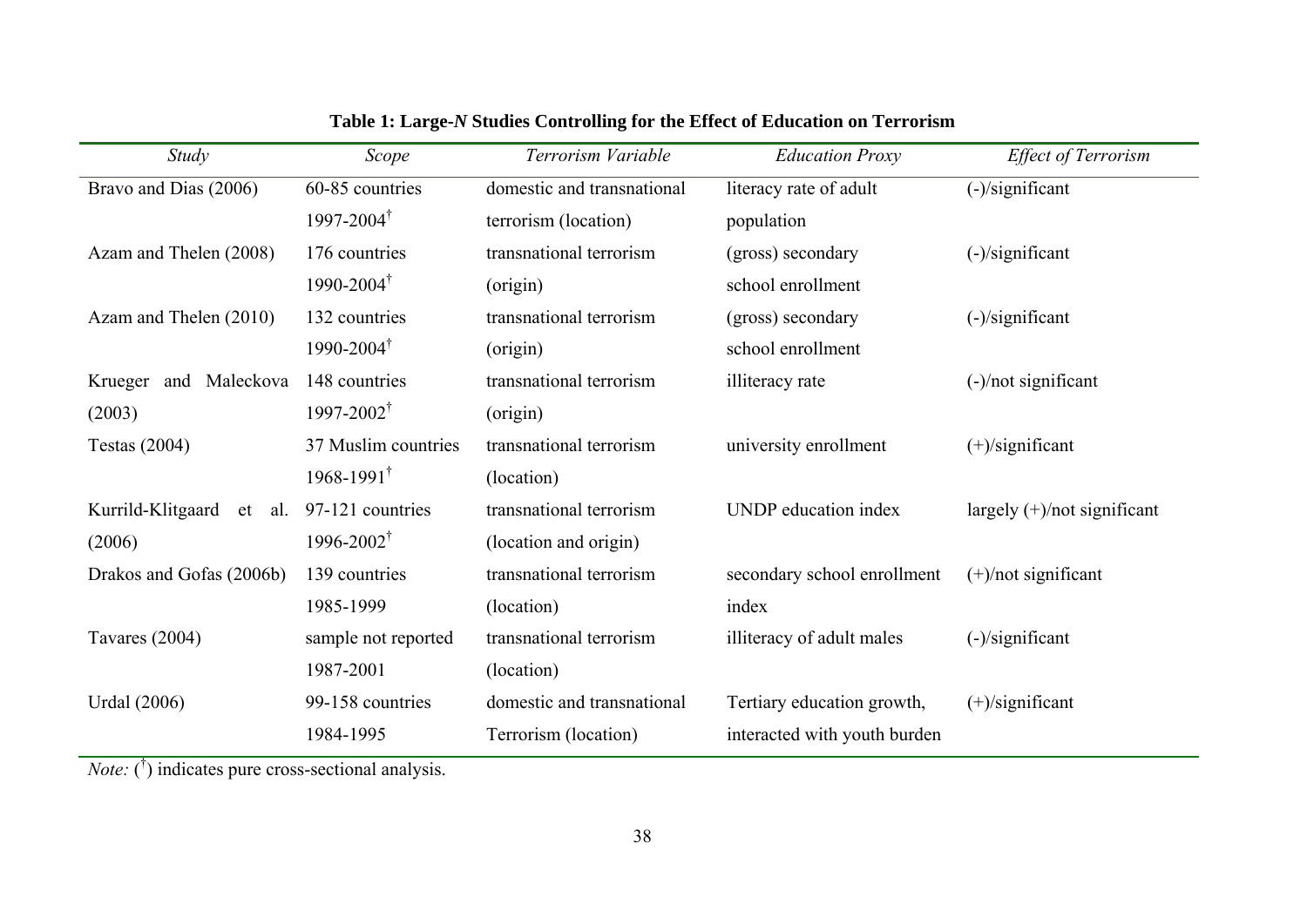**Table 1: Large-*N* Studies Controlling for the Effect of Education on Terrorism**

| *Study* | *Scope* | *Terrorism Variable* | *Education Proxy* | *Effect of Terrorism* |
|---|---|---|---|---|
| Bravo and Dias (2006) | 60-85 countries 1997-2004† | domestic and transnational terrorism (location) | literacy rate of adult population | (-)/significant |
| Azam and Thelen (2008) | 176 countries 1990-2004† | transnational terrorism (origin) | (gross) secondary school enrollment | (-)/significant |
| Azam and Thelen (2010) | 132 countries 1990-2004† | transnational terrorism (origin) | (gross) secondary school enrollment | (-)/significant |
| Krueger and Maleckova (2003) | 148 countries 1997-2002† | transnational terrorism (origin) | illiteracy rate | (-)/not significant |
| Testas (2004) | 37 Muslim countries 1968-1991† | transnational terrorism (location) | university enrollment | (+)/significant |
| Kurrild-Klitgaard et al. (2006) | 97-121 countries 1996-2002† | transnational terrorism (location and origin) | UNDP education index | largely (+)/not significant |
| Drakos and Gofas (2006b) | 139 countries 1985-1999 | transnational terrorism (location) | secondary school enrollment index | (+)/not significant |
| Tavares (2004) | sample not reported 1987-2001 | transnational terrorism (location) | illiteracy of adult males | (-)/significant |
| Urdal (2006) | 99-158 countries 1984-1995 | domestic and transnational Terrorism (location) | Tertiary education growth, interacted with youth burden | (+)/significant |

*Note:* (†) indicates pure cross-sectional analysis.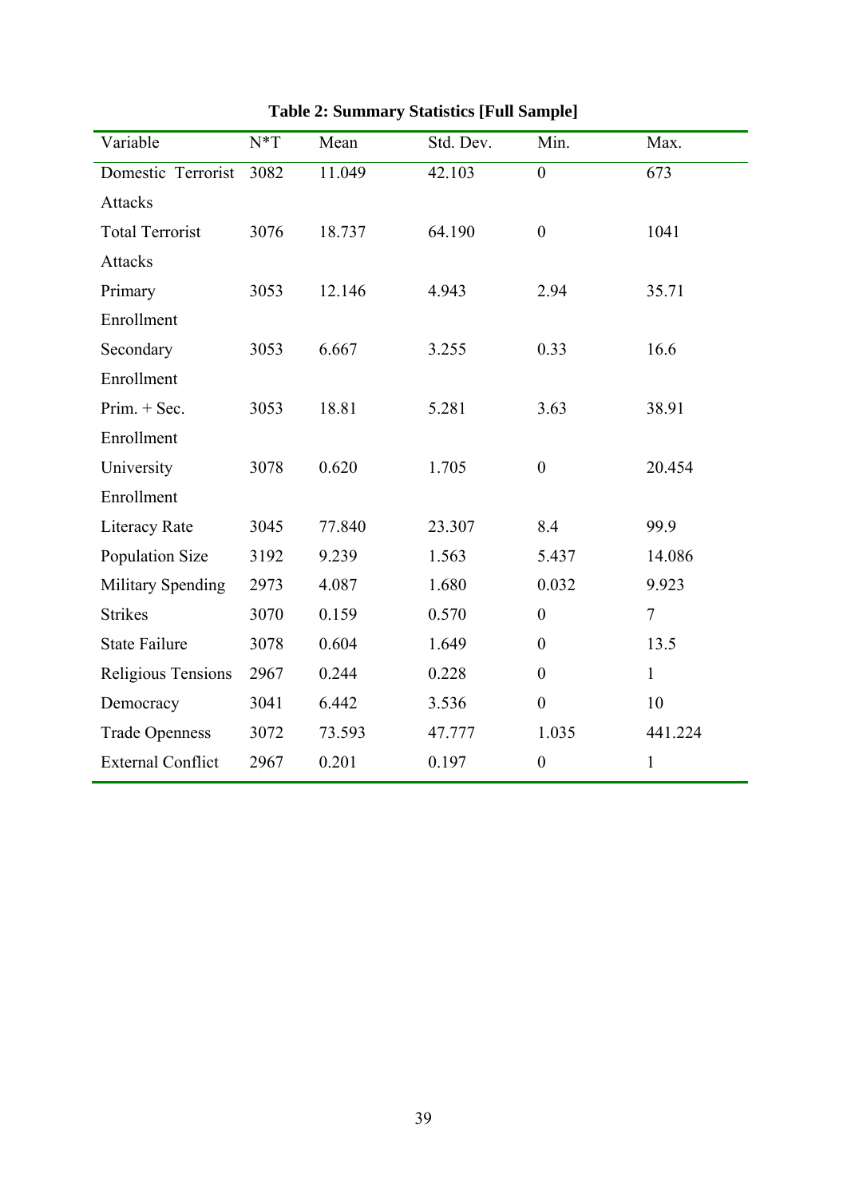**Table 2: Summary Statistics [Full Sample]**

| Variable | N*T | Mean | Std. Dev. | Min. | Max. |
|---|---|---|---|---|---|
| Domestic Terrorist Attacks | 3082 | 11.049 | 42.103 | 0 | 673 |
| Total Terrorist Attacks | 3076 | 18.737 | 64.190 | 0 | 1041 |
| Primary Enrollment | 3053 | 12.146 | 4.943 | 2.94 | 35.71 |
| Secondary Enrollment | 3053 | 6.667 | 3.255 | 0.33 | 16.6 |
| Prim. + Sec. Enrollment | 3053 | 18.81 | 5.281 | 3.63 | 38.91 |
| University Enrollment | 3078 | 0.620 | 1.705 | 0 | 20.454 |
| Literacy Rate | 3045 | 77.840 | 23.307 | 8.4 | 99.9 |
| Population Size | 3192 | 9.239 | 1.563 | 5.437 | 14.086 |
| Military Spending | 2973 | 4.087 | 1.680 | 0.032 | 9.923 |
| Strikes | 3070 | 0.159 | 0.570 | 0 | 7 |
| State Failure | 3078 | 0.604 | 1.649 | 0 | 13.5 |
| Religious Tensions | 2967 | 0.244 | 0.228 | 0 | 1 |
| Democracy | 3041 | 6.442 | 3.536 | 0 | 10 |
| Trade Openness | 3072 | 73.593 | 47.777 | 1.035 | 441.224 |
| External Conflict | 2967 | 0.201 | 0.197 | 0 | 1 |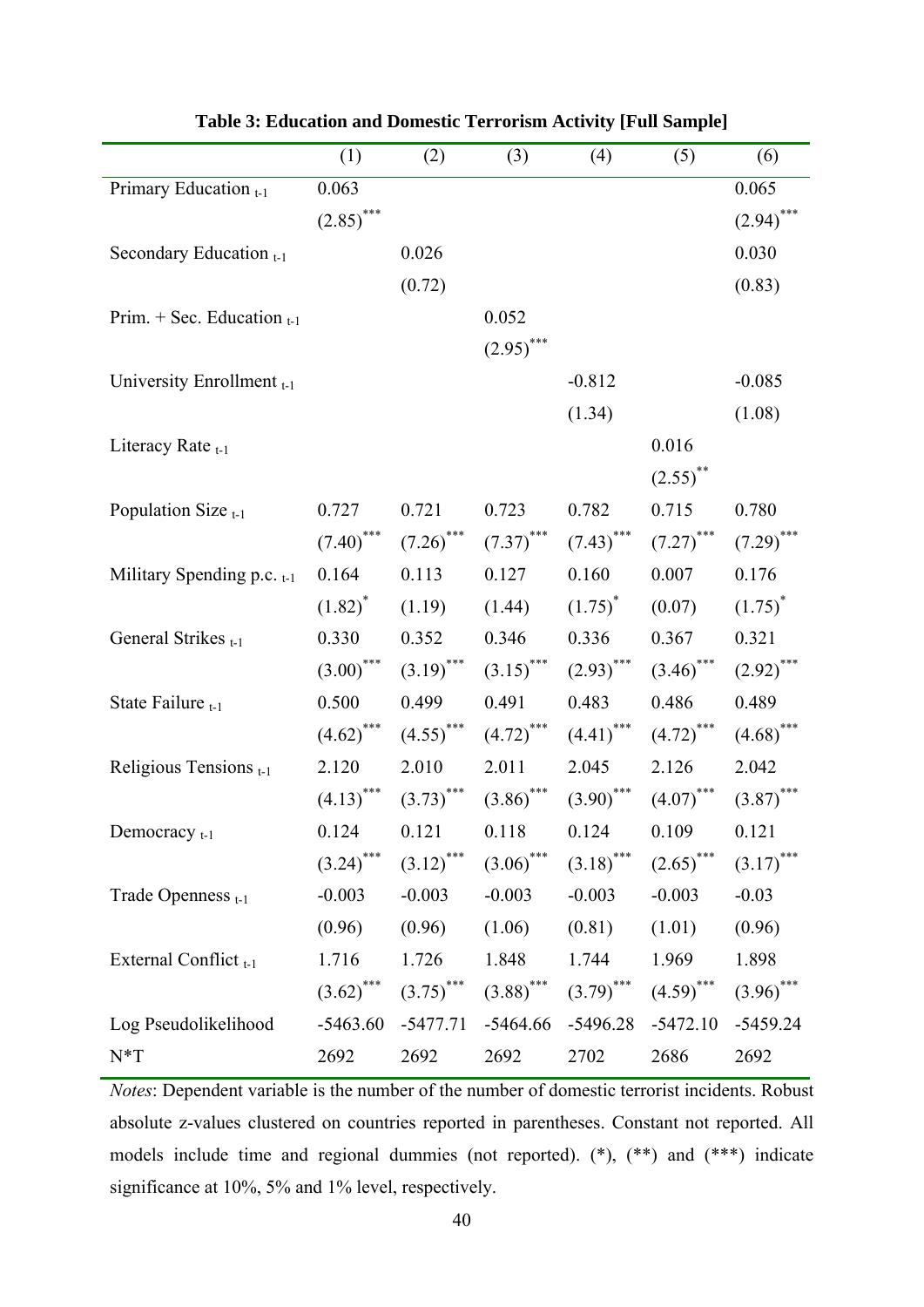**Table 3: Education and Domestic Terrorism Activity [Full Sample]**

| | (1) | (2) | (3) | (4) | (5) | (6) |
|---|---|---|---|---|---|---|
| Primary Education $_{t-1}$ | 0.063 | | | | | 0.065 |
| | $(2.85)^{***}$ | | | | | $(2.94)^{***}$ |
| Secondary Education $_{t-1}$ | | 0.026 | | | | 0.030 |
| | | (0.72) | | | | (0.83) |
| Prim. + Sec. Education $_{t-1}$ | | | 0.052 | | | |
| | | | $(2.95)^{***}$ | | | |
| University Enrollment $_{t-1}$ | | | | -0.812 | | -0.085 |
| | | | | (1.34) | | (1.08) |
| Literacy Rate $_{t-1}$ | | | | | 0.016 | |
| | | | | | $(2.55)^{**}$ | |
| Population Size $_{t-1}$ | 0.727 | 0.721 | 0.723 | 0.782 | 0.715 | 0.780 |
| | $(7.40)^{***}$ | $(7.26)^{***}$ | $(7.37)^{***}$ | $(7.43)^{***}$ | $(7.27)^{***}$ | $(7.29)^{***}$ |
| Military Spending p.c. $_{t-1}$ | 0.164 | 0.113 | 0.127 | 0.160 | 0.007 | 0.176 |
| | $(1.82)^{*}$ | (1.19) | (1.44) | $(1.75)^{*}$ | (0.07) | $(1.75)^{*}$ |
| General Strikes $_{t-1}$ | 0.330 | 0.352 | 0.346 | 0.336 | 0.367 | 0.321 |
| | $(3.00)^{***}$ | $(3.19)^{***}$ | $(3.15)^{***}$ | $(2.93)^{***}$ | $(3.46)^{***}$ | $(2.92)^{***}$ |
| State Failure $_{t-1}$ | 0.500 | 0.499 | 0.491 | 0.483 | 0.486 | 0.489 |
| | $(4.62)^{***}$ | $(4.55)^{***}$ | $(4.72)^{***}$ | $(4.41)^{***}$ | $(4.72)^{***}$ | $(4.68)^{***}$ |
| Religious Tensions $_{t-1}$ | 2.120 | 2.010 | 2.011 | 2.045 | 2.126 | 2.042 |
| | $(4.13)^{***}$ | $(3.73)^{***}$ | $(3.86)^{***}$ | $(3.90)^{***}$ | $(4.07)^{***}$ | $(3.87)^{***}$ |
| Democracy $_{t-1}$ | 0.124 | 0.121 | 0.118 | 0.124 | 0.109 | 0.121 |
| | $(3.24)^{***}$ | $(3.12)^{***}$ | $(3.06)^{***}$ | $(3.18)^{***}$ | $(2.65)^{***}$ | $(3.17)^{***}$ |
| Trade Openness $_{t-1}$ | -0.003 | -0.003 | -0.003 | -0.003 | -0.003 | -0.03 |
| | (0.96) | (0.96) | (1.06) | (0.81) | (1.01) | (0.96) |
| External Conflict $_{t-1}$ | 1.716 | 1.726 | 1.848 | 1.744 | 1.969 | 1.898 |
| | $(3.62)^{***}$ | $(3.75)^{***}$ | $(3.88)^{***}$ | $(3.79)^{***}$ | $(4.59)^{***}$ | $(3.96)^{***}$ |
| Log Pseudolikelihood | -5463.60 | -5477.71 | -5464.66 | -5496.28 | -5472.10 | -5459.24 |
| N*T | 2692 | 2692 | 2692 | 2702 | 2686 | 2692 |

*Notes*: Dependent variable is the number of the number of domestic terrorist incidents. Robust absolute z-values clustered on countries reported in parentheses. Constant not reported. All models include time and regional dummies (not reported). (*), (**) and (***) indicate significance at 10%, 5% and 1% level, respectively.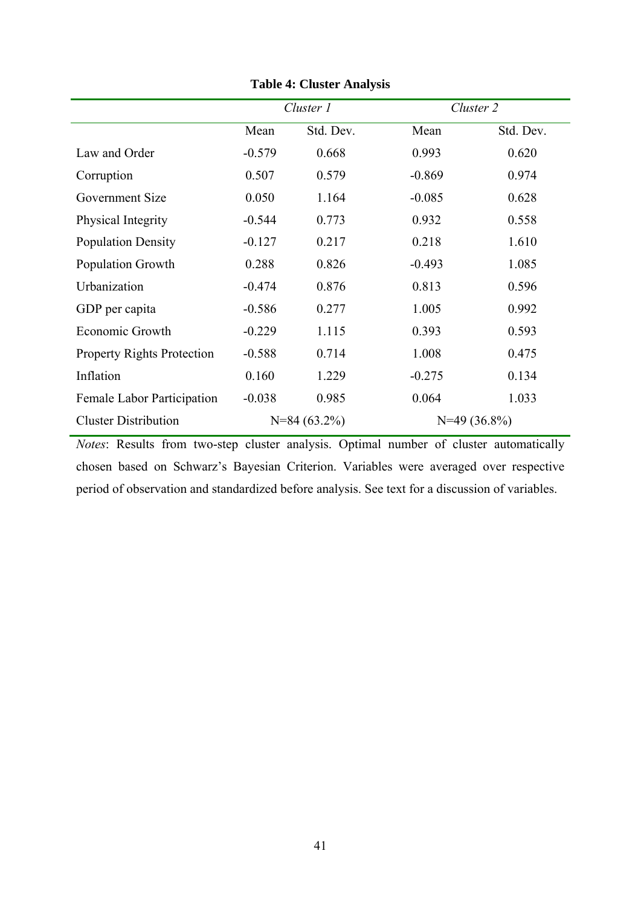**Table 4: Cluster Analysis**

| | *Cluster 1* | | *Cluster 2* | |
|---|---|---|---|---|
| | Mean | Std. Dev. | Mean | Std. Dev. |
| Law and Order | -0.579 | 0.668 | 0.993 | 0.620 |
| Corruption | 0.507 | 0.579 | -0.869 | 0.974 |
| Government Size | 0.050 | 1.164 | -0.085 | 0.628 |
| Physical Integrity | -0.544 | 0.773 | 0.932 | 0.558 |
| Population Density | -0.127 | 0.217 | 0.218 | 1.610 |
| Population Growth | 0.288 | 0.826 | -0.493 | 1.085 |
| Urbanization | -0.474 | 0.876 | 0.813 | 0.596 |
| GDP per capita | -0.586 | 0.277 | 1.005 | 0.992 |
| Economic Growth | -0.229 | 1.115 | 0.393 | 0.593 |
| Property Rights Protection | -0.588 | 0.714 | 1.008 | 0.475 |
| Inflation | 0.160 | 1.229 | -0.275 | 0.134 |
| Female Labor Participation | -0.038 | 0.985 | 0.064 | 1.033 |
| Cluster Distribution | N=84 (63.2%) | | N=49 (36.8%) | |

*Notes*: Results from two-step cluster analysis. Optimal number of cluster automatically chosen based on Schwarz's Bayesian Criterion. Variables were averaged over respective period of observation and standardized before analysis. See text for a discussion of variables.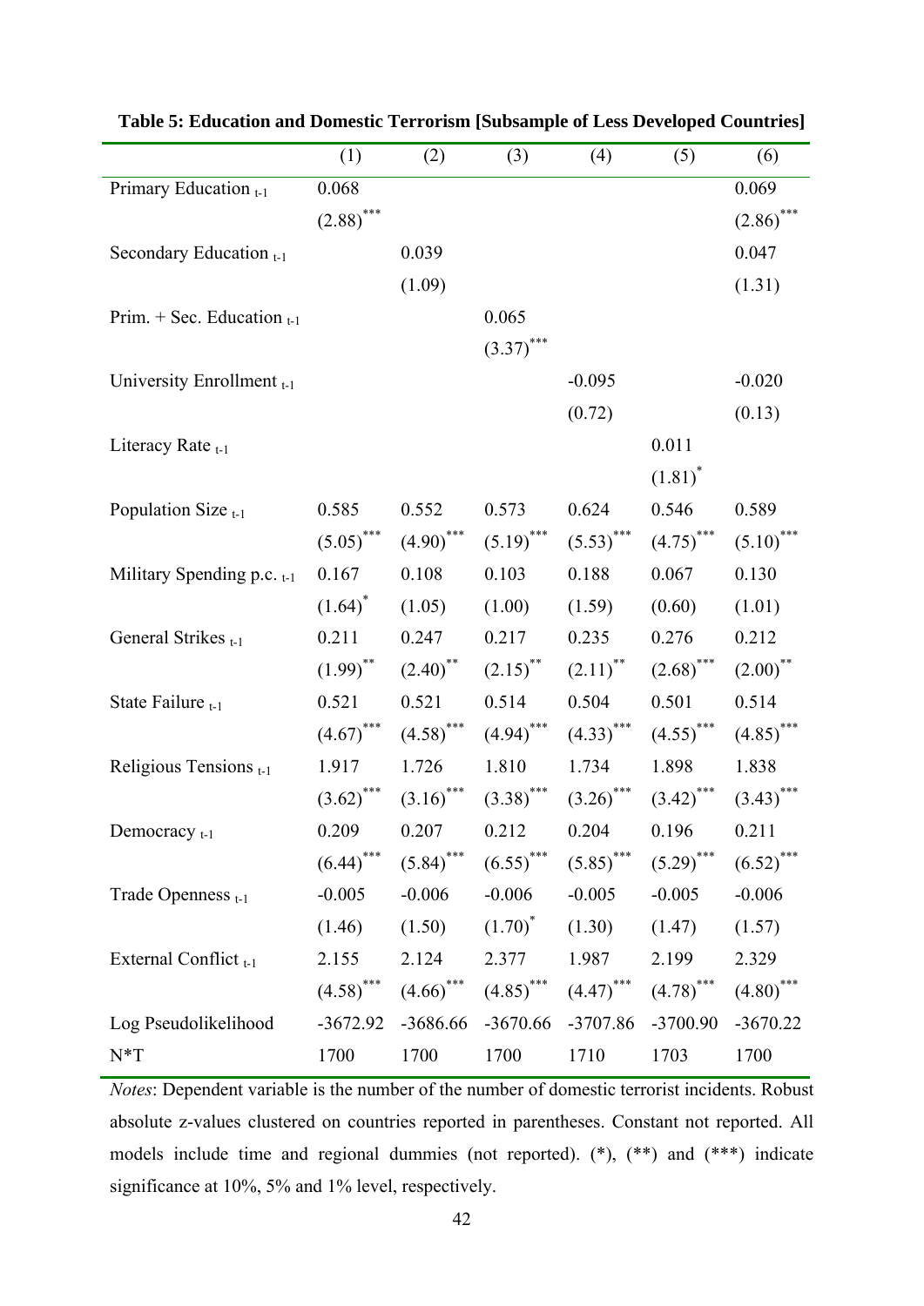**Table 5: Education and Domestic Terrorism [Subsample of Less Developed Countries]**

| | (1) | (2) | (3) | (4) | (5) | (6) |
|---|---|---|---|---|---|---|
| Primary Education $_{t-1}$ | 0.068 | | | | | 0.069 |
| | $(2.88)^{***}$ | | | | | $(2.86)^{***}$ |
| Secondary Education $_{t-1}$ | | 0.039 | | | | 0.047 |
| | | (1.09) | | | | (1.31) |
| Prim. + Sec. Education $_{t-1}$ | | | 0.065 | | | |
| | | | $(3.37)^{***}$ | | | |
| University Enrollment $_{t-1}$ | | | | -0.095 | | -0.020 |
| | | | | (0.72) | | (0.13) |
| Literacy Rate $_{t-1}$ | | | | | 0.011 | |
| | | | | | $(1.81)^{*}$ | |
| Population Size $_{t-1}$ | 0.585 | 0.552 | 0.573 | 0.624 | 0.546 | 0.589 |
| | $(5.05)^{***}$ | $(4.90)^{***}$ | $(5.19)^{***}$ | $(5.53)^{***}$ | $(4.75)^{***}$ | $(5.10)^{***}$ |
| Military Spending p.c. $_{t-1}$ | 0.167 | 0.108 | 0.103 | 0.188 | 0.067 | 0.130 |
| | $(1.64)^{*}$ | (1.05) | (1.00) | (1.59) | (0.60) | (1.01) |
| General Strikes $_{t-1}$ | 0.211 | 0.247 | 0.217 | 0.235 | 0.276 | 0.212 |
| | $(1.99)^{**}$ | $(2.40)^{**}$ | $(2.15)^{**}$ | $(2.11)^{**}$ | $(2.68)^{***}$ | $(2.00)^{**}$ |
| State Failure $_{t-1}$ | 0.521 | 0.521 | 0.514 | 0.504 | 0.501 | 0.514 |
| | $(4.67)^{***}$ | $(4.58)^{***}$ | $(4.94)^{***}$ | $(4.33)^{***}$ | $(4.55)^{***}$ | $(4.85)^{***}$ |
| Religious Tensions $_{t-1}$ | 1.917 | 1.726 | 1.810 | 1.734 | 1.898 | 1.838 |
| | $(3.62)^{***}$ | $(3.16)^{***}$ | $(3.38)^{***}$ | $(3.26)^{***}$ | $(3.42)^{***}$ | $(3.43)^{***}$ |
| Democracy $_{t-1}$ | 0.209 | 0.207 | 0.212 | 0.204 | 0.196 | 0.211 |
| | $(6.44)^{***}$ | $(5.84)^{***}$ | $(6.55)^{***}$ | $(5.85)^{***}$ | $(5.29)^{***}$ | $(6.52)^{***}$ |
| Trade Openness $_{t-1}$ | -0.005 | -0.006 | -0.006 | -0.005 | -0.005 | -0.006 |
| | (1.46) | (1.50) | $(1.70)^{*}$ | (1.30) | (1.47) | (1.57) |
| External Conflict $_{t-1}$ | 2.155 | 2.124 | 2.377 | 1.987 | 2.199 | 2.329 |
| | $(4.58)^{***}$ | $(4.66)^{***}$ | $(4.85)^{***}$ | $(4.47)^{***}$ | $(4.78)^{***}$ | $(4.80)^{***}$ |
| Log Pseudolikelihood | -3672.92 | -3686.66 | -3670.66 | -3707.86 | -3700.90 | -3670.22 |
| N*T | 1700 | 1700 | 1700 | 1710 | 1703 | 1700 |

*Notes*: Dependent variable is the number of the number of domestic terrorist incidents. Robust absolute z-values clustered on countries reported in parentheses. Constant not reported. All models include time and regional dummies (not reported). (*), (**) and (***) indicate significance at 10%, 5% and 1% level, respectively.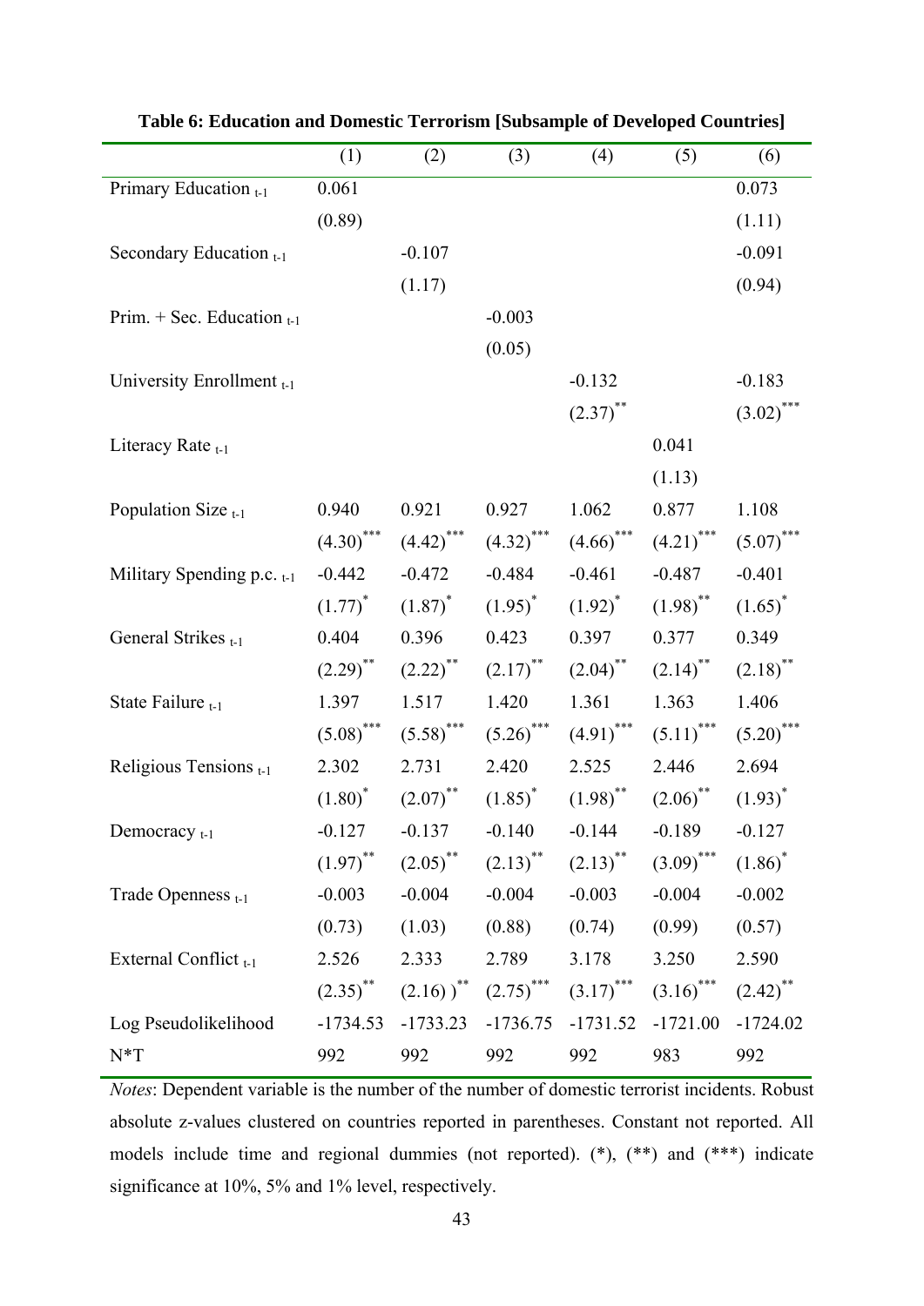**Table 6: Education and Domestic Terrorism [Subsample of Developed Countries]**

| | (1) | (2) | (3) | (4) | (5) | (6) |
|---|---|---|---|---|---|---|
| Primary Education $_{t-1}$ | 0.061 | | | | | 0.073 |
| | (0.89) | | | | | (1.11) |
| Secondary Education $_{t-1}$ | | -0.107 | | | | -0.091 |
| | | (1.17) | | | | (0.94) |
| Prim. + Sec. Education $_{t-1}$ | | | -0.003 | | | |
| | | | (0.05) | | | |
| University Enrollment $_{t-1}$ | | | | -0.132 | | -0.183 |
| | | | | $(2.37)^{**}$ | | $(3.02)^{***}$ |
| Literacy Rate $_{t-1}$ | | | | | 0.041 | |
| | | | | | (1.13) | |
| Population Size $_{t-1}$ | 0.940 | 0.921 | 0.927 | 1.062 | 0.877 | 1.108 |
| | $(4.30)^{***}$ | $(4.42)^{***}$ | $(4.32)^{***}$ | $(4.66)^{***}$ | $(4.21)^{***}$ | $(5.07)^{***}$ |
| Military Spending p.c. $_{t-1}$ | -0.442 | -0.472 | -0.484 | -0.461 | -0.487 | -0.401 |
| | $(1.77)^{*}$ | $(1.87)^{*}$ | $(1.95)^{*}$ | $(1.92)^{*}$ | $(1.98)^{**}$ | $(1.65)^{*}$ |
| General Strikes $_{t-1}$ | 0.404 | 0.396 | 0.423 | 0.397 | 0.377 | 0.349 |
| | $(2.29)^{**}$ | $(2.22)^{**}$ | $(2.17)^{**}$ | $(2.04)^{**}$ | $(2.14)^{**}$ | $(2.18)^{**}$ |
| State Failure $_{t-1}$ | 1.397 | 1.517 | 1.420 | 1.361 | 1.363 | 1.406 |
| | $(5.08)^{***}$ | $(5.58)^{***}$ | $(5.26)^{***}$ | $(4.91)^{***}$ | $(5.11)^{***}$ | $(5.20)^{***}$ |
| Religious Tensions $_{t-1}$ | 2.302 | 2.731 | 2.420 | 2.525 | 2.446 | 2.694 |
| | $(1.80)^{*}$ | $(2.07)^{**}$ | $(1.85)^{*}$ | $(1.98)^{**}$ | $(2.06)^{**}$ | $(1.93)^{*}$ |
| Democracy $_{t-1}$ | -0.127 | -0.137 | -0.140 | -0.144 | -0.189 | -0.127 |
| | $(1.97)^{**}$ | $(2.05)^{**}$ | $(2.13)^{**}$ | $(2.13)^{**}$ | $(3.09)^{***}$ | $(1.86)^{*}$ |
| Trade Openness $_{t-1}$ | -0.003 | -0.004 | -0.004 | -0.003 | -0.004 | -0.002 |
| | (0.73) | (1.03) | (0.88) | (0.74) | (0.99) | (0.57) |
| External Conflict $_{t-1}$ | 2.526 | 2.333 | 2.789 | 3.178 | 3.250 | 2.590 |
| | $(2.35)^{**}$ | $(2.16)\,)^{**}$ | $(2.75)^{***}$ | $(3.17)^{***}$ | $(3.16)^{***}$ | $(2.42)^{**}$ |
| Log Pseudolikelihood | -1734.53 | -1733.23 | -1736.75 | -1731.52 | -1721.00 | -1724.02 |
| N*T | 992 | 992 | 992 | 992 | 983 | 992 |

*Notes*: Dependent variable is the number of the number of domestic terrorist incidents. Robust absolute z-values clustered on countries reported in parentheses. Constant not reported. All models include time and regional dummies (not reported). (*), (**) and (***) indicate significance at 10%, 5% and 1% level, respectively.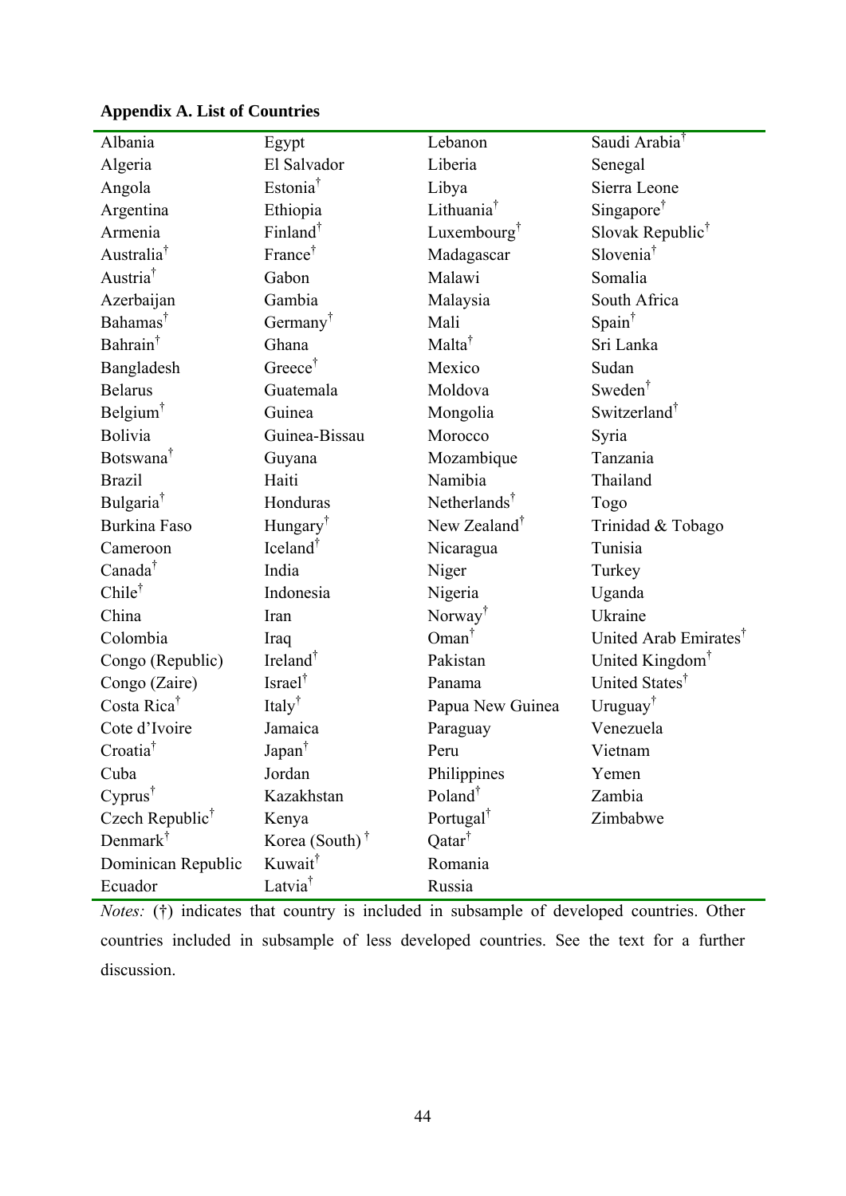**Appendix A. List of Countries**

| | | | |
|---|---|---|---|
| Albania | Egypt | Lebanon | Saudi Arabia† |
| Algeria | El Salvador | Liberia | Senegal |
| Angola | Estonia† | Libya | Sierra Leone |
| Argentina | Ethiopia | Lithuania† | Singapore† |
| Armenia | Finland† | Luxembourg† | Slovak Republic† |
| Australia† | France† | Madagascar | Slovenia† |
| Austria† | Gabon | Malawi | Somalia |
| Azerbaijan | Gambia | Malaysia | South Africa |
| Bahamas† | Germany† | Mali | Spain† |
| Bahrain† | Ghana | Malta† | Sri Lanka |
| Bangladesh | Greece† | Mexico | Sudan |
| Belarus | Guatemala | Moldova | Sweden† |
| Belgium† | Guinea | Mongolia | Switzerland† |
| Bolivia | Guinea-Bissau | Morocco | Syria |
| Botswana† | Guyana | Mozambique | Tanzania |
| Brazil | Haiti | Namibia | Thailand |
| Bulgaria† | Honduras | Netherlands† | Togo |
| Burkina Faso | Hungary† | New Zealand† | Trinidad & Tobago |
| Cameroon | Iceland† | Nicaragua | Tunisia |
| Canada† | India | Niger | Turkey |
| Chile† | Indonesia | Nigeria | Uganda |
| China | Iran | Norway† | Ukraine |
| Colombia | Iraq | Oman† | United Arab Emirates† |
| Congo (Republic) | Ireland† | Pakistan | United Kingdom† |
| Congo (Zaire) | Israel† | Panama | United States† |
| Costa Rica† | Italy† | Papua New Guinea | Uruguay† |
| Cote d'Ivoire | Jamaica | Paraguay | Venezuela |
| Croatia† | Japan† | Peru | Vietnam |
| Cuba | Jordan | Philippines | Yemen |
| Cyprus† | Kazakhstan | Poland† | Zambia |
| Czech Republic† | Kenya | Portugal† | Zimbabwe |
| Denmark† | Korea (South) † | Qatar† | |
| Dominican Republic | Kuwait† | Romania | |
| Ecuador | Latvia† | Russia | |

*Notes:* (†) indicates that country is included in subsample of developed countries. Other countries included in subsample of less developed countries. See the text for a further discussion.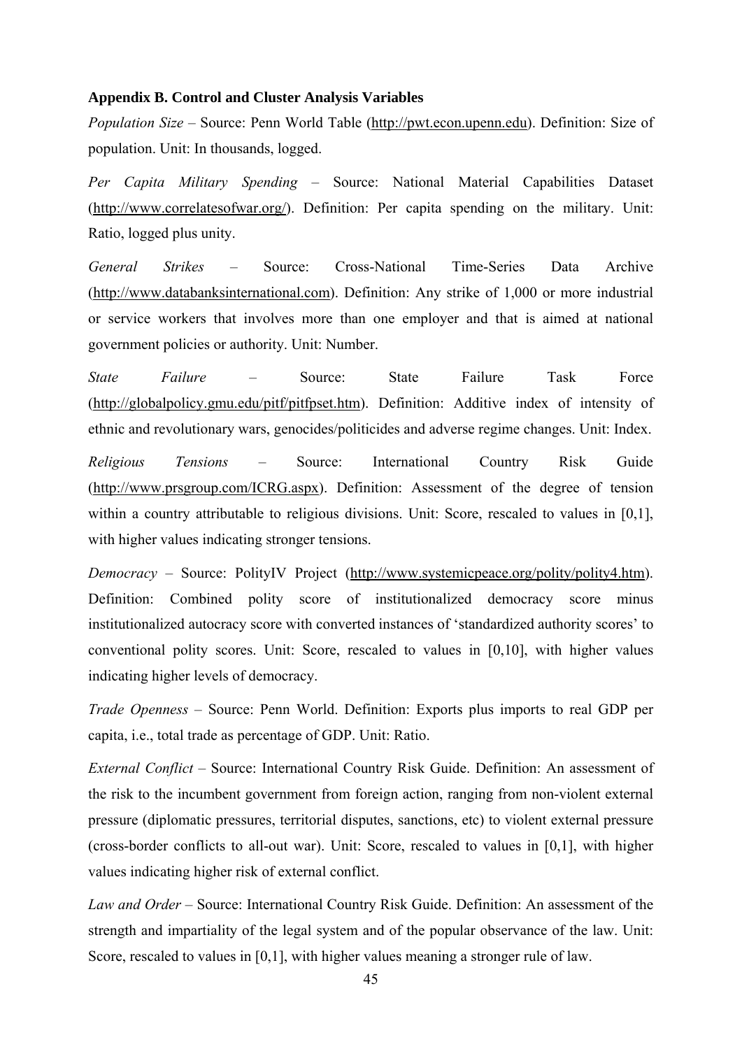**Appendix B. Control and Cluster Analysis Variables**

*Population Size* – Source: Penn World Table (http://pwt.econ.upenn.edu). Definition: Size of population. Unit: In thousands, logged.

*Per Capita Military Spending* – Source: National Material Capabilities Dataset (http://www.correlatesofwar.org/). Definition: Per capita spending on the military. Unit: Ratio, logged plus unity.

*General Strikes* – Source: Cross-National Time-Series Data Archive (http://www.databanksinternational.com). Definition: Any strike of 1,000 or more industrial or service workers that involves more than one employer and that is aimed at national government policies or authority. Unit: Number.

*State Failure* – Source: State Failure Task Force (http://globalpolicy.gmu.edu/pitf/pitfpset.htm). Definition: Additive index of intensity of ethnic and revolutionary wars, genocides/politicides and adverse regime changes. Unit: Index.

*Religious Tensions* – Source: International Country Risk Guide (http://www.prsgroup.com/ICRG.aspx). Definition: Assessment of the degree of tension within a country attributable to religious divisions. Unit: Score, rescaled to values in [0,1], with higher values indicating stronger tensions.

*Democracy* – Source: PolityIV Project (http://www.systemicpeace.org/polity/polity4.htm). Definition: Combined polity score of institutionalized democracy score minus institutionalized autocracy score with converted instances of 'standardized authority scores' to conventional polity scores. Unit: Score, rescaled to values in [0,10], with higher values indicating higher levels of democracy.

*Trade Openness* – Source: Penn World. Definition: Exports plus imports to real GDP per capita, i.e., total trade as percentage of GDP. Unit: Ratio.

*External Conflict* – Source: International Country Risk Guide. Definition: An assessment of the risk to the incumbent government from foreign action, ranging from non-violent external pressure (diplomatic pressures, territorial disputes, sanctions, etc) to violent external pressure (cross-border conflicts to all-out war). Unit: Score, rescaled to values in [0,1], with higher values indicating higher risk of external conflict.

*Law and Order* – Source: International Country Risk Guide. Definition: An assessment of the strength and impartiality of the legal system and of the popular observance of the law. Unit: Score, rescaled to values in [0,1], with higher values meaning a stronger rule of law.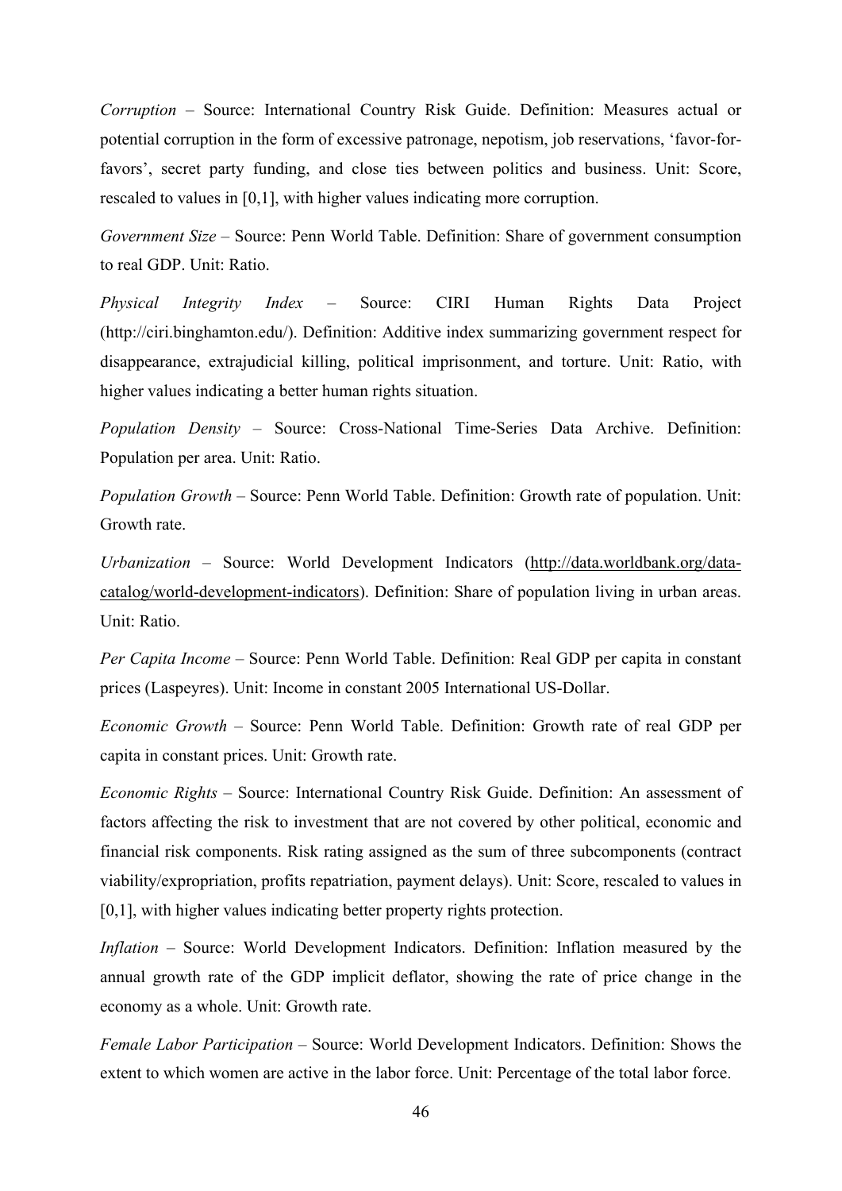*Corruption* – Source: International Country Risk Guide. Definition: Measures actual or potential corruption in the form of excessive patronage, nepotism, job reservations, 'favor-for-favors', secret party funding, and close ties between politics and business. Unit: Score, rescaled to values in [0,1], with higher values indicating more corruption.

*Government Size* – Source: Penn World Table. Definition: Share of government consumption to real GDP. Unit: Ratio.

*Physical Integrity Index* – Source: CIRI Human Rights Data Project (http://ciri.binghamton.edu/). Definition: Additive index summarizing government respect for disappearance, extrajudicial killing, political imprisonment, and torture. Unit: Ratio, with higher values indicating a better human rights situation.

*Population Density* – Source: Cross-National Time-Series Data Archive. Definition: Population per area. Unit: Ratio.

*Population Growth* – Source: Penn World Table. Definition: Growth rate of population. Unit: Growth rate.

*Urbanization* – Source: World Development Indicators (http://data.worldbank.org/data-catalog/world-development-indicators). Definition: Share of population living in urban areas. Unit: Ratio.

*Per Capita Income* – Source: Penn World Table. Definition: Real GDP per capita in constant prices (Laspeyres). Unit: Income in constant 2005 International US-Dollar.

*Economic Growth* – Source: Penn World Table. Definition: Growth rate of real GDP per capita in constant prices. Unit: Growth rate.

*Economic Rights* – Source: International Country Risk Guide. Definition: An assessment of factors affecting the risk to investment that are not covered by other political, economic and financial risk components. Risk rating assigned as the sum of three subcomponents (contract viability/expropriation, profits repatriation, payment delays). Unit: Score, rescaled to values in [0,1], with higher values indicating better property rights protection.

*Inflation* – Source: World Development Indicators. Definition: Inflation measured by the annual growth rate of the GDP implicit deflator, showing the rate of price change in the economy as a whole. Unit: Growth rate.

*Female Labor Participation* – Source: World Development Indicators. Definition: Shows the extent to which women are active in the labor force. Unit: Percentage of the total labor force.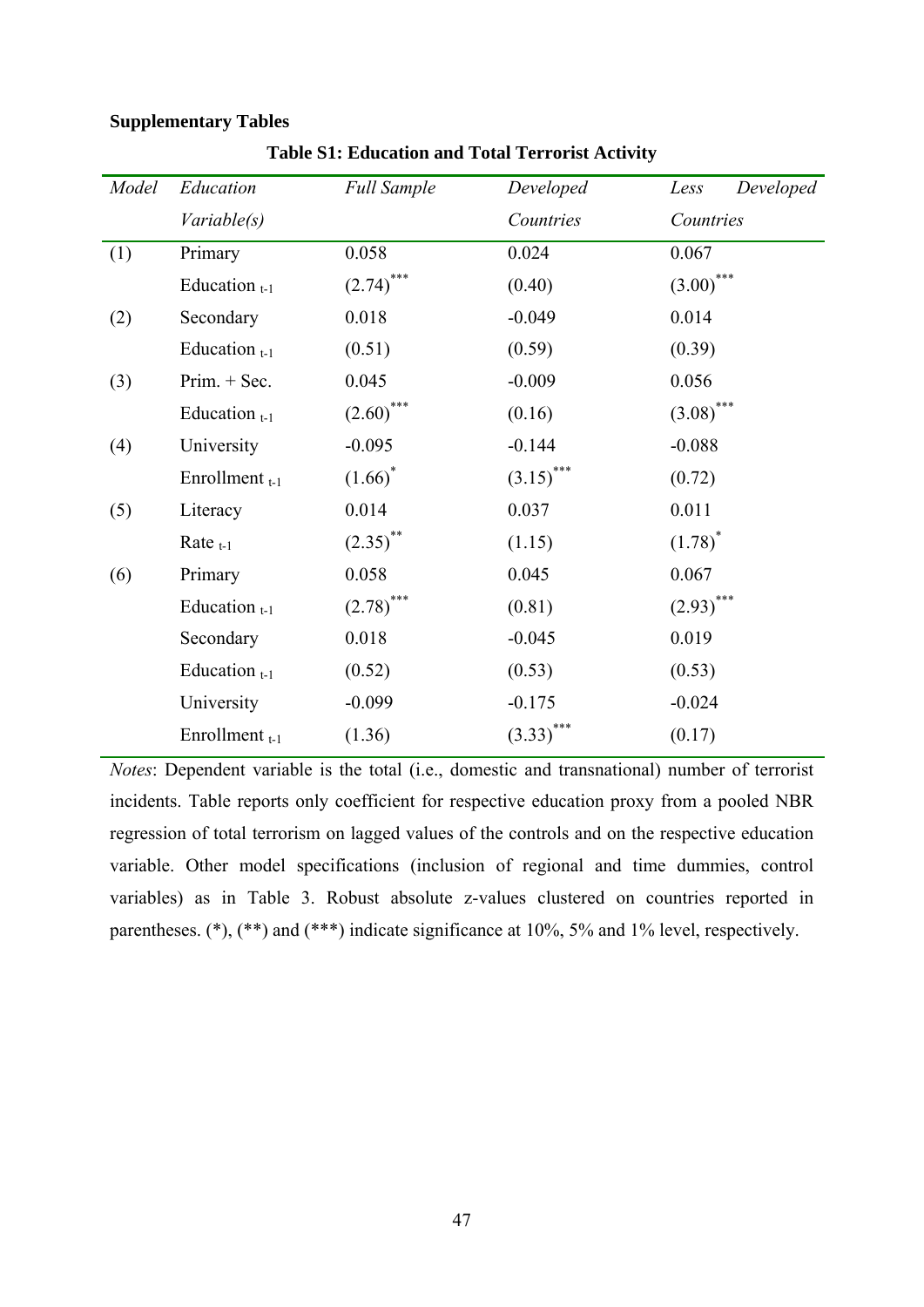**Supplementary Tables**

**Table S1: Education and Total Terrorist Activity**

| *Model* | *Education Variable(s)* | *Full Sample* | *Developed Countries* | *Less Developed Countries* |
|---|---|---|---|---|
| (1) | Primary | 0.058 | 0.024 | 0.067 |
| | Education $_{t-1}$ | $(2.74)^{***}$ | (0.40) | $(3.00)^{***}$ |
| (2) | Secondary | 0.018 | -0.049 | 0.014 |
| | Education $_{t-1}$ | (0.51) | (0.59) | (0.39) |
| (3) | Prim. + Sec. | 0.045 | -0.009 | 0.056 |
| | Education $_{t-1}$ | $(2.60)^{***}$ | (0.16) | $(3.08)^{***}$ |
| (4) | University | -0.095 | -0.144 | -0.088 |
| | Enrollment $_{t-1}$ | $(1.66)^{*}$ | $(3.15)^{***}$ | (0.72) |
| (5) | Literacy | 0.014 | 0.037 | 0.011 |
| | Rate $_{t-1}$ | $(2.35)^{**}$ | (1.15) | $(1.78)^{*}$ |
| (6) | Primary | 0.058 | 0.045 | 0.067 |
| | Education $_{t-1}$ | $(2.78)^{***}$ | (0.81) | $(2.93)^{***}$ |
| | Secondary | 0.018 | -0.045 | 0.019 |
| | Education $_{t-1}$ | (0.52) | (0.53) | (0.53) |
| | University | -0.099 | -0.175 | -0.024 |
| | Enrollment $_{t-1}$ | (1.36) | $(3.33)^{***}$ | (0.17) |

*Notes*: Dependent variable is the total (i.e., domestic and transnational) number of terrorist incidents. Table reports only coefficient for respective education proxy from a pooled NBR regression of total terrorism on lagged values of the controls and on the respective education variable. Other model specifications (inclusion of regional and time dummies, control variables) as in Table 3. Robust absolute z-values clustered on countries reported in parentheses. (*), (**) and (***) indicate significance at 10%, 5% and 1% level, respectively.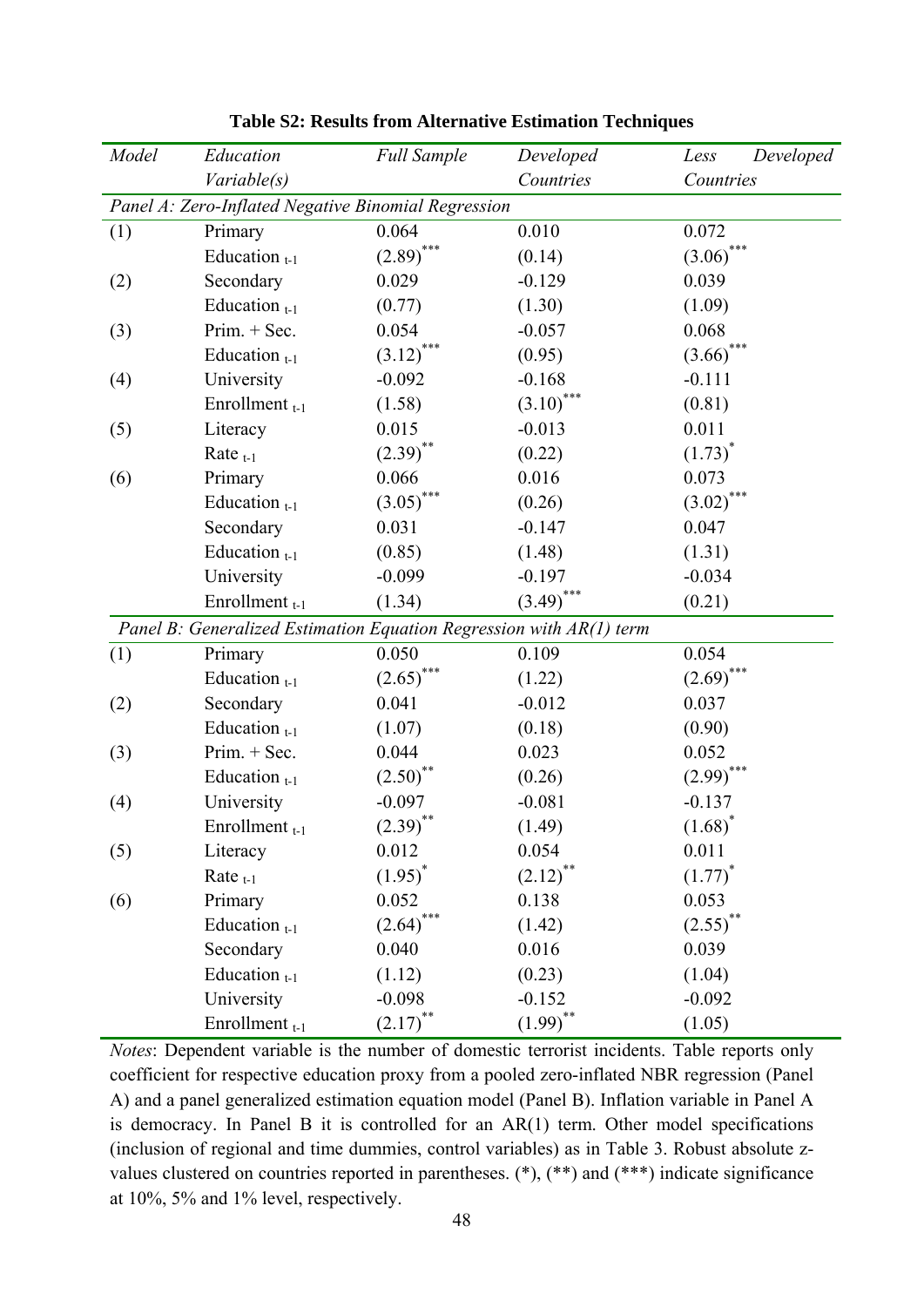**Table S2: Results from Alternative Estimation Techniques**

| *Model* | *Education Variable(s)* | *Full Sample* | *Developed Countries* | *Less Developed Countries* |
|---|---|---|---|---|
| *Panel A: Zero-Inflated Negative Binomial Regression* | | | | |
| (1) | Primary | 0.064 | 0.010 | 0.072 |
| | Education $_{t-1}$ | $(2.89)^{***}$ | (0.14) | $(3.06)^{***}$ |
| (2) | Secondary | 0.029 | -0.129 | 0.039 |
| | Education $_{t-1}$ | (0.77) | (1.30) | (1.09) |
| (3) | Prim. + Sec. | 0.054 | -0.057 | 0.068 |
| | Education $_{t-1}$ | $(3.12)^{***}$ | (0.95) | $(3.66)^{***}$ |
| (4) | University | -0.092 | -0.168 | -0.111 |
| | Enrollment $_{t-1}$ | (1.58) | $(3.10)^{***}$ | (0.81) |
| (5) | Literacy | 0.015 | -0.013 | 0.011 |
| | Rate $_{t-1}$ | $(2.39)^{**}$ | (0.22) | $(1.73)^{*}$ |
| (6) | Primary | 0.066 | 0.016 | 0.073 |
| | Education $_{t-1}$ | $(3.05)^{***}$ | (0.26) | $(3.02)^{***}$ |
| | Secondary | 0.031 | -0.147 | 0.047 |
| | Education $_{t-1}$ | (0.85) | (1.48) | (1.31) |
| | University | -0.099 | -0.197 | -0.034 |
| | Enrollment $_{t-1}$ | (1.34) | $(3.49)^{***}$ | (0.21) |
| *Panel B: Generalized Estimation Equation Regression with AR(1) term* | | | | |
| (1) | Primary | 0.050 | 0.109 | 0.054 |
| | Education $_{t-1}$ | $(2.65)^{***}$ | (1.22) | $(2.69)^{***}$ |
| (2) | Secondary | 0.041 | -0.012 | 0.037 |
| | Education $_{t-1}$ | (1.07) | (0.18) | (0.90) |
| (3) | Prim. + Sec. | 0.044 | 0.023 | 0.052 |
| | Education $_{t-1}$ | $(2.50)^{**}$ | (0.26) | $(2.99)^{***}$ |
| (4) | University | -0.097 | -0.081 | -0.137 |
| | Enrollment $_{t-1}$ | $(2.39)^{**}$ | (1.49) | $(1.68)^{*}$ |
| (5) | Literacy | 0.012 | 0.054 | 0.011 |
| | Rate $_{t-1}$ | $(1.95)^{*}$ | $(2.12)^{**}$ | $(1.77)^{*}$ |
| (6) | Primary | 0.052 | 0.138 | 0.053 |
| | Education $_{t-1}$ | $(2.64)^{***}$ | (1.42) | $(2.55)^{**}$ |
| | Secondary | 0.040 | 0.016 | 0.039 |
| | Education $_{t-1}$ | (1.12) | (0.23) | (1.04) |
| | University | -0.098 | -0.152 | -0.092 |
| | Enrollment $_{t-1}$ | $(2.17)^{**}$ | $(1.99)^{**}$ | (1.05) |

*Notes*: Dependent variable is the number of domestic terrorist incidents. Table reports only coefficient for respective education proxy from a pooled zero-inflated NBR regression (Panel A) and a panel generalized estimation equation model (Panel B). Inflation variable in Panel A is democracy. In Panel B it is controlled for an AR(1) term. Other model specifications (inclusion of regional and time dummies, control variables) as in Table 3. Robust absolute z-values clustered on countries reported in parentheses. (*), (**) and (***) indicate significance at 10%, 5% and 1% level, respectively.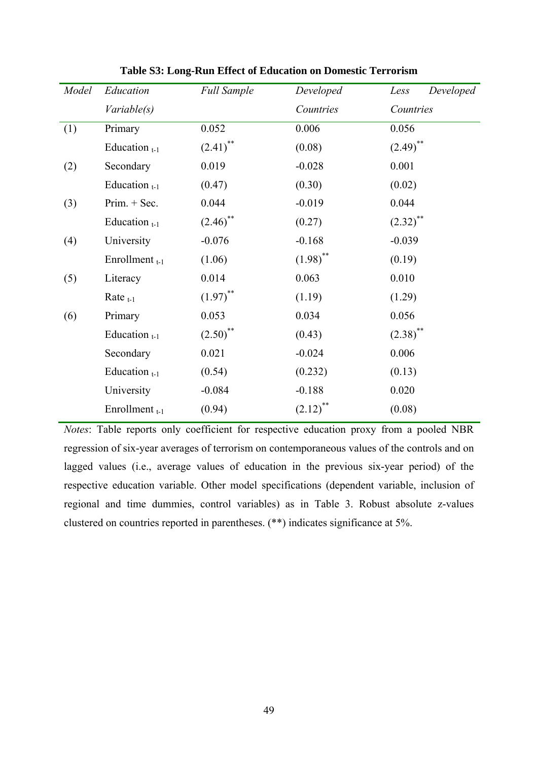**Table S3: Long-Run Effect of Education on Domestic Terrorism**

| *Model* | *Education Variable(s)* | *Full Sample* | *Developed Countries* | *Less Developed Countries* |
|---|---|---|---|---|
| (1) | Primary | 0.052 | 0.006 | 0.056 |
| | Education $_{t-1}$ | $(2.41)^{**}$ | (0.08) | $(2.49)^{**}$ |
| (2) | Secondary | 0.019 | -0.028 | 0.001 |
| | Education $_{t-1}$ | (0.47) | (0.30) | (0.02) |
| (3) | Prim. + Sec. | 0.044 | -0.019 | 0.044 |
| | Education $_{t-1}$ | $(2.46)^{**}$ | (0.27) | $(2.32)^{**}$ |
| (4) | University | -0.076 | -0.168 | -0.039 |
| | Enrollment $_{t-1}$ | (1.06) | $(1.98)^{**}$ | (0.19) |
| (5) | Literacy | 0.014 | 0.063 | 0.010 |
| | Rate $_{t-1}$ | $(1.97)^{**}$ | (1.19) | (1.29) |
| (6) | Primary | 0.053 | 0.034 | 0.056 |
| | Education $_{t-1}$ | $(2.50)^{**}$ | (0.43) | $(2.38)^{**}$ |
| | Secondary | 0.021 | -0.024 | 0.006 |
| | Education $_{t-1}$ | (0.54) | (0.232) | (0.13) |
| | University | -0.084 | -0.188 | 0.020 |
| | Enrollment $_{t-1}$ | (0.94) | $(2.12)^{**}$ | (0.08) |

*Notes*: Table reports only coefficient for respective education proxy from a pooled NBR regression of six-year averages of terrorism on contemporaneous values of the controls and on lagged values (i.e., average values of education in the previous six-year period) of the respective education variable. Other model specifications (dependent variable, inclusion of regional and time dummies, control variables) as in Table 3. Robust absolute z-values clustered on countries reported in parentheses. (**) indicates significance at 5%.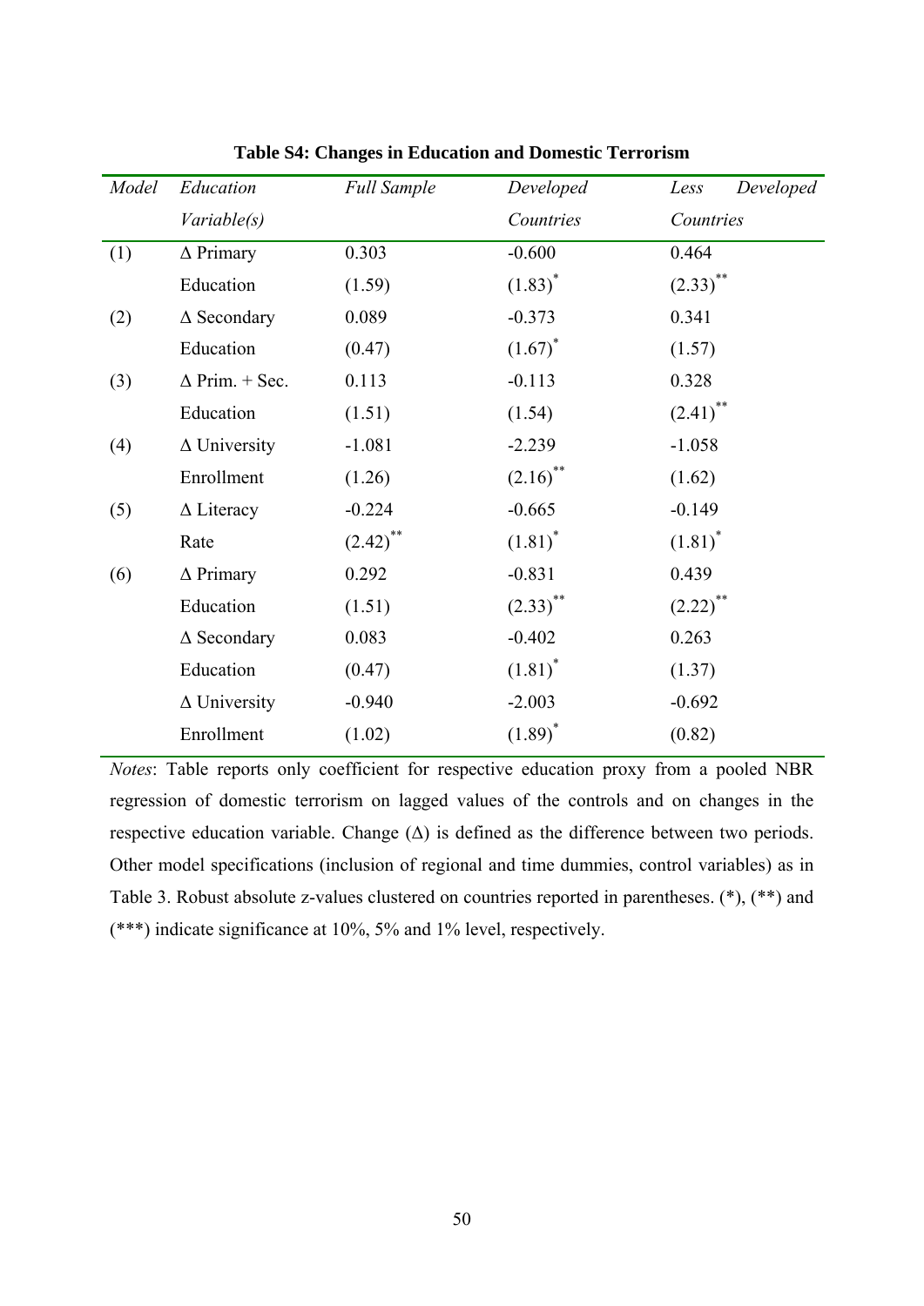**Table S4: Changes in Education and Domestic Terrorism**

| *Model* | *Education Variable(s)* | *Full Sample* | *Developed Countries* | *Less Developed Countries* |
|---|---|---|---|---|
| (1) | Δ Primary | 0.303 | -0.600 | 0.464 |
| | Education | (1.59) | (1.83)* | (2.33)** |
| (2) | Δ Secondary | 0.089 | -0.373 | 0.341 |
| | Education | (0.47) | (1.67)* | (1.57) |
| (3) | Δ Prim. + Sec. | 0.113 | -0.113 | 0.328 |
| | Education | (1.51) | (1.54) | (2.41)** |
| (4) | Δ University | -1.081 | -2.239 | -1.058 |
| | Enrollment | (1.26) | (2.16)** | (1.62) |
| (5) | Δ Literacy | -0.224 | -0.665 | -0.149 |
| | Rate | (2.42)** | (1.81)* | (1.81)* |
| (6) | Δ Primary | 0.292 | -0.831 | 0.439 |
| | Education | (1.51) | (2.33)** | (2.22)** |
| | Δ Secondary | 0.083 | -0.402 | 0.263 |
| | Education | (0.47) | (1.81)* | (1.37) |
| | Δ University | -0.940 | -2.003 | -0.692 |
| | Enrollment | (1.02) | (1.89)* | (0.82) |

*Notes*: Table reports only coefficient for respective education proxy from a pooled NBR regression of domestic terrorism on lagged values of the controls and on changes in the respective education variable. Change (Δ) is defined as the difference between two periods. Other model specifications (inclusion of regional and time dummies, control variables) as in Table 3. Robust absolute z-values clustered on countries reported in parentheses. (*), (**) and (***) indicate significance at 10%, 5% and 1% level, respectively.